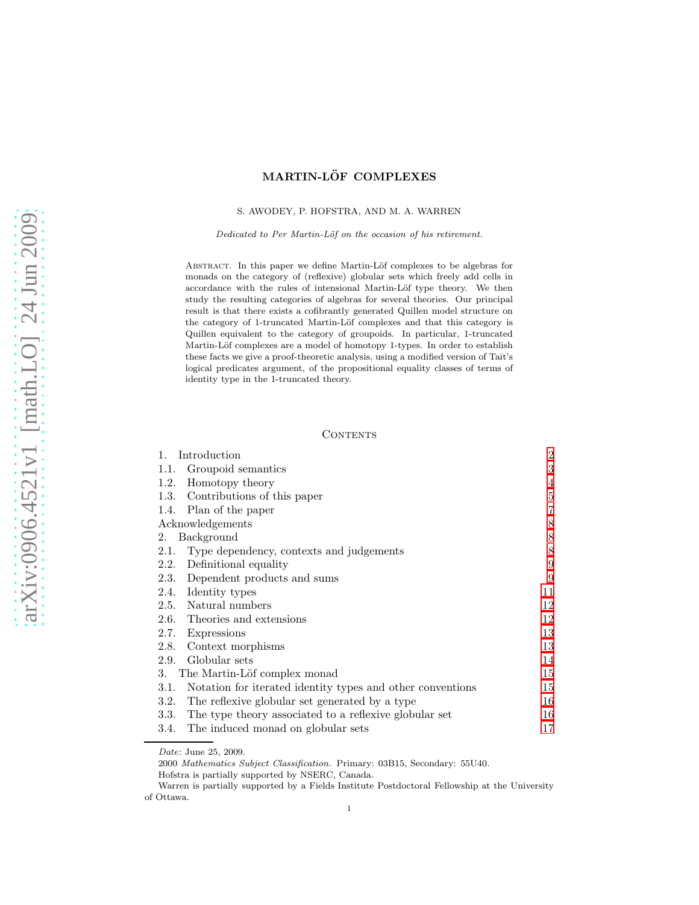# MARTIN-LÖF COMPLEXES

S. AWODEY, P. HOFSTRA, AND M. A. WARREN

*Dedicated to Per Martin-Löf on the occasion of his retirement.*

Abstract. In this paper we define Martin-Löf complexes to be algebras for monads on the category of (reflexive) globular sets which freely add cells in accordance with the rules of intensional Martin-Löf type theory. We then study the resulting categories of algebras for several theories. Our principal result is that there exists a cofibrantly generated Quillen model structure on the category of 1-truncated Martin-Löf complexes and that this category is Quillen equivalent to the category of groupoids. In particular, 1-truncated Martin-Löf complexes are a model of homotopy 1-types. In order to establish these facts we give a proof-theoretic analysis, using a modified version of Tait's logical predicates argument, of the propositional equality classes of terms of identity type in the 1-truncated theory.

## Contents

1. Introduction — 2
   - 1.1. Groupoid semantics — 3
   - 1.2. Homotopy theory — 4
   - 1.3. Contributions of this paper — 5
   - 1.4. Plan of the paper — 7

Acknowledgements — 8

2. Background — 8
   - 2.1. Type dependency, contexts and judgements — 8
   - 2.2. Definitional equality — 9
   - 2.3. Dependent products and sums — 9
   - 2.4. Identity types — 11
   - 2.5. Natural numbers — 12
   - 2.6. Theories and extensions — 12
   - 2.7. Expressions — 13
   - 2.8. Context morphisms — 13
   - 2.9. Globular sets — 14
3. The Martin-Löf complex monad — 15
   - 3.1. Notation for iterated identity types and other conventions — 15
   - 3.2. The reflexive globular set generated by a type — 16
   - 3.3. The type theory associated to a reflexive globular set — 16
   - 3.4. The induced monad on globular sets — 17

*Date*: June 25, 2009.

2000 *Mathematics Subject Classification.* Primary: 03B15, Secondary: 55U40.

Hofstra is partially supported by NSERC, Canada.

Warren is partially supported by a Fields Institute Postdoctoral Fellowship at the University of Ottawa.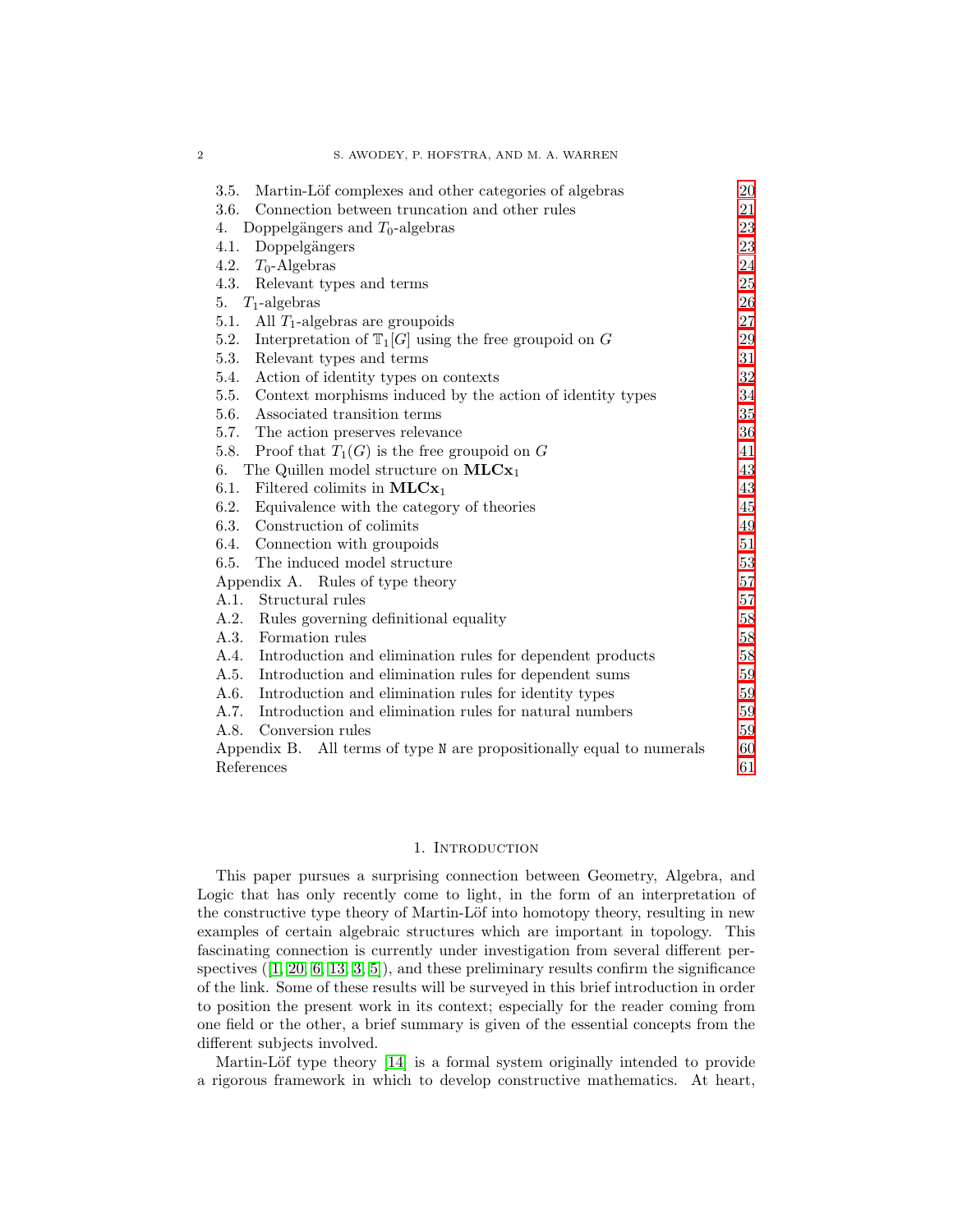3.5. Martin-Löf complexes and other categories of algebras 20
3.6. Connection between truncation and other rules 21
4. Doppelgängers and $T_0$-algebras 23
4.1. Doppelgängers 23
4.2. $T_0$-Algebras 24
4.3. Relevant types and terms 25
5. $T_1$-algebras 26
5.1. All $T_1$-algebras are groupoids 27
5.2. Interpretation of $\mathbb{T}_1[G]$ using the free groupoid on $G$ 29
5.3. Relevant types and terms 31
5.4. Action of identity types on contexts 32
5.5. Context morphisms induced by the action of identity types 34
5.6. Associated transition terms 35
5.7. The action preserves relevance 36
5.8. Proof that $T_1(G)$ is the free groupoid on $G$ 41
6. The Quillen model structure on $\mathbf{MLCx}_1$ 43
6.1. Filtered colimits in $\mathbf{MLCx}_1$ 43
6.2. Equivalence with the category of theories 45
6.3. Construction of colimits 49
6.4. Connection with groupoids 51
6.5. The induced model structure 53
Appendix A. Rules of type theory 57
A.1. Structural rules 57
A.2. Rules governing definitional equality 58
A.3. Formation rules 58
A.4. Introduction and elimination rules for dependent products 58
A.5. Introduction and elimination rules for dependent sums 59
A.6. Introduction and elimination rules for identity types 59
A.7. Introduction and elimination rules for natural numbers 59
A.8. Conversion rules 59
Appendix B. All terms of type $\mathtt{N}$ are propositionally equal to numerals 60
References 61

## 1. Introduction

This paper pursues a surprising connection between Geometry, Algebra, and Logic that has only recently come to light, in the form of an interpretation of the constructive type theory of Martin-Löf into homotopy theory, resulting in new examples of certain algebraic structures which are important in topology. This fascinating connection is currently under investigation from several different perspectives ([1, 20, 6, 13, 3, 5]), and these preliminary results confirm the significance of the link. Some of these results will be surveyed in this brief introduction in order to position the present work in its context; especially for the reader coming from one field or the other, a brief summary is given of the essential concepts from the different subjects involved.

Martin-Löf type theory [14] is a formal system originally intended to provide a rigorous framework in which to develop constructive mathematics. At heart,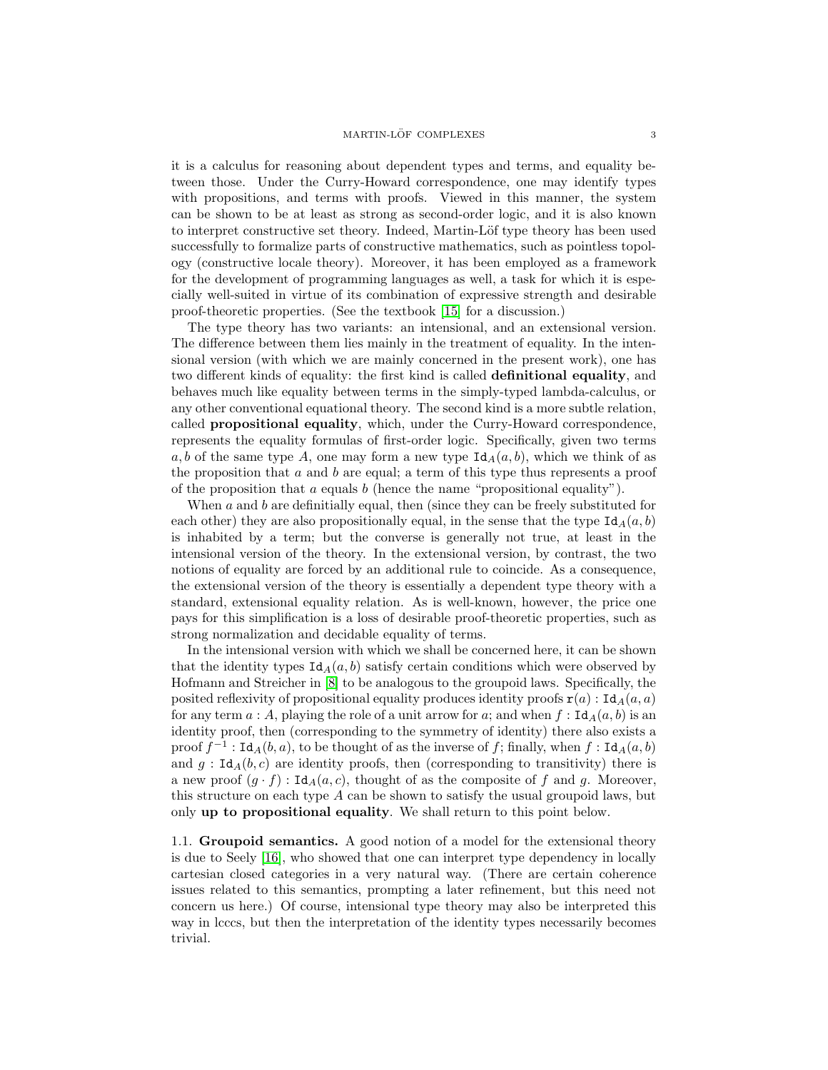it is a calculus for reasoning about dependent types and terms, and equality between those. Under the Curry-Howard correspondence, one may identify types with propositions, and terms with proofs. Viewed in this manner, the system can be shown to be at least as strong as second-order logic, and it is also known to interpret constructive set theory. Indeed, Martin-Löf type theory has been used successfully to formalize parts of constructive mathematics, such as pointless topology (constructive locale theory). Moreover, it has been employed as a framework for the development of programming languages as well, a task for which it is especially well-suited in virtue of its combination of expressive strength and desirable proof-theoretic properties. (See the textbook [15] for a discussion.)

The type theory has two variants: an intensional, and an extensional version. The difference between them lies mainly in the treatment of equality. In the intensional version (with which we are mainly concerned in the present work), one has two different kinds of equality: the first kind is called **definitional equality**, and behaves much like equality between terms in the simply-typed lambda-calculus, or any other conventional equational theory. The second kind is a more subtle relation, called **propositional equality**, which, under the Curry-Howard correspondence, represents the equality formulas of first-order logic. Specifically, given two terms $a, b$ of the same type $A$, one may form a new type $\mathtt{Id}_A(a, b)$, which we think of as the proposition that $a$ and $b$ are equal; a term of this type thus represents a proof of the proposition that $a$ equals $b$ (hence the name "propositional equality").

When $a$ and $b$ are definitially equal, then (since they can be freely substituted for each other) they are also propositionally equal, in the sense that the type $\mathtt{Id}_A(a, b)$ is inhabited by a term; but the converse is generally not true, at least in the intensional version of the theory. In the extensional version, by contrast, the two notions of equality are forced by an additional rule to coincide. As a consequence, the extensional version of the theory is essentially a dependent type theory with a standard, extensional equality relation. As is well-known, however, the price one pays for this simplification is a loss of desirable proof-theoretic properties, such as strong normalization and decidable equality of terms.

In the intensional version with which we shall be concerned here, it can be shown that the identity types $\mathtt{Id}_A(a, b)$ satisfy certain conditions which were observed by Hofmann and Streicher in [8] to be analogous to the groupoid laws. Specifically, the posited reflexivity of propositional equality produces identity proofs $\mathtt{r}(a) : \mathtt{Id}_A(a, a)$ for any term $a : A$, playing the role of a unit arrow for $a$; and when $f : \mathtt{Id}_A(a, b)$ is an identity proof, then (corresponding to the symmetry of identity) there also exists a proof $f^{-1} : \mathtt{Id}_A(b, a)$, to be thought of as the inverse of $f$; finally, when $f : \mathtt{Id}_A(a, b)$ and $g : \mathtt{Id}_A(b, c)$ are identity proofs, then (corresponding to transitivity) there is a new proof $(g \cdot f) : \mathtt{Id}_A(a, c)$, thought of as the composite of $f$ and $g$. Moreover, this structure on each type $A$ can be shown to satisfy the usual groupoid laws, but only **up to propositional equality**. We shall return to this point below.

### 1.1. Groupoid semantics.

A good notion of a model for the extensional theory is due to Seely [16], who showed that one can interpret type dependency in locally cartesian closed categories in a very natural way. (There are certain coherence issues related to this semantics, prompting a later refinement, but this need not concern us here.) Of course, intensional type theory may also be interpreted this way in lcccs, but then the interpretation of the identity types necessarily becomes trivial.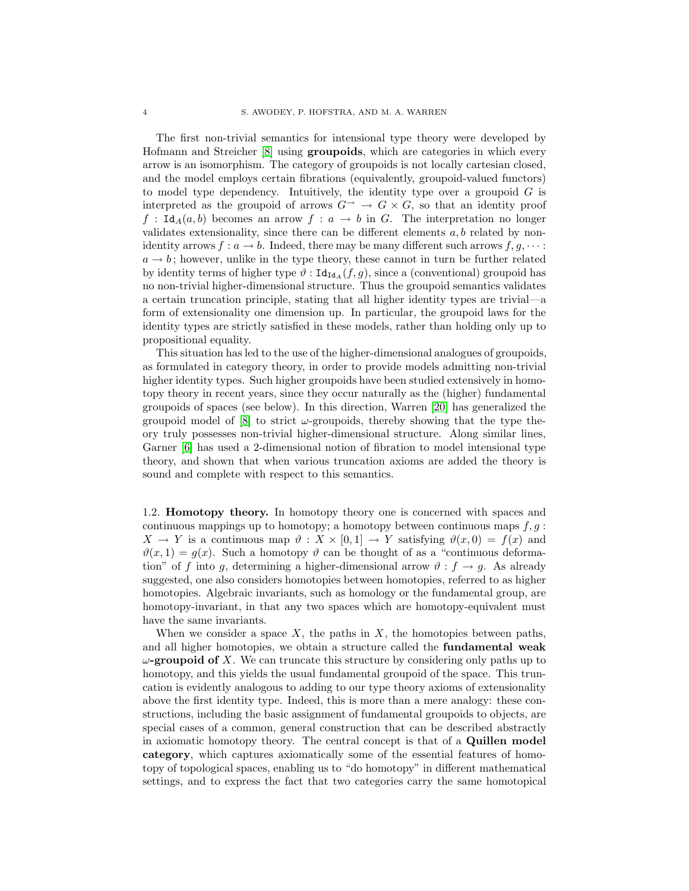The first non-trivial semantics for intensional type theory were developed by Hofmann and Streicher [8] using **groupoids**, which are categories in which every arrow is an isomorphism. The category of groupoids is not locally cartesian closed, and the model employs certain fibrations (equivalently, groupoid-valued functors) to model type dependency. Intuitively, the identity type over a groupoid $G$ is interpreted as the groupoid of arrows $G^{\to} \to G \times G$, so that an identity proof $f : \mathtt{Id}_A(a, b)$ becomes an arrow $f : a \to b$ in $G$. The interpretation no longer validates extensionality, since there can be different elements $a, b$ related by non-identity arrows $f : a \to b$. Indeed, there may be many different such arrows $f, g, \cdots : a \to b$; however, unlike in the type theory, these cannot in turn be further related by identity terms of higher type $\vartheta : \mathtt{Id}_{\mathtt{Id}_A}(f, g)$, since a (conventional) groupoid has no non-trivial higher-dimensional structure. Thus the groupoid semantics validates a certain truncation principle, stating that all higher identity types are trivial—a form of extensionality one dimension up. In particular, the groupoid laws for the identity types are strictly satisfied in these models, rather than holding only up to propositional equality.

This situation has led to the use of the higher-dimensional analogues of groupoids, as formulated in category theory, in order to provide models admitting non-trivial higher identity types. Such higher groupoids have been studied extensively in homotopy theory in recent years, since they occur naturally as the (higher) fundamental groupoids of spaces (see below). In this direction, Warren [20] has generalized the groupoid model of [8] to strict $\omega$-groupoids, thereby showing that the type theory truly possesses non-trivial higher-dimensional structure. Along similar lines, Garner [6] has used a 2-dimensional notion of fibration to model intensional type theory, and shown that when various truncation axioms are added the theory is sound and complete with respect to this semantics.

1.2. **Homotopy theory.** In homotopy theory one is concerned with spaces and continuous mappings up to homotopy; a homotopy between continuous maps $f, g : X \to Y$ is a continuous map $\vartheta : X \times [0, 1] \to Y$ satisfying $\vartheta(x, 0) = f(x)$ and $\vartheta(x, 1) = g(x)$. Such a homotopy $\vartheta$ can be thought of as a "continuous deformation" of $f$ into $g$, determining a higher-dimensional arrow $\vartheta : f \to g$. As already suggested, one also considers homotopies between homotopies, referred to as higher homotopies. Algebraic invariants, such as homology or the fundamental group, are homotopy-invariant, in that any two spaces which are homotopy-equivalent must have the same invariants.

When we consider a space $X$, the paths in $X$, the homotopies between paths, and all higher homotopies, we obtain a structure called the **fundamental weak $\omega$-groupoid of** $X$. We can truncate this structure by considering only paths up to homotopy, and this yields the usual fundamental groupoid of the space. This truncation is evidently analogous to adding to our type theory axioms of extensionality above the first identity type. Indeed, this is more than a mere analogy: these constructions, including the basic assignment of fundamental groupoids to objects, are special cases of a common, general construction that can be described abstractly in axiomatic homotopy theory. The central concept is that of a **Quillen model category**, which captures axiomatically some of the essential features of homotopy of topological spaces, enabling us to "do homotopy" in different mathematical settings, and to express the fact that two categories carry the same homotopical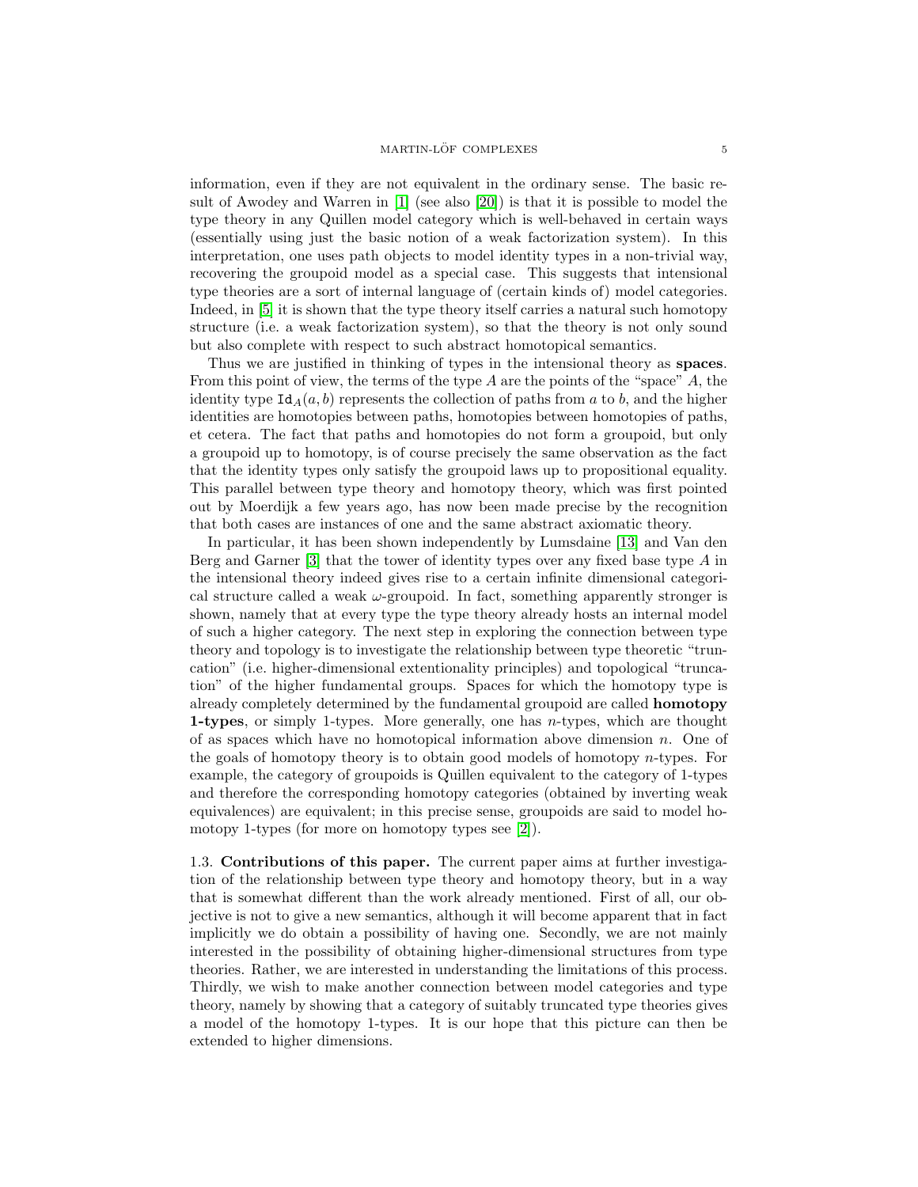information, even if they are not equivalent in the ordinary sense. The basic result of Awodey and Warren in [1] (see also [20]) is that it is possible to model the type theory in any Quillen model category which is well-behaved in certain ways (essentially using just the basic notion of a weak factorization system). In this interpretation, one uses path objects to model identity types in a non-trivial way, recovering the groupoid model as a special case. This suggests that intensional type theories are a sort of internal language of (certain kinds of) model categories. Indeed, in [5] it is shown that the type theory itself carries a natural such homotopy structure (i.e. a weak factorization system), so that the theory is not only sound but also complete with respect to such abstract homotopical semantics.

Thus we are justified in thinking of types in the intensional theory as **spaces**. From this point of view, the terms of the type $A$ are the points of the "space" $A$, the identity type $\mathtt{Id}_A(a, b)$ represents the collection of paths from $a$ to $b$, and the higher identities are homotopies between paths, homotopies between homotopies of paths, et cetera. The fact that paths and homotopies do not form a groupoid, but only a groupoid up to homotopy, is of course precisely the same observation as the fact that the identity types only satisfy the groupoid laws up to propositional equality. This parallel between type theory and homotopy theory, which was first pointed out by Moerdijk a few years ago, has now been made precise by the recognition that both cases are instances of one and the same abstract axiomatic theory.

In particular, it has been shown independently by Lumsdaine [13] and Van den Berg and Garner [3] that the tower of identity types over any fixed base type $A$ in the intensional theory indeed gives rise to a certain infinite dimensional categorical structure called a weak $\omega$-groupoid. In fact, something apparently stronger is shown, namely that at every type the type theory already hosts an internal model of such a higher category. The next step in exploring the connection between type theory and topology is to investigate the relationship between type theoretic "truncation" (i.e. higher-dimensional extentionality principles) and topological "truncation" of the higher fundamental groups. Spaces for which the homotopy type is already completely determined by the fundamental groupoid are called **homotopy 1-types**, or simply 1-types. More generally, one has $n$-**types**, which are thought of as spaces which have no homotopical information above dimension $n$. One of the goals of homotopy theory is to obtain good models of homotopy $n$-types. For example, the category of groupoids is Quillen equivalent to the category of 1-types and therefore the corresponding homotopy categories (obtained by inverting weak equivalences) are equivalent; in this precise sense, groupoids are said to model homotopy 1-types (for more on homotopy types see [2]).

1.3. **Contributions of this paper.** The current paper aims at further investigation of the relationship between type theory and homotopy theory, but in a way that is somewhat different than the work already mentioned. First of all, our objective is not to give a new semantics, although it will become apparent that in fact implicitly we do obtain a possibility of having one. Secondly, we are not mainly interested in the possibility of obtaining higher-dimensional structures from type theories. Rather, we are interested in understanding the limitations of this process. Thirdly, we wish to make another connection between model categories and type theory, namely by showing that a category of suitably truncated type theories gives a model of the homotopy 1-types. It is our hope that this picture can then be extended to higher dimensions.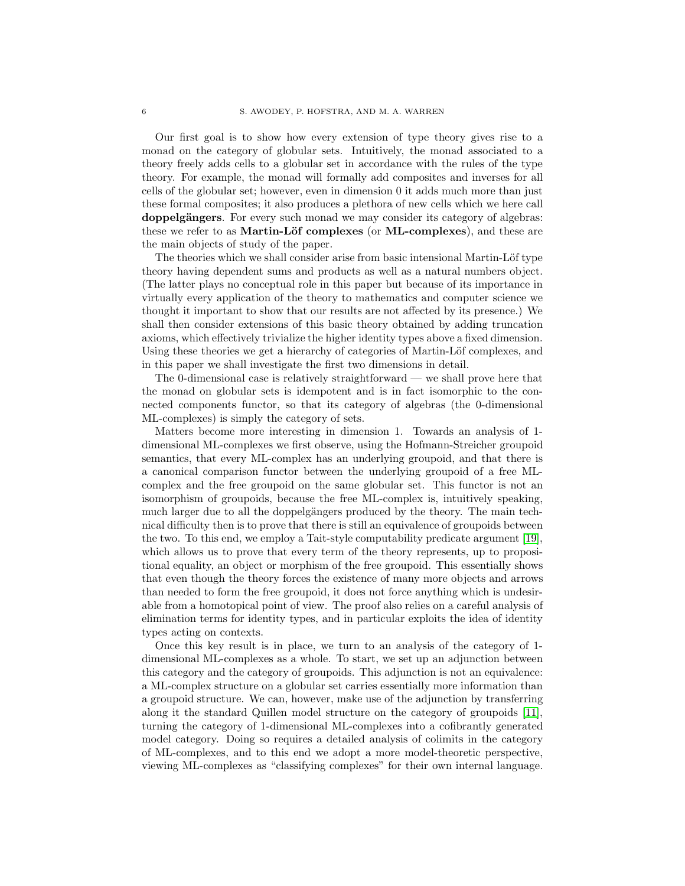Our first goal is to show how every extension of type theory gives rise to a monad on the category of globular sets. Intuitively, the monad associated to a theory freely adds cells to a globular set in accordance with the rules of the type theory. For example, the monad will formally add composites and inverses for all cells of the globular set; however, even in dimension 0 it adds much more than just these formal composites; it also produces a plethora of new cells which we here call **doppelgängers**. For every such monad we may consider its category of algebras: these we refer to as **Martin-Löf complexes** (or **ML-complexes**), and these are the main objects of study of the paper.

The theories which we shall consider arise from basic intensional Martin-Löf type theory having dependent sums and products as well as a natural numbers object. (The latter plays no conceptual role in this paper but because of its importance in virtually every application of the theory to mathematics and computer science we thought it important to show that our results are not affected by its presence.) We shall then consider extensions of this basic theory obtained by adding truncation axioms, which effectively trivialize the higher identity types above a fixed dimension. Using these theories we get a hierarchy of categories of Martin-Löf complexes, and in this paper we shall investigate the first two dimensions in detail.

The 0-dimensional case is relatively straightforward — we shall prove here that the monad on globular sets is idempotent and is in fact isomorphic to the connected components functor, so that its category of algebras (the 0-dimensional ML-complexes) is simply the category of sets.

Matters become more interesting in dimension 1. Towards an analysis of 1-dimensional ML-complexes we first observe, using the Hofmann-Streicher groupoid semantics, that every ML-complex has an underlying groupoid, and that there is a canonical comparison functor between the underlying groupoid of a free ML-complex and the free groupoid on the same globular set. This functor is not an isomorphism of groupoids, because the free ML-complex is, intuitively speaking, much larger due to all the doppelgängers produced by the theory. The main technical difficulty then is to prove that there is still an equivalence of groupoids between the two. To this end, we employ a Tait-style computability predicate argument [19], which allows us to prove that every term of the theory represents, up to propositional equality, an object or morphism of the free groupoid. This essentially shows that even though the theory forces the existence of many more objects and arrows than needed to form the free groupoid, it does not force anything which is undesirable from a homotopical point of view. The proof also relies on a careful analysis of elimination terms for identity types, and in particular exploits the idea of identity types acting on contexts.

Once this key result is in place, we turn to an analysis of the category of 1-dimensional ML-complexes as a whole. To start, we set up an adjunction between this category and the category of groupoids. This adjunction is not an equivalence: a ML-complex structure on a globular set carries essentially more information than a groupoid structure. We can, however, make use of the adjunction by transferring along it the standard Quillen model structure on the category of groupoids [11], turning the category of 1-dimensional ML-complexes into a cofibrantly generated model category. Doing so requires a detailed analysis of colimits in the category of ML-complexes, and to this end we adopt a more model-theoretic perspective, viewing ML-complexes as "classifying complexes" for their own internal language.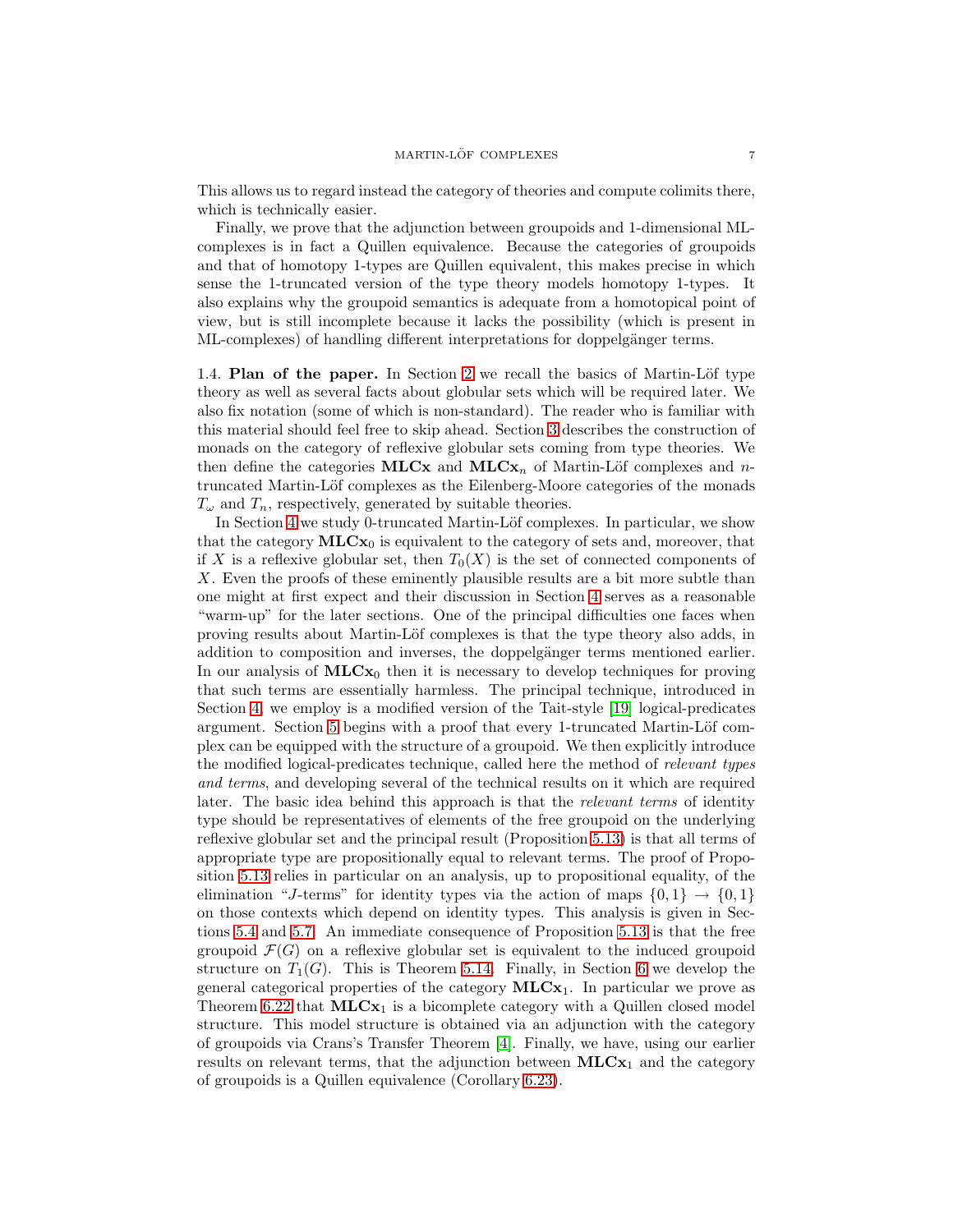This allows us to regard instead the category of theories and compute colimits there, which is technically easier.

Finally, we prove that the adjunction between groupoids and 1-dimensional ML-complexes is in fact a Quillen equivalence. Because the categories of groupoids and that of homotopy 1-types are Quillen equivalent, this makes precise in which sense the 1-truncated version of the type theory models homotopy 1-types. It also explains why the groupoid semantics is adequate from a homotopical point of view, but is still incomplete because it lacks the possibility (which is present in ML-complexes) of handling different interpretations for doppelgänger terms.

1.4. **Plan of the paper.** In Section 2 we recall the basics of Martin-Löf type theory as well as several facts about globular sets which will be required later. We also fix notation (some of which is non-standard). The reader who is familiar with this material should feel free to skip ahead. Section 3 describes the construction of monads on the category of reflexive globular sets coming from type theories. We then define the categories $\mathbf{MLCx}$ and $\mathbf{MLCx}_n$ of Martin-Löf complexes and $n$-truncated Martin-Löf complexes as the Eilenberg-Moore categories of the monads $T_\omega$ and $T_n$, respectively, generated by suitable theories.

In Section 4 we study 0-truncated Martin-Löf complexes. In particular, we show that the category $\mathbf{MLCx}_0$ is equivalent to the category of sets and, moreover, that if $X$ is a reflexive globular set, then $T_0(X)$ is the set of connected components of $X$. Even the proofs of these eminently plausible results are a bit more subtle than one might at first expect and their discussion in Section 4 serves as a reasonable "warm-up" for the later sections. One of the principal difficulties one faces when proving results about Martin-Löf complexes is that the type theory also adds, in addition to composition and inverses, the doppelgänger terms mentioned earlier. In our analysis of $\mathbf{MLCx}_0$ then it is necessary to develop techniques for proving that such terms are essentially harmless. The principal technique, introduced in Section 4, we employ is a modified version of the Tait-style [19] logical-predicates argument. Section 5 begins with a proof that every 1-truncated Martin-Löf complex can be equipped with the structure of a groupoid. We then explicitly introduce the modified logical-predicates technique, called here the method of *relevant types and terms*, and developing several of the technical results on it which are required later. The basic idea behind this approach is that the *relevant terms* of identity type should be representatives of elements of the free groupoid on the underlying reflexive globular set and the principal result (Proposition 5.13) is that all terms of appropriate type are propositionally equal to relevant terms. The proof of Proposition 5.13 relies in particular on an analysis, up to propositional equality, of the elimination "$J$-terms" for identity types via the action of maps $\{0,1\} \to \{0,1\}$ on those contexts which depend on identity types. This analysis is given in Sections 5.4 and 5.7. An immediate consequence of Proposition 5.13 is that the free groupoid $\mathcal{F}(G)$ on a reflexive globular set is equivalent to the induced groupoid structure on $T_1(G)$. This is Theorem 5.14. Finally, in Section 6 we develop the general categorical properties of the category $\mathbf{MLCx}_1$. In particular we prove as Theorem 6.22 that $\mathbf{MLCx}_1$ is a bicomplete category with a Quillen closed model structure. This model structure is obtained via an adjunction with the category of groupoids via Crans's Transfer Theorem [4]. Finally, we have, using our earlier results on relevant terms, that the adjunction between $\mathbf{MLCx}_1$ and the category of groupoids is a Quillen equivalence (Corollary 6.23).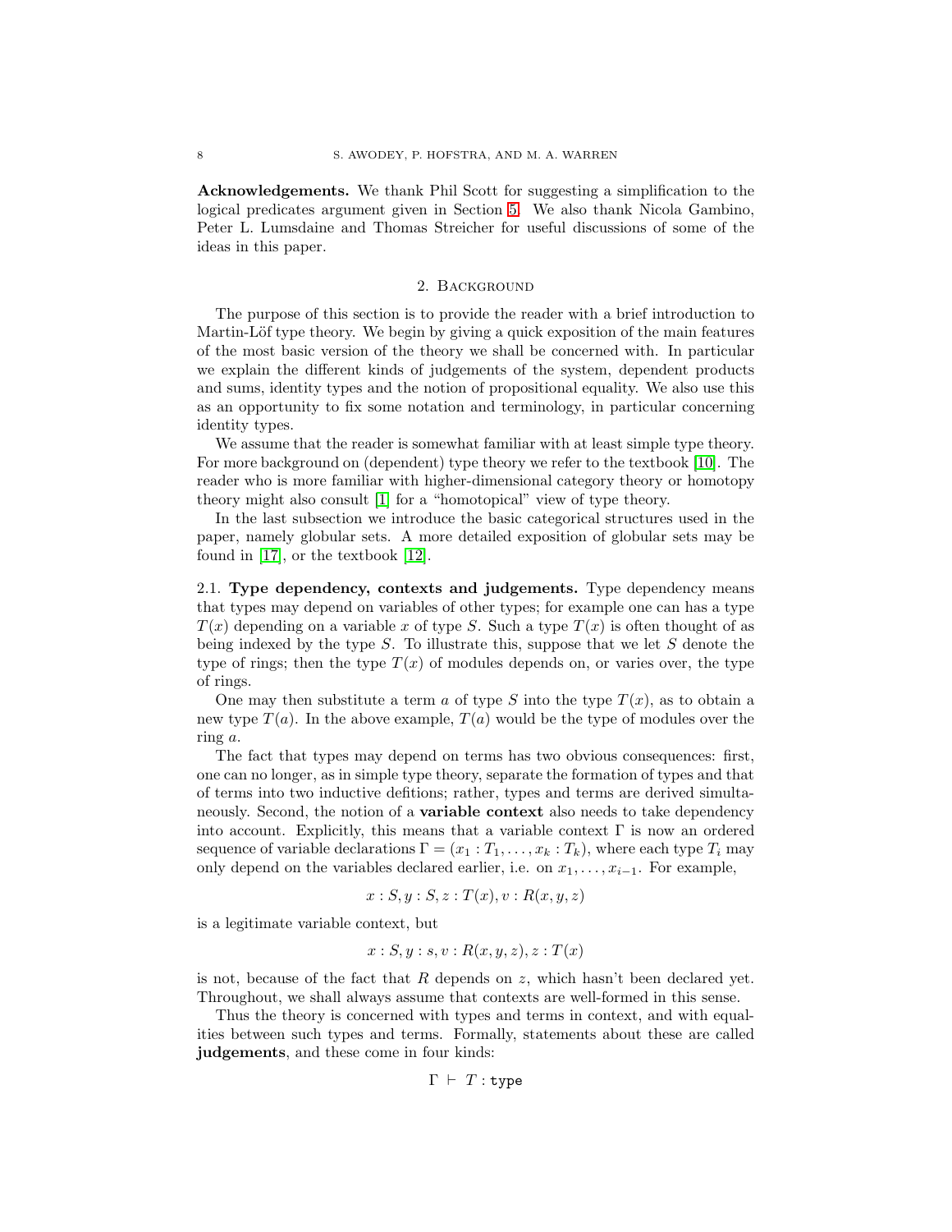**Acknowledgements.** We thank Phil Scott for suggesting a simplification to the logical predicates argument given in Section 5. We also thank Nicola Gambino, Peter L. Lumsdaine and Thomas Streicher for useful discussions of some of the ideas in this paper.

## 2. Background

The purpose of this section is to provide the reader with a brief introduction to Martin-Löf type theory. We begin by giving a quick exposition of the main features of the most basic version of the theory we shall be concerned with. In particular we explain the different kinds of judgements of the system, dependent products and sums, identity types and the notion of propositional equality. We also use this as an opportunity to fix some notation and terminology, in particular concerning identity types.

We assume that the reader is somewhat familiar with at least simple type theory. For more background on (dependent) type theory we refer to the textbook [10]. The reader who is more familiar with higher-dimensional category theory or homotopy theory might also consult [1] for a "homotopical" view of type theory.

In the last subsection we introduce the basic categorical structures used in the paper, namely globular sets. A more detailed exposition of globular sets may be found in [17], or the textbook [12].

### 2.1. Type dependency, contexts and judgements.

Type dependency means that types may depend on variables of other types; for example one can has a type $T(x)$ depending on a variable $x$ of type $S$. Such a type $T(x)$ is often thought of as being indexed by the type $S$. To illustrate this, suppose that we let $S$ denote the type of rings; then the type $T(x)$ of modules depends on, or varies over, the type of rings.

One may then substitute a term $a$ of type $S$ into the type $T(x)$, as to obtain a new type $T(a)$. In the above example, $T(a)$ would be the type of modules over the ring $a$.

The fact that types may depend on terms has two obvious consequences: first, one can no longer, as in simple type theory, separate the formation of types and that of terms into two inductive defitions; rather, types and terms are derived simultaneously. Second, the notion of a **variable context** also needs to take dependency into account. Explicitly, this means that a variable context $\Gamma$ is now an ordered sequence of variable declarations $\Gamma = (x_1 : T_1, \ldots, x_k : T_k)$, where each type $T_i$ may only depend on the variables declared earlier, i.e. on $x_1, \ldots, x_{i-1}$. For example,

$$x : S, y : S, z : T(x), v : R(x, y, z)$$

is a legitimate variable context, but

$$x : S, y : s, v : R(x, y, z), z : T(x)$$

is not, because of the fact that $R$ depends on $z$, which hasn't been declared yet. Throughout, we shall always assume that contexts are well-formed in this sense.

Thus the theory is concerned with types and terms in context, and with equalities between such types and terms. Formally, statements about these are called **judgements**, and these come in four kinds:

$$\Gamma \ \vdash \ T : \texttt{type}$$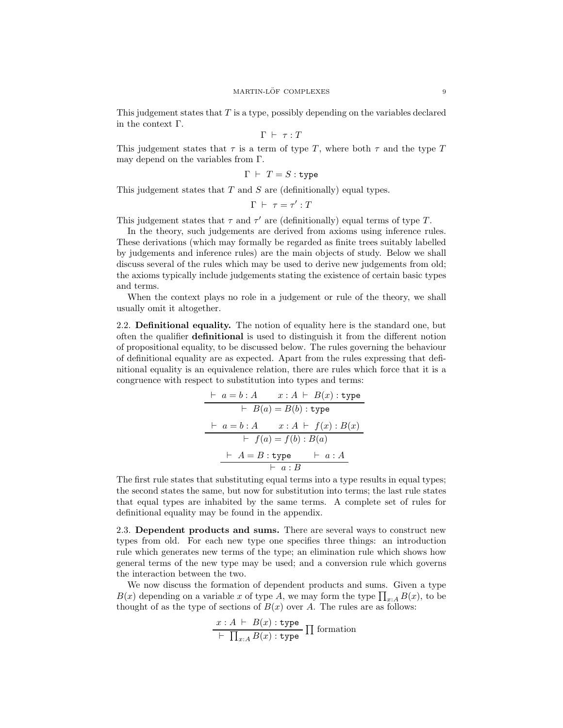This judgement states that $T$ is a type, possibly depending on the variables declared in the context $\Gamma$.

$$\Gamma \vdash \tau : T$$

This judgement states that $\tau$ is a term of type $T$, where both $\tau$ and the type $T$ may depend on the variables from $\Gamma$.

$$\Gamma \vdash T = S : \mathtt{type}$$

This judgement states that $T$ and $S$ are (definitionally) equal types.

$$\Gamma \vdash \tau = \tau' : T$$

This judgement states that $\tau$ and $\tau'$ are (definitionally) equal terms of type $T$.

In the theory, such judgements are derived from axioms using inference rules. These derivations (which may formally be regarded as finite trees suitably labelled by judgements and inference rules) are the main objects of study. Below we shall discuss several of the rules which may be used to derive new judgements from old; the axioms typically include judgements stating the existence of certain basic types and terms.

When the context plays no role in a judgement or rule of the theory, we shall usually omit it altogether.

**2.2. Definitional equality.** The notion of equality here is the standard one, but often the qualifier **definitional** is used to distinguish it from the different notion of propositional equality, to be discussed below. The rules governing the behaviour of definitional equality are as expected. Apart from the rules expressing that definitional equality is an equivalence relation, there are rules which force that it is a congruence with respect to substitution into types and terms:

$$\frac{\vdash a = b : A \qquad x : A \vdash B(x) : \mathtt{type}}{\vdash B(a) = B(b) : \mathtt{type}}$$

$$\frac{\vdash a = b : A \qquad x : A \vdash f(x) : B(x)}{\vdash f(a) = f(b) : B(a)}$$

$$\frac{\vdash A = B : \mathtt{type} \qquad \vdash a : A}{\vdash a : B}$$

The first rule states that substituting equal terms into a type results in equal types; the second states the same, but now for substitution into terms; the last rule states that equal types are inhabited by the same terms. A complete set of rules for definitional equality may be found in the appendix.

**2.3. Dependent products and sums.** There are several ways to construct new types from old. For each new type one specifies three things: an introduction rule which generates new terms of the type; an elimination rule which shows how general terms of the new type may be used; and a conversion rule which governs the interaction between the two.

We now discuss the formation of dependent products and sums. Given a type $B(x)$ depending on a variable $x$ of type $A$, we may form the type $\prod_{x:A} B(x)$, to be thought of as the type of sections of $B(x)$ over $A$. The rules are as follows:

$$\frac{x : A \vdash B(x) : \mathtt{type}}{\vdash \prod_{x:A} B(x) : \mathtt{type}} \prod \text{ formation}$$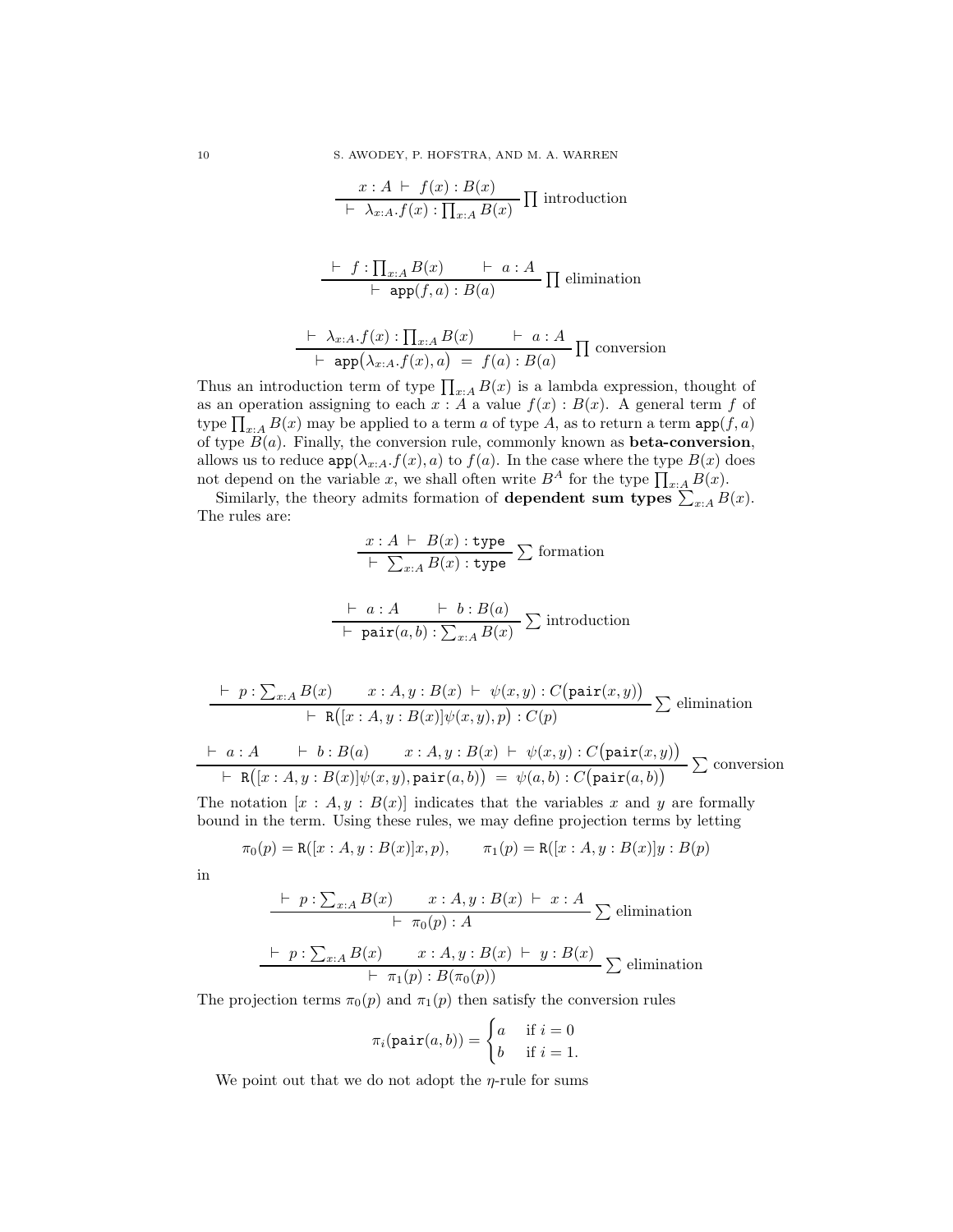$$\frac{x : A \;\vdash\; f(x) : B(x)}{\vdash\; \lambda_{x:A}.f(x) : \prod_{x:A} B(x)}\ \textstyle\prod \text{ introduction}$$

$$\frac{\vdash\; f : \prod_{x:A} B(x) \qquad \vdash\; a : A}{\vdash\; \mathtt{app}(f,a) : B(a)}\ \textstyle\prod \text{ elimination}$$

$$\frac{\vdash\; \lambda_{x:A}.f(x) : \prod_{x:A} B(x) \qquad \vdash\; a : A}{\vdash\; \mathtt{app}\big(\lambda_{x:A}.f(x), a\big) \;=\; f(a) : B(a)}\ \textstyle\prod \text{ conversion}$$

Thus an introduction term of type $\prod_{x:A} B(x)$ is a lambda expression, thought of as an operation assigning to each $x : A$ a value $f(x) : B(x)$. A general term $f$ of type $\prod_{x:A} B(x)$ may be applied to a term $a$ of type $A$, as to return a term $\mathtt{app}(f,a)$ of type $B(a)$. Finally, the conversion rule, commonly known as **beta-conversion**, allows us to reduce $\mathtt{app}(\lambda_{x:A}.f(x), a)$ to $f(a)$. In the case where the type $B(x)$ does not depend on the variable $x$, we shall often write $B^A$ for the type $\prod_{x:A} B(x)$.

Similarly, the theory admits formation of **dependent sum types** $\sum_{x:A} B(x)$. The rules are:

$$\frac{x : A \;\vdash\; B(x) : \mathtt{type}}{\vdash\; \sum_{x:A} B(x) : \mathtt{type}}\ \textstyle\sum \text{ formation}$$

$$\frac{\vdash\; a : A \qquad \vdash\; b : B(a)}{\vdash\; \mathtt{pair}(a,b) : \sum_{x:A} B(x)}\ \textstyle\sum \text{ introduction}$$

$$\frac{\vdash\; p : \sum_{x:A} B(x) \qquad x : A, y : B(x) \;\vdash\; \psi(x,y) : C\big(\mathtt{pair}(x,y)\big)}{\vdash\; \mathtt{R}\big([x : A, y : B(x)]\psi(x,y), p\big) : C(p)}\ \textstyle\sum \text{ elimination}$$

$$\frac{\vdash\; a : A \qquad \vdash\; b : B(a) \qquad x : A, y : B(x) \;\vdash\; \psi(x,y) : C\big(\mathtt{pair}(x,y)\big)}{\vdash\; \mathtt{R}\big([x : A, y : B(x)]\psi(x,y), \mathtt{pair}(a,b)\big) \;=\; \psi(a,b) : C\big(\mathtt{pair}(a,b)\big)}\ \textstyle\sum \text{ conversion}$$

The notation $[x : A, y : B(x)]$ indicates that the variables $x$ and $y$ are formally bound in the term. Using these rules, we may define projection terms by letting

$$\pi_0(p) = \mathtt{R}([x : A, y : B(x)]x, p), \qquad \pi_1(p) = \mathtt{R}([x : A, y : B(x)]y : B(p)$$

in

$$\frac{\vdash\; p : \sum_{x:A} B(x) \qquad x : A, y : B(x) \;\vdash\; x : A}{\vdash\; \pi_0(p) : A}\ \textstyle\sum \text{ elimination}$$

$$\frac{\vdash\; p : \sum_{x:A} B(x) \qquad x : A, y : B(x) \;\vdash\; y : B(x)}{\vdash\; \pi_1(p) : B(\pi_0(p))}\ \textstyle\sum \text{ elimination}$$

The projection terms $\pi_0(p)$ and $\pi_1(p)$ then satisfy the conversion rules

$$\pi_i(\mathtt{pair}(a,b)) = \begin{cases} a & \text{if } i = 0 \\ b & \text{if } i = 1. \end{cases}$$

We point out that we do not adopt the $\eta$-rule for sums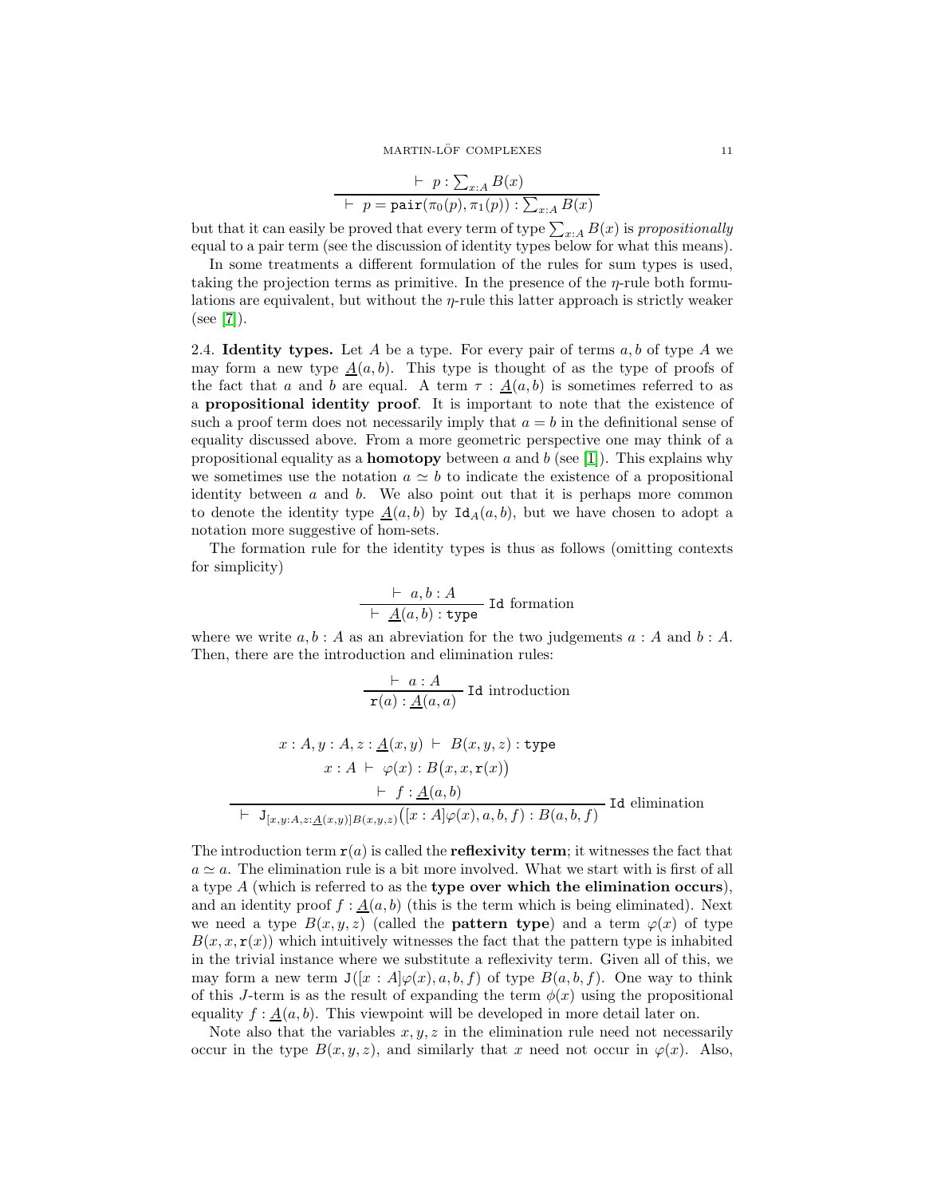$$\frac{\vdash\ p : \sum_{x:A} B(x)}{\vdash\ p = \mathtt{pair}(\pi_0(p), \pi_1(p)) : \sum_{x:A} B(x)}$$

but that it can easily be proved that every term of type $\sum_{x:A} B(x)$ is *propositionally* equal to a pair term (see the discussion of identity types below for what this means).

In some treatments a different formulation of the rules for sum types is used, taking the projection terms as primitive. In the presence of the $\eta$-rule both formulations are equivalent, but without the $\eta$-rule this latter approach is strictly weaker (see [7]).

2.4. **Identity types.** Let $A$ be a type. For every pair of terms $a, b$ of type $A$ we may form a new type $\underline{A}(a, b)$. This type is thought of as the type of proofs of the fact that $a$ and $b$ are equal. A term $\tau : \underline{A}(a, b)$ is sometimes referred to as a **propositional identity proof**. It is important to note that the existence of such a proof term does not necessarily imply that $a = b$ in the definitional sense of equality discussed above. From a more geometric perspective one may think of a propositional equality as a **homotopy** between $a$ and $b$ (see [1]). This explains why we sometimes use the notation $a \simeq b$ to indicate the existence of a propositional identity between $a$ and $b$. We also point out that it is perhaps more common to denote the identity type $\underline{A}(a, b)$ by $\mathtt{Id}_A(a, b)$, but we have chosen to adopt a notation more suggestive of hom-sets.

The formation rule for the identity types is thus as follows (omitting contexts for simplicity)

$$\frac{\vdash\ a, b : A}{\vdash\ \underline{A}(a, b) : \mathtt{type}}\ \mathtt{Id}\text{ formation}$$

where we write $a, b : A$ as an abreviation for the two judgements $a : A$ and $b : A$. Then, there are the introduction and elimination rules:

$$\frac{\vdash\ a : A}{\mathtt{r}(a) : \underline{A}(a, a)}\ \mathtt{Id}\text{ introduction}$$

$$\frac{\begin{array}{c} x : A, y : A, z : \underline{A}(x, y)\ \vdash\ B(x, y, z) : \mathtt{type} \\ x : A\ \vdash\ \varphi(x) : B\big(x, x, \mathtt{r}(x)\big) \\ \vdash\ f : \underline{A}(a, b) \end{array}}{\vdash\ \mathtt{J}_{[x,y:A,z:\underline{A}(x,y)]B(x,y,z)}\big([x : A]\varphi(x), a, b, f\big) : B(a, b, f)}\ \mathtt{Id}\text{ elimination}$$

The introduction term $\mathtt{r}(a)$ is called the **reflexivity term**; it witnesses the fact that $a \simeq a$. The elimination rule is a bit more involved. What we start with is first of all a type $A$ (which is referred to as the **type over which the elimination occurs**), and an identity proof $f : \underline{A}(a, b)$ (this is the term which is being eliminated). Next we need a type $B(x, y, z)$ (called the **pattern type**) and a term $\varphi(x)$ of type $B(x, x, \mathtt{r}(x))$ which intuitively witnesses the fact that the pattern type is inhabited in the trivial instance where we substitute a reflexivity term. Given all of this, we may form a new term $\mathtt{J}([x : A]\varphi(x), a, b, f)$ of type $B(a, b, f)$. One way to think of this $J$-term is as the result of expanding the term $\phi(x)$ using the propositional equality $f : \underline{A}(a, b)$. This viewpoint will be developed in more detail later on.

Note also that the variables $x, y, z$ in the elimination rule need not necessarily occur in the type $B(x, y, z)$, and similarly that $x$ need not occur in $\varphi(x)$. Also,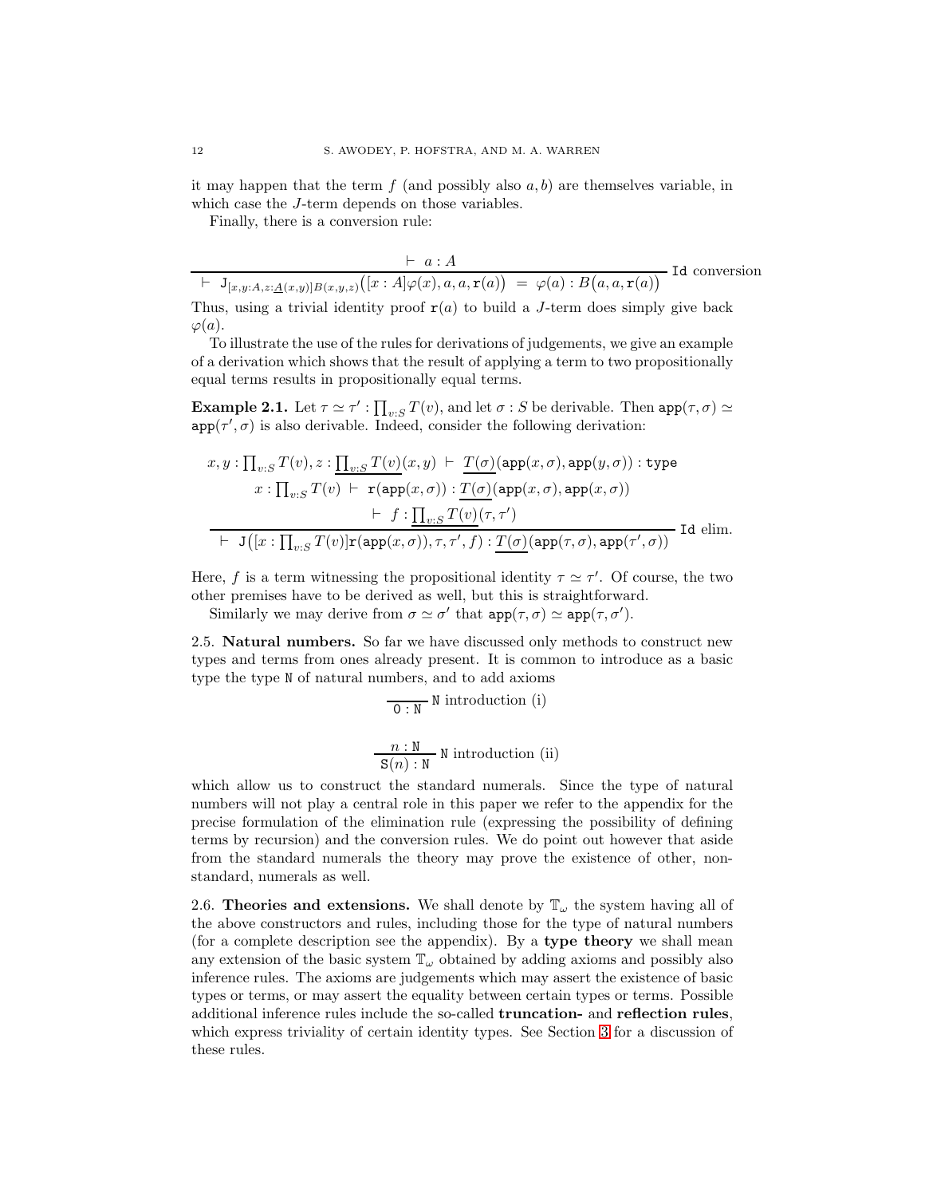it may happen that the term $f$ (and possibly also $a, b$) are themselves variable, in which case the $J$-term depends on those variables.

Finally, there is a conversion rule:

$$\frac{\vdash\ a : A}{\vdash\ \mathtt{J}_{[x,y:A,z:\underline{A}(x,y)]B(x,y,z)}\big([x:A]\varphi(x), a, a, \mathtt{r}(a)\big)\ =\ \varphi(a) : B\big(a, a, \mathtt{r}(a)\big)}\ \mathtt{Id}\text{ conversion}$$

Thus, using a trivial identity proof $\mathtt{r}(a)$ to build a $J$-term does simply give back $\varphi(a)$.

To illustrate the use of the rules for derivations of judgements, we give an example of a derivation which shows that the result of applying a term to two propositionally equal terms results in propositionally equal terms.

**Example 2.1.** Let $\tau \simeq \tau' : \prod_{v:S} T(v)$, and let $\sigma : S$ be derivable. Then $\mathtt{app}(\tau, \sigma) \simeq \mathtt{app}(\tau', \sigma)$ is also derivable. Indeed, consider the following derivation:

$$\frac{\begin{array}{c} x, y : \prod_{v:S} T(v), z : \underline{\prod_{v:S} T(v)}(x,y)\ \vdash\ \underline{T(\sigma)}(\mathtt{app}(x,\sigma), \mathtt{app}(y,\sigma)) : \mathtt{type} \\ x : \prod_{v:S} T(v)\ \vdash\ \mathtt{r}(\mathtt{app}(x,\sigma)) : \underline{T(\sigma)}(\mathtt{app}(x,\sigma), \mathtt{app}(x,\sigma)) \\ \vdash\ f : \underline{\prod_{v:S} T(v)}(\tau, \tau') \end{array}}{\vdash\ \mathtt{J}\big([x : \prod_{v:S} T(v)]\mathtt{r}(\mathtt{app}(x,\sigma)), \tau, \tau', f\big) : \underline{T(\sigma)}(\mathtt{app}(\tau,\sigma), \mathtt{app}(\tau',\sigma))}\ \mathtt{Id}\text{ elim.}$$

Here, $f$ is a term witnessing the propositional identity $\tau \simeq \tau'$. Of course, the two other premises have to be derived as well, but this is straightforward.

Similarly we may derive from $\sigma \simeq \sigma'$ that $\mathtt{app}(\tau, \sigma) \simeq \mathtt{app}(\tau, \sigma')$.

2.5. **Natural numbers.** So far we have discussed only methods to construct new types and terms from ones already present. It is common to introduce as a basic type the type $\mathtt{N}$ of natural numbers, and to add axioms

$$\frac{}{\mathtt{0} : \mathtt{N}}\ \mathtt{N}\text{ introduction (i)}$$

$$\frac{n : \mathtt{N}}{\mathtt{S}(n) : \mathtt{N}}\ \mathtt{N}\text{ introduction (ii)}$$

which allow us to construct the standard numerals. Since the type of natural numbers will not play a central role in this paper we refer to the appendix for the precise formulation of the elimination rule (expressing the possibility of defining terms by recursion) and the conversion rules. We do point out however that aside from the standard numerals the theory may prove the existence of other, non-standard, numerals as well.

2.6. **Theories and extensions.** We shall denote by $\mathbb{T}_\omega$ the system having all of the above constructors and rules, including those for the type of natural numbers (for a complete description see the appendix). By a **type theory** we shall mean any extension of the basic system $\mathbb{T}_\omega$ obtained by adding axioms and possibly also inference rules. The axioms are judgements which may assert the existence of basic types or terms, or may assert the equality between certain types or terms. Possible additional inference rules include the so-called **truncation-** and **reflection rules**, which express triviality of certain identity types. See Section 3 for a discussion of these rules.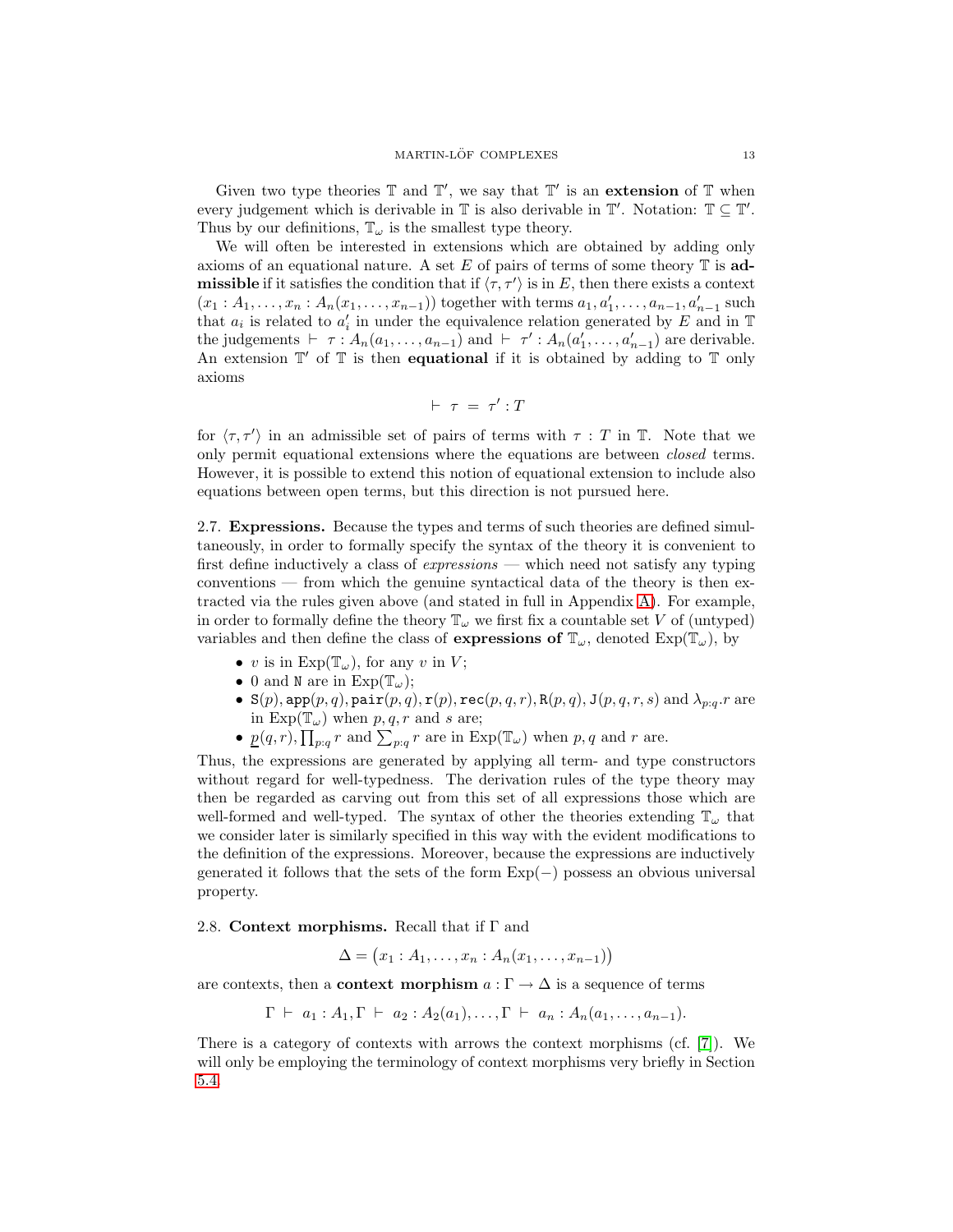Given two type theories $\mathbb{T}$ and $\mathbb{T}'$, we say that $\mathbb{T}'$ is an **extension** of $\mathbb{T}$ when every judgement which is derivable in $\mathbb{T}$ is also derivable in $\mathbb{T}'$. Notation: $\mathbb{T} \subseteq \mathbb{T}'$. Thus by our definitions, $\mathbb{T}_\omega$ is the smallest type theory.

We will often be interested in extensions which are obtained by adding only axioms of an equational nature. A set $E$ of pairs of terms of some theory $\mathbb{T}$ is **admissible** if it satisfies the condition that if $\langle \tau, \tau' \rangle$ is in $E$, then there exists a context $(x_1 : A_1, \ldots, x_n : A_n(x_1, \ldots, x_{n-1}))$ together with terms $a_1, a_1', \ldots, a_{n-1}, a_{n-1}'$ such that $a_i$ is related to $a_i'$ in under the equivalence relation generated by $E$ and in $\mathbb{T}$ the judgements $\vdash\ \tau : A_n(a_1, \ldots, a_{n-1})$ and $\vdash\ \tau' : A_n(a_1', \ldots, a_{n-1}')$ are derivable. An extension $\mathbb{T}'$ of $\mathbb{T}$ is then **equational** if it is obtained by adding to $\mathbb{T}$ only axioms

$$\vdash\ \tau\ =\ \tau' : T$$

for $\langle \tau, \tau' \rangle$ in an admissible set of pairs of terms with $\tau : T$ in $\mathbb{T}$. Note that we only permit equational extensions where the equations are between *closed* terms. However, it is possible to extend this notion of equational extension to include also equations between open terms, but this direction is not pursued here.

2.7. **Expressions.** Because the types and terms of such theories are defined simultaneously, in order to formally specify the syntax of the theory it is convenient to first define inductively a class of *expressions* — which need not satisfy any typing conventions — from which the genuine syntactical data of the theory is then extracted via the rules given above (and stated in full in Appendix A). For example, in order to formally define the theory $\mathbb{T}_\omega$ we first fix a countable set $V$ of (untyped) variables and then define the class of **expressions of** $\mathbb{T}_\omega$, denoted $\mathrm{Exp}(\mathbb{T}_\omega)$, by

- $v$ is in $\mathrm{Exp}(\mathbb{T}_\omega)$, for any $v$ in $V$;
- $0$ and $\mathtt{N}$ are in $\mathrm{Exp}(\mathbb{T}_\omega)$;
- $\mathtt{S}(p), \mathtt{app}(p,q), \mathtt{pair}(p,q), \mathtt{r}(p), \mathtt{rec}(p,q,r), \mathtt{R}(p,q), \mathtt{J}(p,q,r,s)$ and $\lambda_{p:q}.r$ are in $\mathrm{Exp}(\mathbb{T}_\omega)$ when $p, q, r$ and $s$ are;
- $\underline{p}(q,r), \prod_{p:q} r$ and $\sum_{p:q} r$ are in $\mathrm{Exp}(\mathbb{T}_\omega)$ when $p, q$ and $r$ are.

Thus, the expressions are generated by applying all term- and type constructors without regard for well-typedness. The derivation rules of the type theory may then be regarded as carving out from this set of all expressions those which are well-formed and well-typed. The syntax of other the theories extending $\mathbb{T}_\omega$ that we consider later is similarly specified in this way with the evident modifications to the definition of the expressions. Moreover, because the expressions are inductively generated it follows that the sets of the form $\mathrm{Exp}(-)$ possess an obvious universal property.

2.8. **Context morphisms.** Recall that if $\Gamma$ and

$$\Delta = \big(x_1 : A_1, \ldots, x_n : A_n(x_1, \ldots, x_{n-1})\big)$$

are contexts, then a **context morphism** $a : \Gamma \to \Delta$ is a sequence of terms

$$\Gamma\ \vdash\ a_1 : A_1, \Gamma\ \vdash\ a_2 : A_2(a_1), \ldots, \Gamma\ \vdash\ a_n : A_n(a_1, \ldots, a_{n-1}).$$

There is a category of contexts with arrows the context morphisms (cf. [7]). We will only be employing the terminology of context morphisms very briefly in Section 5.4.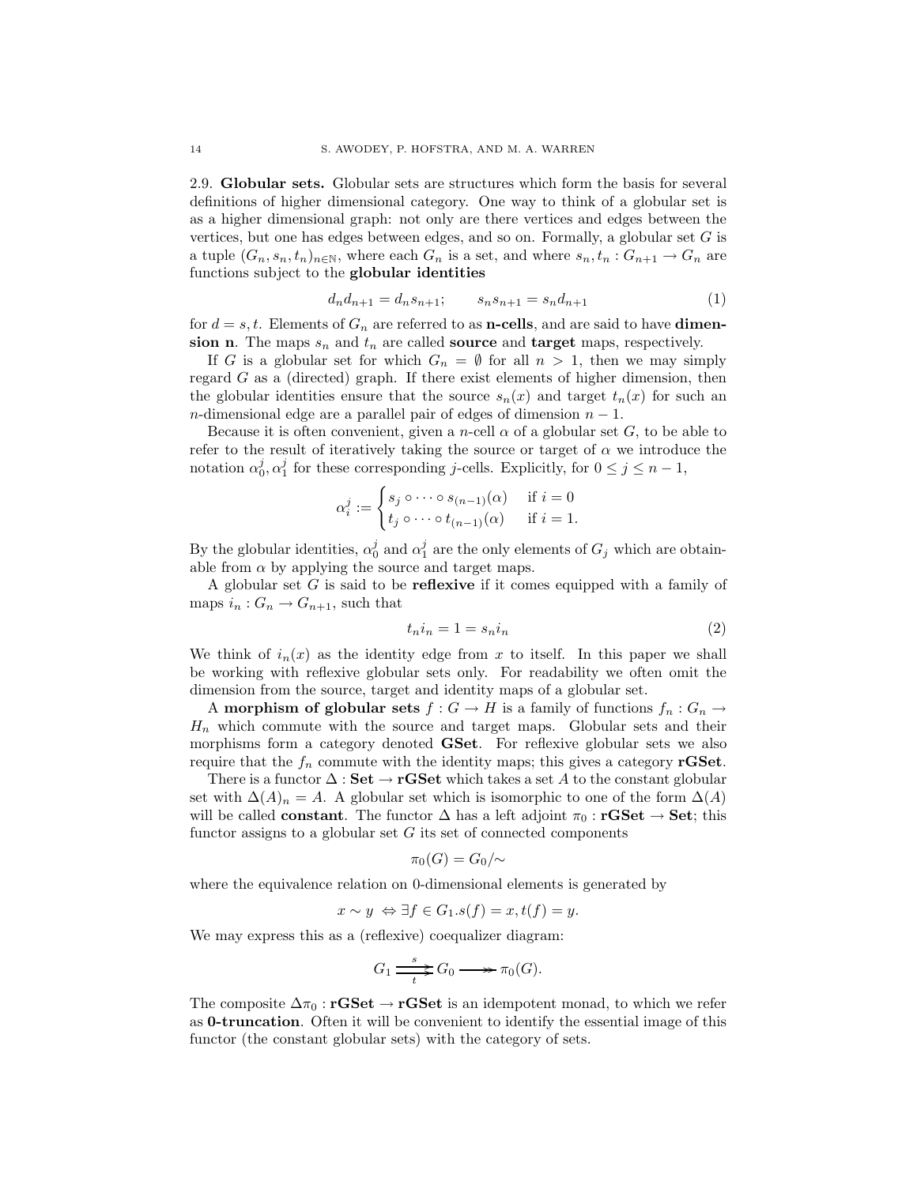2.9. **Globular sets.** Globular sets are structures which form the basis for several definitions of higher dimensional category. One way to think of a globular set is as a higher dimensional graph: not only are there vertices and edges between the vertices, but one has edges between edges, and so on. Formally, a globular set $G$ is a tuple $(G_n, s_n, t_n)_{n \in \mathbb{N}}$, where each $G_n$ is a set, and where $s_n, t_n : G_{n+1} \to G_n$ are functions subject to the **globular identities**

$$d_n d_{n+1} = d_n s_{n+1}; \qquad s_n s_{n+1} = s_n d_{n+1} \tag{1}$$

for $d = s, t$. Elements of $G_n$ are referred to as **n-cells**, and are said to have **dimension n**. The maps $s_n$ and $t_n$ are called **source** and **target** maps, respectively.

If $G$ is a globular set for which $G_n = \emptyset$ for all $n > 1$, then we may simply regard $G$ as a (directed) graph. If there exist elements of higher dimension, then the globular identities ensure that the source $s_n(x)$ and target $t_n(x)$ for such an $n$-dimensional edge are a parallel pair of edges of dimension $n-1$.

Because it is often convenient, given a $n$-cell $\alpha$ of a globular set $G$, to be able to refer to the result of iteratively taking the source or target of $\alpha$ we introduce the notation $\alpha_0^j, \alpha_1^j$ for these corresponding $j$-cells. Explicitly, for $0 \leq j \leq n-1$,

$$\alpha_i^j := \begin{cases} s_j \circ \cdots \circ s_{(n-1)}(\alpha) & \text{if } i = 0 \\ t_j \circ \cdots \circ t_{(n-1)}(\alpha) & \text{if } i = 1. \end{cases}$$

By the globular identities, $\alpha_0^j$ and $\alpha_1^j$ are the only elements of $G_j$ which are obtainable from $\alpha$ by applying the source and target maps.

A globular set $G$ is said to be **reflexive** if it comes equipped with a family of maps $i_n : G_n \to G_{n+1}$, such that

$$t_n i_n = 1 = s_n i_n \tag{2}$$

We think of $i_n(x)$ as the identity edge from $x$ to itself. In this paper we shall be working with reflexive globular sets only. For readability we often omit the dimension from the source, target and identity maps of a globular set.

A **morphism of globular sets** $f : G \to H$ is a family of functions $f_n : G_n \to H_n$ which commute with the source and target maps. Globular sets and their morphisms form a category denoted **GSet**. For reflexive globular sets we also require that the $f_n$ commute with the identity maps; this gives a category **rGSet**.

There is a functor $\Delta : \mathbf{Set} \to \mathbf{rGSet}$ which takes a set $A$ to the constant globular set with $\Delta(A)_n = A$. A globular set which is isomorphic to one of the form $\Delta(A)$ will be called **constant**. The functor $\Delta$ has a left adjoint $\pi_0 : \mathbf{rGSet} \to \mathbf{Set}$; this functor assigns to a globular set $G$ its set of connected components

$$\pi_0(G) = G_0/\sim$$

where the equivalence relation on 0-dimensional elements is generated by

$$x \sim y \Leftrightarrow \exists f \in G_1 . s(f) = x, t(f) = y.$$

We may express this as a (reflexive) coequalizer diagram:

$$G_1 \underset{t}{\overset{s}{\rightrightarrows}} G_0 \twoheadrightarrow \pi_0(G).$$

The composite $\Delta\pi_0 : \mathbf{rGSet} \to \mathbf{rGSet}$ is an idempotent monad, to which we refer as **0-truncation**. Often it will be convenient to identify the essential image of this functor (the constant globular sets) with the category of sets.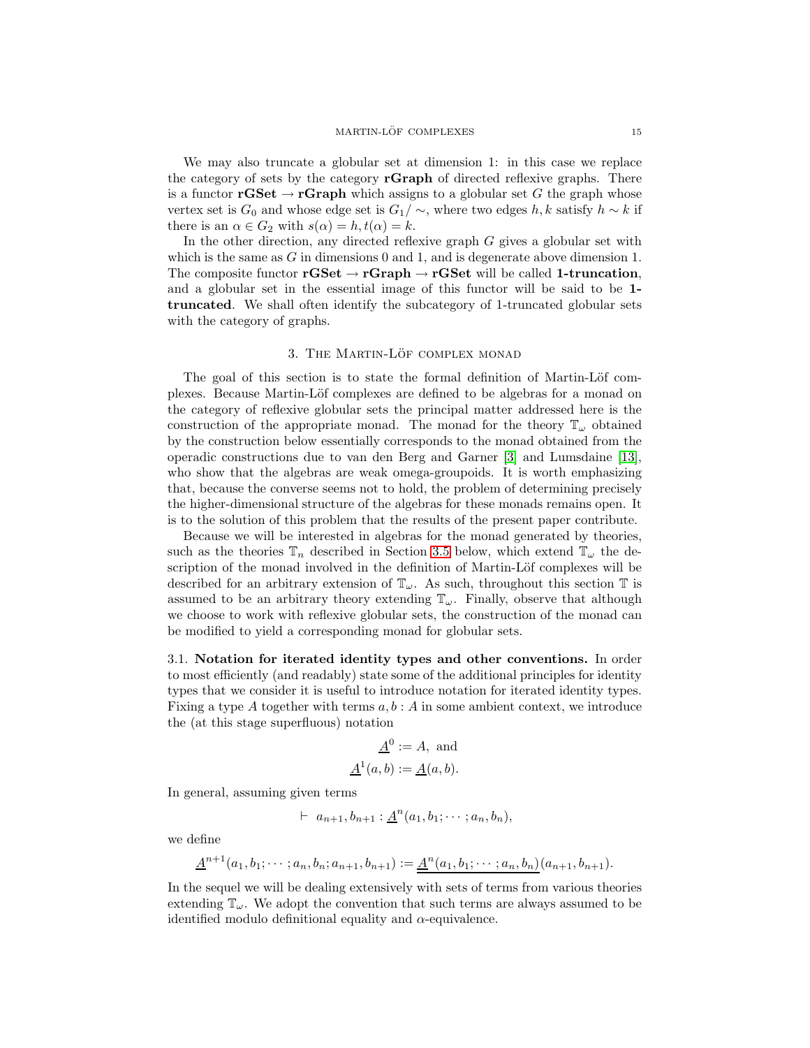We may also truncate a globular set at dimension 1: in this case we replace the category of sets by the category **rGraph** of directed reflexive graphs. There is a functor $\mathbf{rGSet} \to \mathbf{rGraph}$ which assigns to a globular set $G$ the graph whose vertex set is $G_0$ and whose edge set is $G_1/\sim$, where two edges $h, k$ satisfy $h \sim k$ if there is an $\alpha \in G_2$ with $s(\alpha) = h, t(\alpha) = k$.

In the other direction, any directed reflexive graph $G$ gives a globular set with which is the same as $G$ in dimensions 0 and 1, and is degenerate above dimension 1. The composite functor $\mathbf{rGSet} \to \mathbf{rGraph} \to \mathbf{rGSet}$ will be called **1-truncation**, and a globular set in the essential image of this functor will be said to be **1-truncated**. We shall often identify the subcategory of 1-truncated globular sets with the category of graphs.

## 3. The Martin-Löf complex monad

The goal of this section is to state the formal definition of Martin-Löf complexes. Because Martin-Löf complexes are defined to be algebras for a monad on the category of reflexive globular sets the principal matter addressed here is the construction of the appropriate monad. The monad for the theory $\mathbb{T}_\omega$ obtained by the construction below essentially corresponds to the monad obtained from the operadic constructions due to van den Berg and Garner [3] and Lumsdaine [13], who show that the algebras are weak omega-groupoids. It is worth emphasizing that, because the converse seems not to hold, the problem of determining precisely the higher-dimensional structure of the algebras for these monads remains open. It is to the solution of this problem that the results of the present paper contribute.

Because we will be interested in algebras for the monad generated by theories, such as the theories $\mathbb{T}_n$ described in Section 3.5 below, which extend $\mathbb{T}_\omega$ the description of the monad involved in the definition of Martin-Löf complexes will be described for an arbitrary extension of $\mathbb{T}_\omega$. As such, throughout this section $\mathbb{T}$ is assumed to be an arbitrary theory extending $\mathbb{T}_\omega$. Finally, observe that although we choose to work with reflexive globular sets, the construction of the monad can be modified to yield a corresponding monad for globular sets.

3.1. **Notation for iterated identity types and other conventions.** In order to most efficiently (and readably) state some of the additional principles for identity types that we consider it is useful to introduce notation for iterated identity types. Fixing a type $A$ together with terms $a, b : A$ in some ambient context, we introduce the (at this stage superfluous) notation

$$\underline{A}^0 := A, \text{ and}$$
$$\underline{A}^1(a,b) := \underline{A}(a,b).$$

In general, assuming given terms

$$\vdash \; a_{n+1}, b_{n+1} : \underline{A}^n(a_1, b_1; \cdots ; a_n, b_n),$$

we define

$$\underline{A}^{n+1}(a_1, b_1; \cdots ; a_n, b_n; a_{n+1}, b_{n+1}) := \underline{\underline{A}^n(a_1, b_1; \cdots ; a_n, b_n)}(a_{n+1}, b_{n+1}).$$

In the sequel we will be dealing extensively with sets of terms from various theories extending $\mathbb{T}_\omega$. We adopt the convention that such terms are always assumed to be identified modulo definitional equality and $\alpha$-equivalence.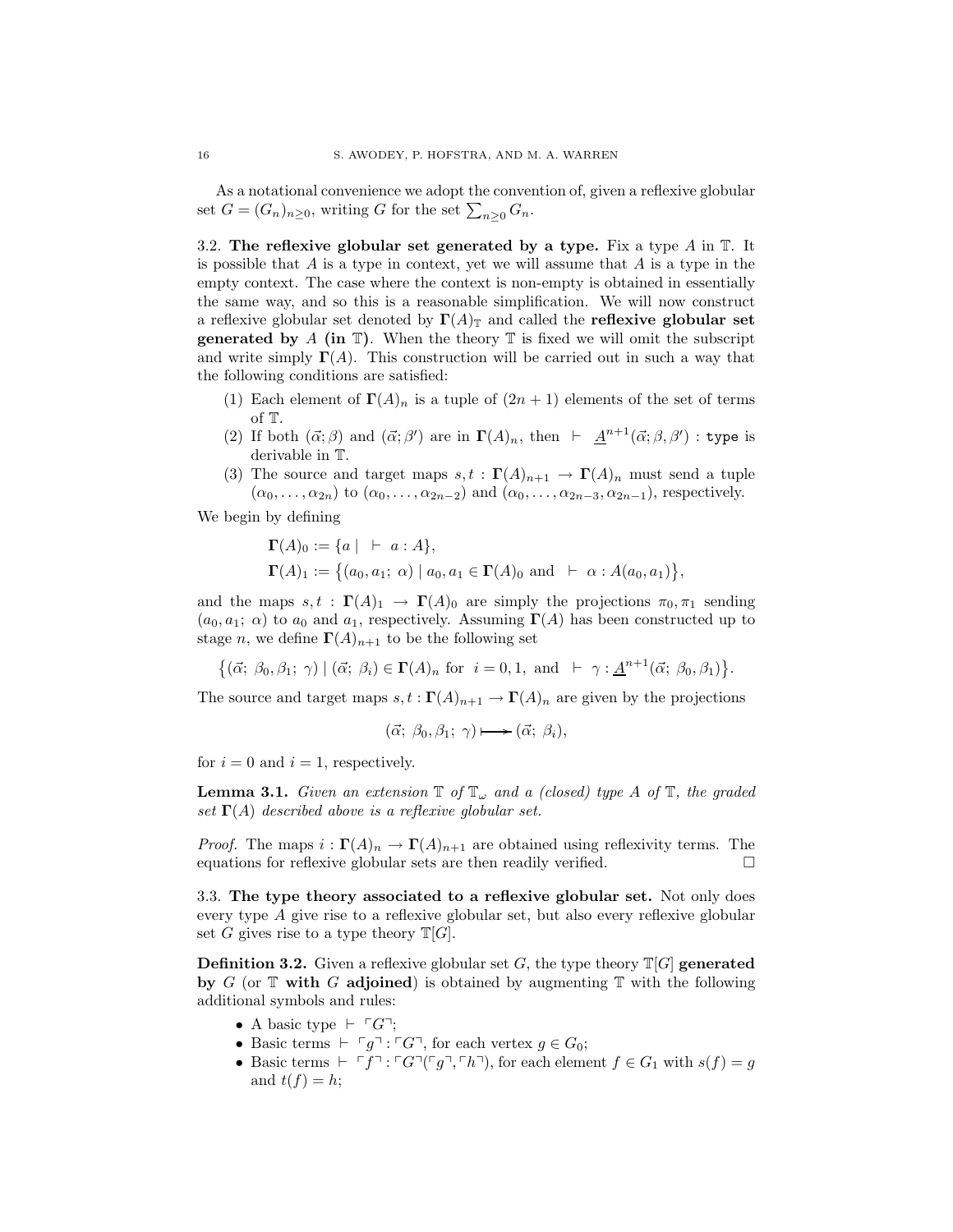As a notational convenience we adopt the convention of, given a reflexive globular set $G = (G_n)_{n\geq 0}$, writing $G$ for the set $\sum_{n\geq 0} G_n$.

3.2. **The reflexive globular set generated by a type.** Fix a type $A$ in $\mathbb{T}$. It is possible that $A$ is a type in context, yet we will assume that $A$ is a type in the empty context. The case where the context is non-empty is obtained in essentially the same way, and so this is a reasonable simplification. We will now construct a reflexive globular set denoted by $\mathbf{\Gamma}(A)_{\mathbb{T}}$ and called the **reflexive globular set generated by** $A$ **(in** $\mathbb{T}$**)**. When the theory $\mathbb{T}$ is fixed we will omit the subscript and write simply $\mathbf{\Gamma}(A)$. This construction will be carried out in such a way that the following conditions are satisfied:

1. Each element of $\mathbf{\Gamma}(A)_n$ is a tuple of $(2n+1)$ elements of the set of terms of $\mathbb{T}$.
2. If both $(\vec{\alpha};\beta)$ and $(\vec{\alpha};\beta')$ are in $\mathbf{\Gamma}(A)_n$, then $\vdash\ \underline{A}^{n+1}(\vec{\alpha};\beta,\beta') : \mathtt{type}$ is derivable in $\mathbb{T}$.
3. The source and target maps $s,t : \mathbf{\Gamma}(A)_{n+1} \to \mathbf{\Gamma}(A)_n$ must send a tuple $(\alpha_0,\ldots,\alpha_{2n})$ to $(\alpha_0,\ldots,\alpha_{2n-2})$ and $(\alpha_0,\ldots,\alpha_{2n-3},\alpha_{2n-1})$, respectively.

We begin by defining

$$\mathbf{\Gamma}(A)_0 := \{a \mid\ \vdash\ a : A\},$$
$$\mathbf{\Gamma}(A)_1 := \big\{(a_0,a_1;\ \alpha) \mid a_0,a_1 \in \mathbf{\Gamma}(A)_0 \text{ and } \ \vdash\ \alpha : A(a_0,a_1)\big\},$$

and the maps $s,t : \mathbf{\Gamma}(A)_1 \to \mathbf{\Gamma}(A)_0$ are simply the projections $\pi_0,\pi_1$ sending $(a_0,a_1;\ \alpha)$ to $a_0$ and $a_1$, respectively. Assuming $\mathbf{\Gamma}(A)$ has been constructed up to stage $n$, we define $\mathbf{\Gamma}(A)_{n+1}$ to be the following set

$$\big\{(\vec{\alpha};\ \beta_0,\beta_1;\ \gamma) \mid (\vec{\alpha};\ \beta_i) \in \mathbf{\Gamma}(A)_n \text{ for } \ i=0,1, \text{ and } \ \vdash\ \gamma : \underline{A}^{n+1}(\vec{\alpha};\ \beta_0,\beta_1)\big\}.$$

The source and target maps $s,t : \mathbf{\Gamma}(A)_{n+1} \to \mathbf{\Gamma}(A)_n$ are given by the projections

$$(\vec{\alpha};\ \beta_0,\beta_1;\ \gamma) \longmapsto (\vec{\alpha};\ \beta_i),$$

for $i=0$ and $i=1$, respectively.

**Lemma 3.1.** *Given an extension* $\mathbb{T}$ *of* $\mathbb{T}_\omega$ *and a (closed) type* $A$ *of* $\mathbb{T}$*, the graded set* $\mathbf{\Gamma}(A)$ *described above is a reflexive globular set.*

*Proof.* The maps $i : \mathbf{\Gamma}(A)_n \to \mathbf{\Gamma}(A)_{n+1}$ are obtained using reflexivity terms. The equations for reflexive globular sets are then readily verified. $\square$

3.3. **The type theory associated to a reflexive globular set.** Not only does every type $A$ give rise to a reflexive globular set, but also every reflexive globular set $G$ gives rise to a type theory $\mathbb{T}[G]$.

**Definition 3.2.** Given a reflexive globular set $G$, the type theory $\mathbb{T}[G]$ **generated by** $G$ (or $\mathbb{T}$ **with** $G$ **adjoined**) is obtained by augmenting $\mathbb{T}$ with the following additional symbols and rules:

- A basic type $\vdash\ \ulcorner G \urcorner$;
- Basic terms $\vdash\ \ulcorner g \urcorner : \ulcorner G \urcorner$, for each vertex $g \in G_0$;
- Basic terms $\vdash\ \ulcorner f \urcorner : \ulcorner G \urcorner(\ulcorner g \urcorner, \ulcorner h \urcorner)$, for each element $f \in G_1$ with $s(f) = g$ and $t(f) = h$;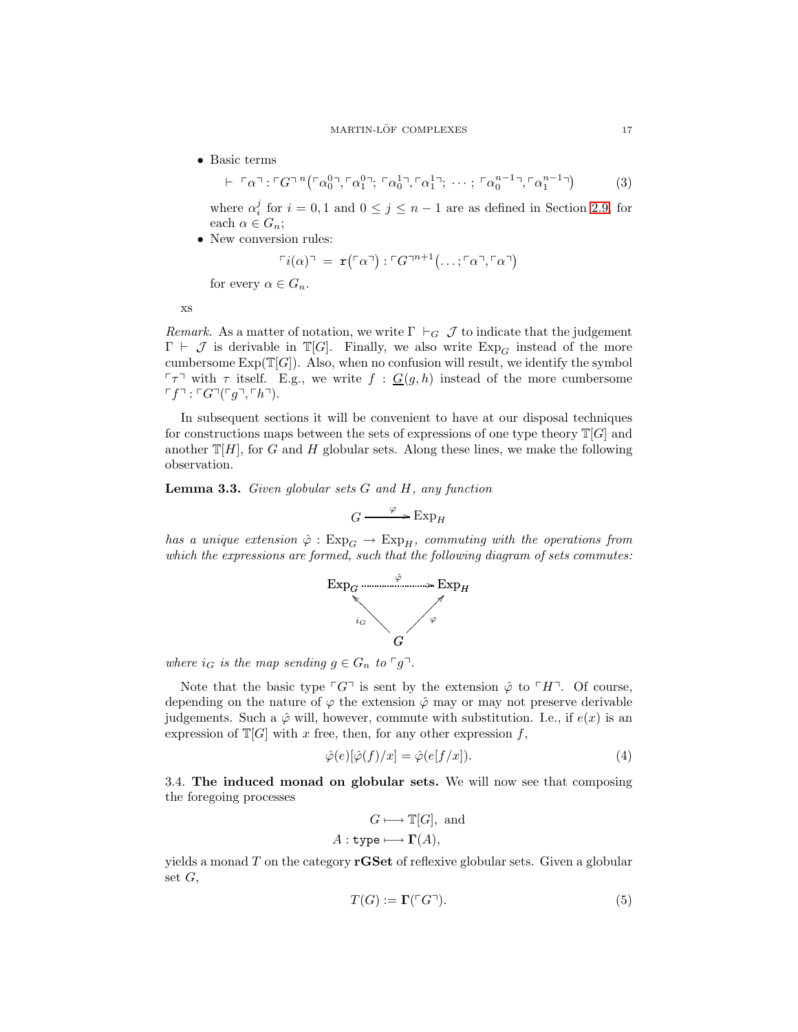- Basic terms

$$\vdash \ulcorner\alpha\urcorner : \ulcorner G\urcorner^{n}\big(\ulcorner\alpha_0^0\urcorner, \ulcorner\alpha_1^0\urcorner;\ \ulcorner\alpha_0^1\urcorner, \ulcorner\alpha_1^1\urcorner;\ \cdots;\ \ulcorner\alpha_0^{n-1}\urcorner, \ulcorner\alpha_1^{n-1}\urcorner\big) \tag{3}$$

  where $\alpha_i^j$ for $i = 0, 1$ and $0 \leq j \leq n-1$ are as defined in Section 2.9, for each $\alpha \in G_n$;

- New conversion rules:

$$\ulcorner i(\alpha)\urcorner \ = \ \mathtt{r}\big(\ulcorner\alpha\urcorner\big) : \ulcorner G\urcorner^{n+1}\big(\ldots; \ulcorner\alpha\urcorner, \ulcorner\alpha\urcorner\big)$$

  for every $\alpha \in G_n$.

xs

*Remark.* As a matter of notation, we write $\Gamma \vdash_G \mathcal{J}$ to indicate that the judgement $\Gamma \vdash \mathcal{J}$ is derivable in $\mathbb{T}[G]$. Finally, we also write $\mathrm{Exp}_G$ instead of the more cumbersome $\mathrm{Exp}(\mathbb{T}[G])$. Also, when no confusion will result, we identify the symbol $\ulcorner\tau\urcorner$ with $\tau$ itself. E.g., we write $f : \underline{G}(g, h)$ instead of the more cumbersome $\ulcorner f\urcorner : \ulcorner G\urcorner(\ulcorner g\urcorner, \ulcorner h\urcorner)$.

In subsequent sections it will be convenient to have at our disposal techniques for constructions maps between the sets of expressions of one type theory $\mathbb{T}[G]$ and another $\mathbb{T}[H]$, for $G$ and $H$ globular sets. Along these lines, we make the following observation.

**Lemma 3.3.** *Given globular sets $G$ and $H$, any function*

$$G \xrightarrow{\ \varphi\ } \mathrm{Exp}_H$$

*has a unique extension $\hat{\varphi} : \mathrm{Exp}_G \to \mathrm{Exp}_H$, commuting with the operations from which the expressions are formed, such that the following diagram of sets commutes:*

$$\begin{array}{ccc} \mathrm{Exp}_G & \overset{\hat{\varphi}}{\dashrightarrow} & \mathrm{Exp}_H \\ & {\scriptstyle i_G}\nwarrow \quad \nearrow{\scriptstyle \varphi} & \\ & G & \end{array}$$

*where $i_G$ is the map sending $g \in G_n$ to $\ulcorner g\urcorner$.*

Note that the basic type $\ulcorner G\urcorner$ is sent by the extension $\hat{\varphi}$ to $\ulcorner H\urcorner$. Of course, depending on the nature of $\varphi$ the extension $\hat{\varphi}$ may or may not preserve derivable judgements. Such a $\hat{\varphi}$ will, however, commute with substitution. I.e., if $e(x)$ is an expression of $\mathbb{T}[G]$ with $x$ free, then, for any other expression $f$,

$$\hat{\varphi}(e)[\hat{\varphi}(f)/x] = \hat{\varphi}(e[f/x]). \tag{4}$$

3.4. **The induced monad on globular sets.** We will now see that composing the foregoing processes

$$G \longmapsto \mathbb{T}[G], \text{ and}$$
$$A : \mathtt{type} \longmapsto \mathbf{\Gamma}(A),$$

yields a monad $T$ on the category **rGSet** of reflexive globular sets. Given a globular set $G$,

$$T(G) := \mathbf{\Gamma}(\ulcorner G\urcorner). \tag{5}$$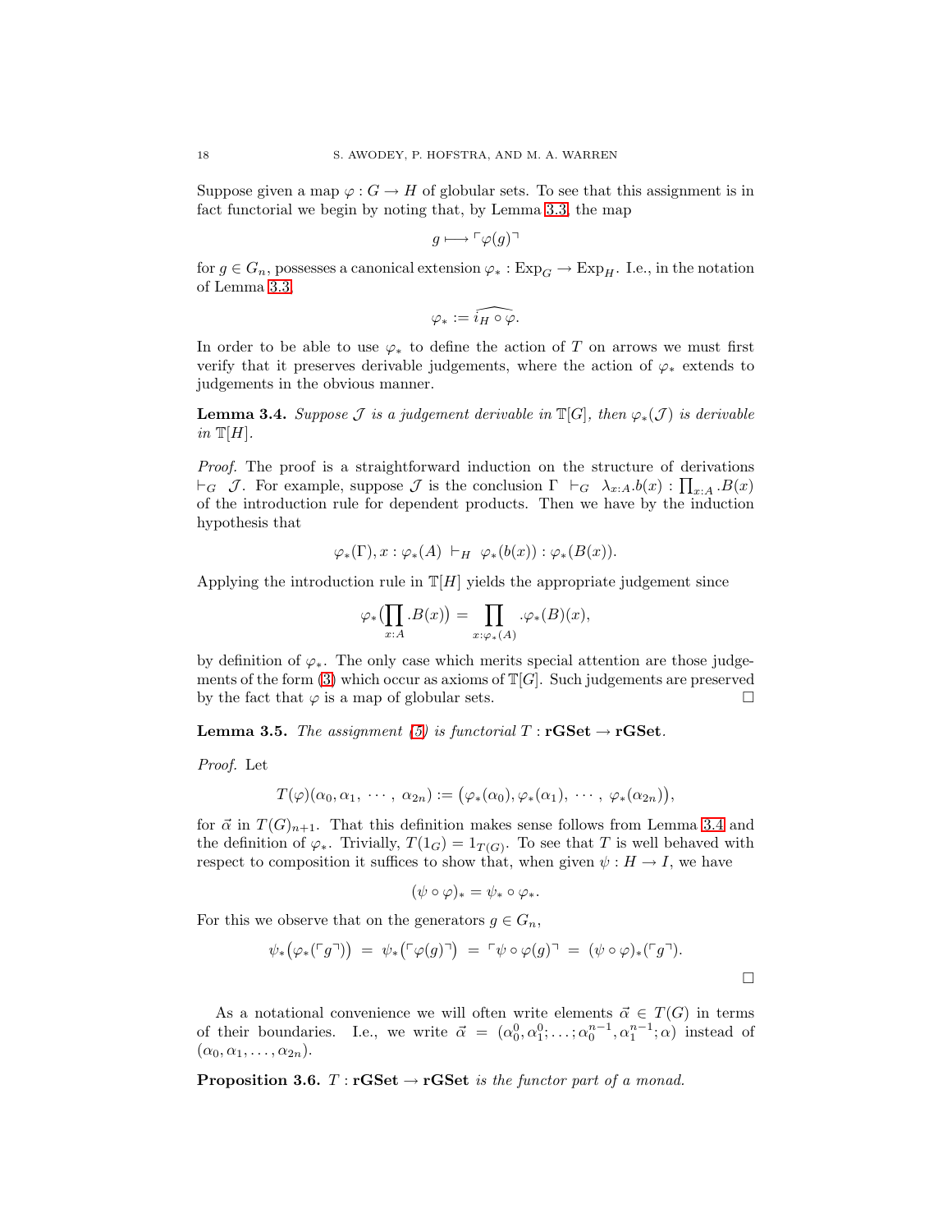Suppose given a map $\varphi : G \to H$ of globular sets. To see that this assignment is in fact functorial we begin by noting that, by Lemma 3.3, the map

$$g \longmapsto \ulcorner \varphi(g) \urcorner$$

for $g \in G_n$, possesses a canonical extension $\varphi_* : \mathrm{Exp}_G \to \mathrm{Exp}_H$. I.e., in the notation of Lemma 3.3,

$$\varphi_* := \widehat{i_H \circ \varphi}.$$

In order to be able to use $\varphi_*$ to define the action of $T$ on arrows we must first verify that it preserves derivable judgements, where the action of $\varphi_*$ extends to judgements in the obvious manner.

**Lemma 3.4.** *Suppose $\mathcal{J}$ is a judgement derivable in $\mathbb{T}[G]$, then $\varphi_*(\mathcal{J})$ is derivable in $\mathbb{T}[H]$.*

*Proof.* The proof is a straightforward induction on the structure of derivations $\vdash_G \ \mathcal{J}$. For example, suppose $\mathcal{J}$ is the conclusion $\Gamma \ \vdash_G \ \lambda_{x:A}.b(x) : \prod_{x:A}.B(x)$ of the introduction rule for dependent products. Then we have by the induction hypothesis that

$$\varphi_*(\Gamma), x : \varphi_*(A) \ \vdash_H \ \varphi_*(b(x)) : \varphi_*(B(x)).$$

Applying the introduction rule in $\mathbb{T}[H]$ yields the appropriate judgement since

$$\varphi_*\big(\prod_{x:A}.B(x)\big) = \prod_{x:\varphi_*(A)}.\varphi_*(B)(x),$$

by definition of $\varphi_*$. The only case which merits special attention are those judgements of the form (3) which occur as axioms of $\mathbb{T}[G]$. Such judgements are preserved by the fact that $\varphi$ is a map of globular sets. $\square$

**Lemma 3.5.** *The assignment (5) is functorial $T : \mathbf{rGSet} \to \mathbf{rGSet}$.*

*Proof.* Let

$$T(\varphi)(\alpha_0, \alpha_1, \cdots, \alpha_{2n}) := \big(\varphi_*(\alpha_0), \varphi_*(\alpha_1), \cdots, \varphi_*(\alpha_{2n})\big),$$

for $\vec{\alpha}$ in $T(G)_{n+1}$. That this definition makes sense follows from Lemma 3.4 and the definition of $\varphi_*$. Trivially, $T(1_G) = 1_{T(G)}$. To see that $T$ is well behaved with respect to composition it suffices to show that, when given $\psi : H \to I$, we have

$$(\psi \circ \varphi)_* = \psi_* \circ \varphi_*.$$

For this we observe that on the generators $g \in G_n$,

$$\psi_*\big(\varphi_*(\ulcorner g \urcorner)\big) \ = \ \psi_*\big(\ulcorner \varphi(g) \urcorner\big) \ = \ \ulcorner \psi \circ \varphi(g) \urcorner \ = \ (\psi \circ \varphi)_*(\ulcorner g \urcorner).$$

$\square$

As a notational convenience we will often write elements $\vec{\alpha} \in T(G)$ in terms of their boundaries. I.e., we write $\vec{\alpha} = (\alpha_0^0, \alpha_1^0; \ldots; \alpha_0^{n-1}, \alpha_1^{n-1}; \alpha)$ instead of $(\alpha_0, \alpha_1, \ldots, \alpha_{2n})$.

**Proposition 3.6.** *$T : \mathbf{rGSet} \to \mathbf{rGSet}$ is the functor part of a monad.*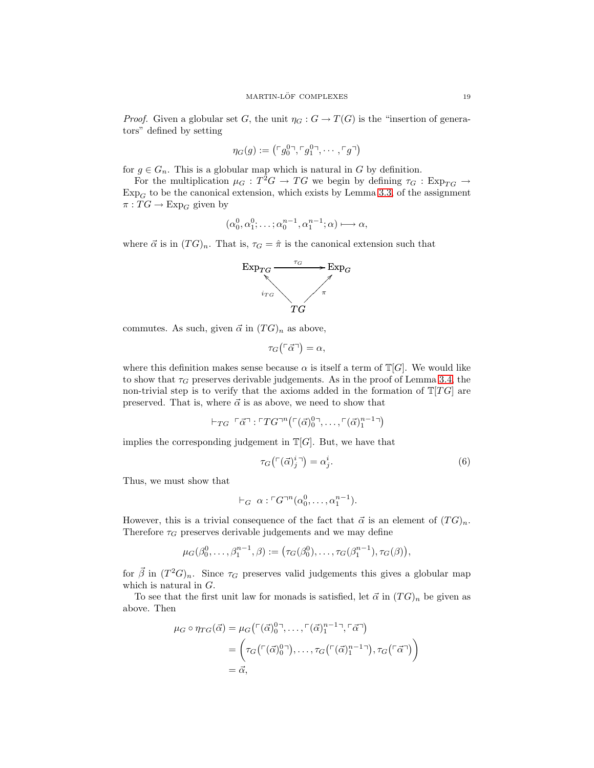*Proof.* Given a globular set $G$, the unit $\eta_G : G \to T(G)$ is the "insertion of generators" defined by setting

$$\eta_G(g) := \left(\ulcorner g_0^0 \urcorner, \ulcorner g_1^0 \urcorner, \cdots, \ulcorner g \urcorner\right)$$

for $g \in G_n$. This is a globular map which is natural in $G$ by definition.

For the multiplication $\mu_G : T^2 G \to TG$ we begin by defining $\tau_G : \mathrm{Exp}_{TG} \to \mathrm{Exp}_G$ to be the canonical extension, which exists by Lemma 3.3, of the assignment $\pi : TG \to \mathrm{Exp}_G$ given by

$$(\alpha_0^0, \alpha_1^0; \ldots; \alpha_0^{n-1}, \alpha_1^{n-1}; \alpha) \longmapsto \alpha,$$

where $\vec{\alpha}$ is in $(TG)_n$. That is, $\tau_G = \hat{\pi}$ is the canonical extension such that

$$\begin{array}{ccc} \mathrm{Exp}_{TG} & \xrightarrow{\tau_G} & \mathrm{Exp}_G \\ & {\scriptstyle i_{TG}} \nwarrow \quad \nearrow {\scriptstyle \pi} & \\ & TG & \end{array}$$

commutes. As such, given $\vec{\alpha}$ in $(TG)_n$ as above,

$$\tau_G\left(\ulcorner \vec{\alpha} \urcorner\right) = \alpha,$$

where this definition makes sense because $\alpha$ is itself a term of $\mathbb{T}[G]$. We would like to show that $\tau_G$ preserves derivable judgements. As in the proof of Lemma 3.4, the non-trivial step is to verify that the axioms added in the formation of $\mathbb{T}[TG]$ are preserved. That is, where $\vec{\alpha}$ is as above, we need to show that

$$\vdash_{TG} \ \ulcorner \vec{\alpha} \urcorner : \ulcorner TG \urcorner^n\left(\ulcorner (\vec{\alpha})_0^0 \urcorner, \ldots, \ulcorner (\vec{\alpha})_1^{n-1} \urcorner\right)$$

implies the corresponding judgement in $\mathbb{T}[G]$. But, we have that

$$\tau_G\left(\ulcorner (\vec{\alpha})_j^i \urcorner\right) = \alpha_j^i. \tag{6}$$

Thus, we must show that

$$\vdash_G \ \alpha : \ulcorner G \urcorner^n(\alpha_0^0, \ldots, \alpha_1^{n-1}).$$

However, this is a trivial consequence of the fact that $\vec{\alpha}$ is an element of $(TG)_n$. Therefore $\tau_G$ preserves derivable judgements and we may define

$$\mu_G(\beta_0^0, \ldots, \beta_1^{n-1}, \beta) := \left(\tau_G(\beta_0^0), \ldots, \tau_G(\beta_1^{n-1}), \tau_G(\beta)\right),$$

for $\vec{\beta}$ in $(T^2 G)_n$. Since $\tau_G$ preserves valid judgements this gives a globular map which is natural in $G$.

To see that the first unit law for monads is satisfied, let $\vec{\alpha}$ in $(TG)_n$ be given as above. Then

$$\begin{aligned} \mu_G \circ \eta_{TG}(\vec{\alpha}) &= \mu_G\left(\ulcorner (\vec{\alpha})_0^0 \urcorner, \ldots, \ulcorner (\vec{\alpha})_1^{n-1} \urcorner, \ulcorner \vec{\alpha} \urcorner\right) \\ &= \left(\tau_G\left(\ulcorner (\vec{\alpha})_0^0 \urcorner\right), \ldots, \tau_G\left(\ulcorner (\vec{\alpha})_1^{n-1} \urcorner\right), \tau_G\left(\ulcorner \vec{\alpha} \urcorner\right)\right) \\ &= \vec{\alpha}, \end{aligned}$$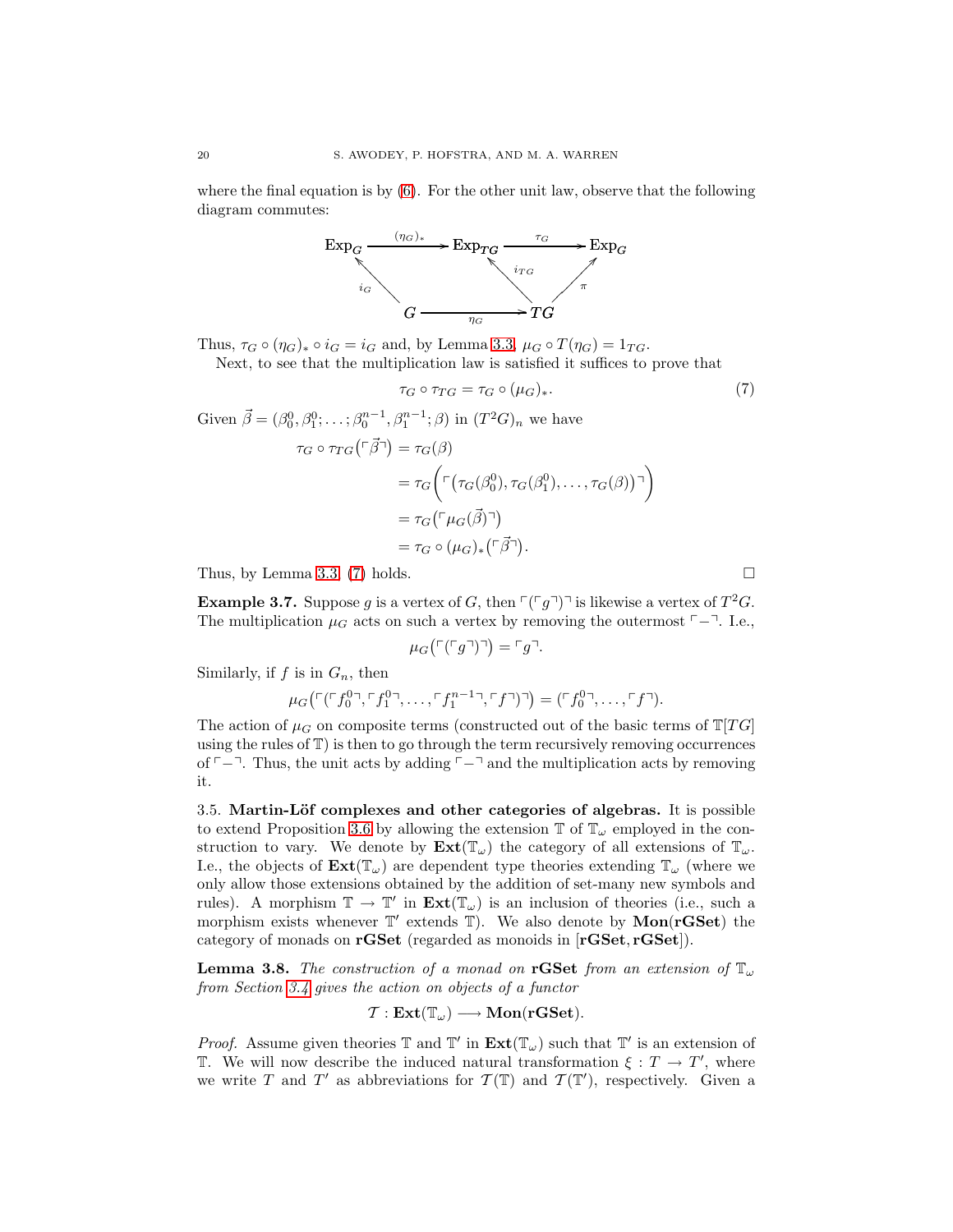where the final equation is by (6). For the other unit law, observe that the following diagram commutes:

$$
\begin{array}{ccccc}
\mathbf{Exp}_G & \xrightarrow{(\eta_G)_*} & \mathbf{Exp}_{TG} & \xrightarrow{\tau_G} & \mathbf{Exp}_G \\
& {\scriptstyle i_G}\nwarrow & & {\scriptstyle i_{TG}}\nwarrow & & \nearrow{\scriptstyle \pi} \\
& & G & \xrightarrow[\eta_G]{} & TG &
\end{array}
$$

Thus, $\tau_G \circ (\eta_G)_* \circ i_G = i_G$ and, by Lemma 3.3, $\mu_G \circ T(\eta_G) = 1_{TG}$.

Next, to see that the multiplication law is satisfied it suffices to prove that

$$\tau_G \circ \tau_{TG} = \tau_G \circ (\mu_G)_*. \tag{7}$$

Given $\vec{\beta} = (\beta_0^0, \beta_1^0; \ldots; \beta_0^{n-1}, \beta_1^{n-1}; \beta)$ in $(T^2G)_n$ we have

$$
\begin{aligned}
\tau_G \circ \tau_{TG}\big(\ulcorner \vec{\beta} \urcorner\big) &= \tau_G(\beta) \\
&= \tau_G\Big(\ulcorner \big(\tau_G(\beta_0^0), \tau_G(\beta_1^0), \ldots, \tau_G(\beta)\big) \urcorner\Big) \\
&= \tau_G\big(\ulcorner \mu_G(\vec{\beta}) \urcorner\big) \\
&= \tau_G \circ (\mu_G)_*\big(\ulcorner \vec{\beta} \urcorner\big).
\end{aligned}
$$

Thus, by Lemma 3.3, (7) holds. $\square$

**Example 3.7.** Suppose $g$ is a vertex of $G$, then $\ulcorner(\ulcorner g \urcorner)\urcorner$ is likewise a vertex of $T^2G$. The multiplication $\mu_G$ acts on such a vertex by removing the outermost $\ulcorner - \urcorner$. I.e.,

$$\mu_G\big(\ulcorner(\ulcorner g \urcorner)\urcorner\big) = \ulcorner g \urcorner.$$

Similarly, if $f$ is in $G_n$, then

$$\mu_G\big(\ulcorner(\ulcorner f_0^0 \urcorner, \ulcorner f_1^0 \urcorner, \ldots, \ulcorner f_1^{n-1} \urcorner, \ulcorner f \urcorner)\urcorner\big) = (\ulcorner f_0^0 \urcorner, \ldots, \ulcorner f \urcorner).$$

The action of $\mu_G$ on composite terms (constructed out of the basic terms of $\mathbb{T}[TG]$ using the rules of $\mathbb{T}$) is then to go through the term recursively removing occurrences of $\ulcorner - \urcorner$. Thus, the unit acts by adding $\ulcorner - \urcorner$ and the multiplication acts by removing it.

3.5. **Martin-Löf complexes and other categories of algebras.** It is possible to extend Proposition 3.6 by allowing the extension $\mathbb{T}$ of $\mathbb{T}_\omega$ employed in the construction to vary. We denote by $\mathbf{Ext}(\mathbb{T}_\omega)$ the category of all extensions of $\mathbb{T}_\omega$. I.e., the objects of $\mathbf{Ext}(\mathbb{T}_\omega)$ are dependent type theories extending $\mathbb{T}_\omega$ (where we only allow those extensions obtained by the addition of set-many new symbols and rules). A morphism $\mathbb{T} \to \mathbb{T}'$ in $\mathbf{Ext}(\mathbb{T}_\omega)$ is an inclusion of theories (i.e., such a morphism exists whenever $\mathbb{T}'$ extends $\mathbb{T}$). We also denote by $\mathbf{Mon}(\mathbf{rGSet})$ the category of monads on $\mathbf{rGSet}$ (regarded as monoids in $[\mathbf{rGSet}, \mathbf{rGSet}]$).

**Lemma 3.8.** *The construction of a monad on* $\mathbf{rGSet}$ *from an extension of* $\mathbb{T}_\omega$ *from Section 3.4 gives the action on objects of a functor*

$$\mathcal{T} : \mathbf{Ext}(\mathbb{T}_\omega) \longrightarrow \mathbf{Mon}(\mathbf{rGSet}).$$

*Proof.* Assume given theories $\mathbb{T}$ and $\mathbb{T}'$ in $\mathbf{Ext}(\mathbb{T}_\omega)$ such that $\mathbb{T}'$ is an extension of $\mathbb{T}$. We will now describe the induced natural transformation $\xi : T \to T'$, where we write $T$ and $T'$ as abbreviations for $\mathcal{T}(\mathbb{T})$ and $\mathcal{T}(\mathbb{T}')$, respectively. Given a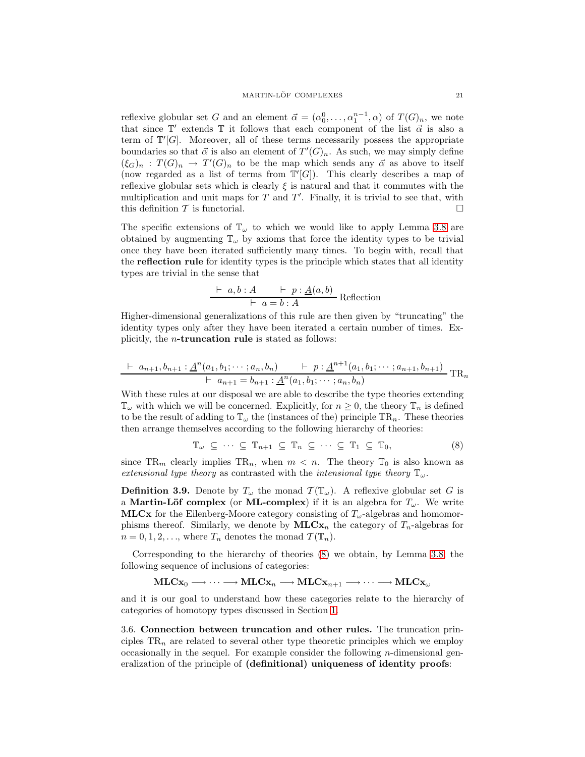reflexive globular set $G$ and an element $\vec{\alpha} = (\alpha_0^0, \ldots, \alpha_1^{n-1}, \alpha)$ of $T(G)_n$, we note that since $\mathbb{T}'$ extends $\mathbb{T}$ it follows that each component of the list $\vec{\alpha}$ is also a term of $\mathbb{T}'[G]$. Moreover, all of these terms necessarily possess the appropriate boundaries so that $\vec{\alpha}$ is also an element of $T'(G)_n$. As such, we may simply define $(\xi_G)_n : T(G)_n \to T'(G)_n$ to be the map which sends any $\vec{\alpha}$ as above to itself (now regarded as a list of terms from $\mathbb{T}'[G]$). This clearly describes a map of reflexive globular sets which is clearly $\xi$ is natural and that it commutes with the multiplication and unit maps for $T$ and $T'$. Finally, it is trivial to see that, with this definition $\mathcal{T}$ is functorial. □

The specific extensions of $\mathbb{T}_\omega$ to which we would like to apply Lemma 3.8 are obtained by augmenting $\mathbb{T}_\omega$ by axioms that force the identity types to be trivial once they have been iterated sufficiently many times. To begin with, recall that the **reflection rule** for identity types is the principle which states that all identity types are trivial in the sense that

$$\frac{\vdash\ a, b : A \qquad \vdash\ p : \underline{A}(a,b)}{\vdash\ a = b : A}\ \text{Reflection}$$

Higher-dimensional generalizations of this rule are then given by "truncating" the identity types only after they have been iterated a certain number of times. Explicitly, the $n$**-truncation rule** is stated as follows:

$$\frac{\vdash\ a_{n+1}, b_{n+1} : \underline{A}^n(a_1, b_1; \cdots ; a_n, b_n) \qquad \vdash\ p : \underline{A}^{n+1}(a_1, b_1; \cdots ; a_{n+1}, b_{n+1})}{\vdash\ a_{n+1} = b_{n+1} : \underline{A}^n(a_1, b_1; \cdots ; a_n, b_n)}\ \text{TR}_n$$

With these rules at our disposal we are able to describe the type theories extending $\mathbb{T}_\omega$ with which we will be concerned. Explicitly, for $n \geq 0$, the theory $\mathbb{T}_n$ is defined to be the result of adding to $\mathbb{T}_\omega$ the (instances of the) principle $\text{TR}_n$. These theories then arrange themselves according to the following hierarchy of theories:

$$\mathbb{T}_\omega \subseteq \cdots \subseteq \mathbb{T}_{n+1} \subseteq \mathbb{T}_n \subseteq \cdots \subseteq \mathbb{T}_1 \subseteq \mathbb{T}_0, \tag{8}$$

since $\text{TR}_m$ clearly implies $\text{TR}_n$, when $m < n$. The theory $\mathbb{T}_0$ is also known as *extensional type theory* as contrasted with the *intensional type theory* $\mathbb{T}_\omega$.

**Definition 3.9.** Denote by $T_\omega$ the monad $\mathcal{T}(\mathbb{T}_\omega)$. A reflexive globular set $G$ is a **Martin-Löf complex** (or **ML-complex**) if it is an algebra for $T_\omega$. We write $\mathbf{MLCx}$ for the Eilenberg-Moore category consisting of $T_\omega$-algebras and homomorphisms thereof. Similarly, we denote by $\mathbf{MLCx}_n$ the category of $T_n$-algebras for $n = 0, 1, 2, \ldots$, where $T_n$ denotes the monad $\mathcal{T}(\mathbb{T}_n)$.

Corresponding to the hierarchy of theories (8) we obtain, by Lemma 3.8, the following sequence of inclusions of categories:

$$\mathbf{MLCx}_0 \longrightarrow \cdots \longrightarrow \mathbf{MLCx}_n \longrightarrow \mathbf{MLCx}_{n+1} \longrightarrow \cdots \longrightarrow \mathbf{MLCx}_\omega$$

and it is our goal to understand how these categories relate to the hierarchy of categories of homotopy types discussed in Section 1.

3.6. **Connection between truncation and other rules.** The truncation principles $\text{TR}_n$ are related to several other type theoretic principles which we employ occasionally in the sequel. For example consider the following $n$-dimensional generalization of the principle of **(definitional) uniqueness of identity proofs**: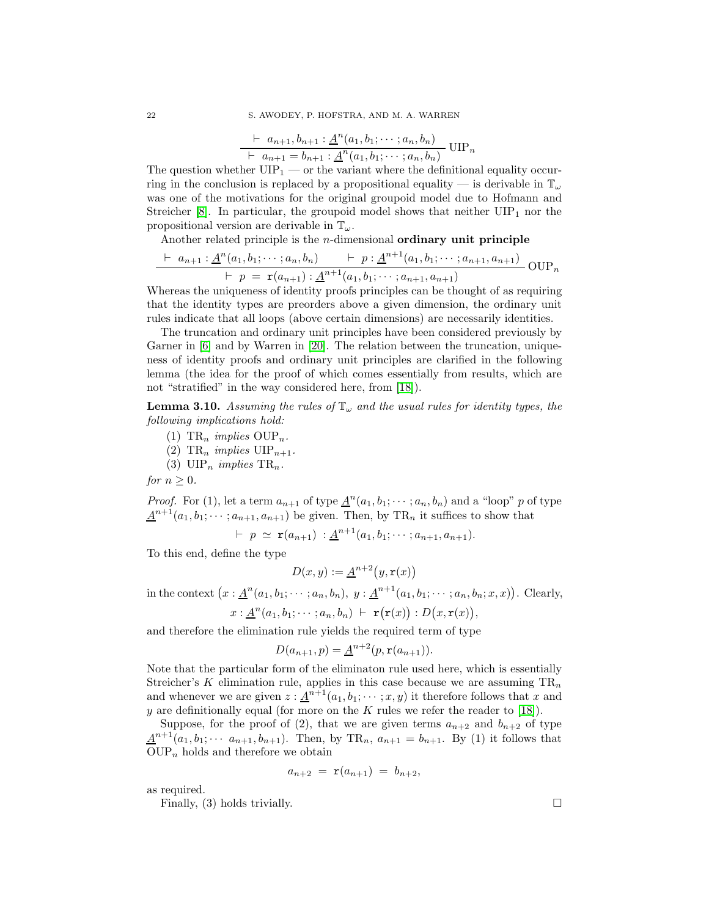$$\frac{\vdash\ a_{n+1}, b_{n+1} : \underline{A}^n(a_1, b_1; \cdots ; a_n, b_n)}{\vdash\ a_{n+1} = b_{n+1} : \underline{A}^n(a_1, b_1; \cdots ; a_n, b_n)}\ \mathrm{UIP}_n$$

The question whether $\mathrm{UIP}_1$ — or the variant where the definitional equality occurring in the conclusion is replaced by a propositional equality — is derivable in $\mathbb{T}_\omega$ was one of the motivations for the original groupoid model due to Hofmann and Streicher [8]. In particular, the groupoid model shows that neither $\mathrm{UIP}_1$ nor the propositional version are derivable in $\mathbb{T}_\omega$.

Another related principle is the $n$-dimensional **ordinary unit principle**

$$\frac{\vdash\ a_{n+1} : \underline{A}^n(a_1, b_1; \cdots ; a_n, b_n) \qquad \vdash\ p : \underline{A}^{n+1}(a_1, b_1; \cdots ; a_{n+1}, a_{n+1})}{\vdash\ p\ =\ \mathtt{r}(a_{n+1}) : \underline{A}^{n+1}(a_1, b_1; \cdots ; a_{n+1}, a_{n+1})}\ \mathrm{OUP}_n$$

Whereas the uniqueness of identity proofs principles can be thought of as requiring that the identity types are preorders above a given dimension, the ordinary unit rules indicate that all loops (above certain dimensions) are necessarily identities.

The truncation and ordinary unit principles have been considered previously by Garner in [6] and by Warren in [20]. The relation between the truncation, uniqueness of identity proofs and ordinary unit principles are clarified in the following lemma (the idea for the proof of which comes essentially from results, which are not "stratified" in the way considered here, from [18]).

**Lemma 3.10.** *Assuming the rules of $\mathbb{T}_\omega$ and the usual rules for identity types, the following implications hold:*

1. $\mathrm{TR}_n$ *implies* $\mathrm{OUP}_n$.
2. $\mathrm{TR}_n$ *implies* $\mathrm{UIP}_{n+1}$.
3. $\mathrm{UIP}_n$ *implies* $\mathrm{TR}_n$.

*for $n \geq 0$.*

*Proof.* For (1), let a term $a_{n+1}$ of type $\underline{A}^n(a_1, b_1; \cdots ; a_n, b_n)$ and a "loop" $p$ of type $\underline{A}^{n+1}(a_1, b_1; \cdots ; a_{n+1}, a_{n+1})$ be given. Then, by $\mathrm{TR}_n$ it suffices to show that

$$\vdash\ p\ \simeq\ \mathtt{r}(a_{n+1})\ : \underline{A}^{n+1}(a_1, b_1; \cdots ; a_{n+1}, a_{n+1}).$$

To this end, define the type

$$D(x, y) := \underline{A}^{n+2}\big(y, \mathtt{r}(x)\big)$$

in the context $\big(x : \underline{A}^n(a_1, b_1; \cdots ; a_n, b_n),\ y : \underline{A}^{n+1}(a_1, b_1; \cdots ; a_n, b_n; x, x)\big)$. Clearly,

$$x : \underline{A}^n(a_1, b_1; \cdots ; a_n, b_n)\ \vdash\ \mathtt{r}\big(\mathtt{r}(x)\big) : D\big(x, \mathtt{r}(x)\big),$$

and therefore the elimination rule yields the required term of type

$$D(a_{n+1}, p) = \underline{A}^{n+2}(p, \mathtt{r}(a_{n+1})).$$

Note that the particular form of the eliminaton rule used here, which is essentially Streicher's $K$ elimination rule, applies in this case because we are assuming $\mathrm{TR}_n$ and whenever we are given $z : \underline{A}^{n+1}(a_1, b_1; \cdots ; x, y)$ it therefore follows that $x$ and $y$ are definitionally equal (for more on the $K$ rules we refer the reader to [18]).

Suppose, for the proof of (2), that we are given terms $a_{n+2}$ and $b_{n+2}$ of type $\underline{A}^{n+1}(a_1, b_1; \cdots\ a_{n+1}, b_{n+1})$. Then, by $\mathrm{TR}_n$, $a_{n+1} = b_{n+1}$. By (1) it follows that $\mathrm{OUP}_n$ holds and therefore we obtain

$$a_{n+2}\ =\ \mathtt{r}(a_{n+1})\ =\ b_{n+2},$$

as required.

Finally, (3) holds trivially. □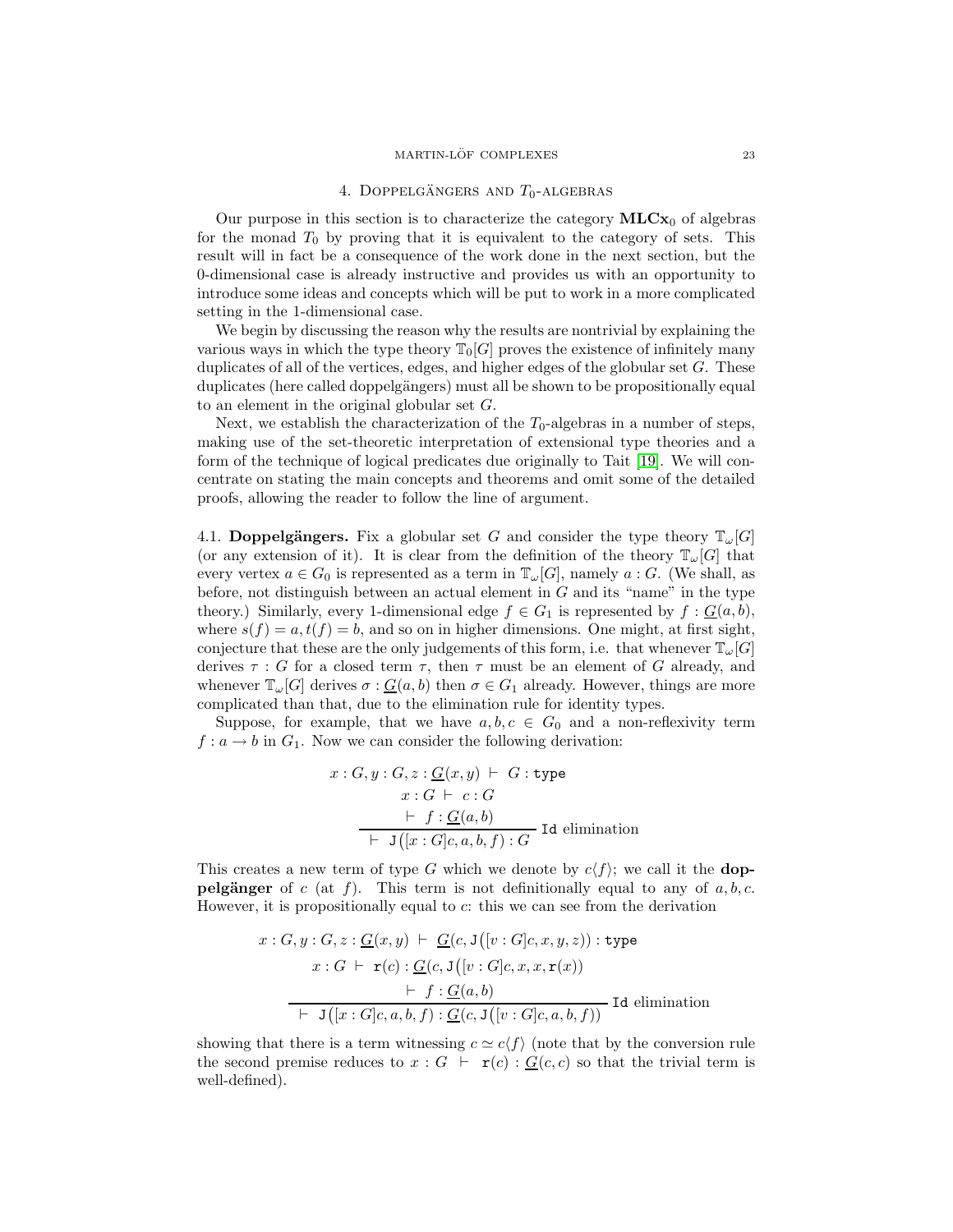## 4. Doppelgängers and $T_0$-algebras

Our purpose in this section is to characterize the category $\mathbf{MLCx}_0$ of algebras for the monad $T_0$ by proving that it is equivalent to the category of sets. This result will in fact be a consequence of the work done in the next section, but the 0-dimensional case is already instructive and provides us with an opportunity to introduce some ideas and concepts which will be put to work in a more complicated setting in the 1-dimensional case.

We begin by discussing the reason why the results are nontrivial by explaining the various ways in which the type theory $\mathbb{T}_0[G]$ proves the existence of infinitely many duplicates of all of the vertices, edges, and higher edges of the globular set $G$. These duplicates (here called doppelgängers) must all be shown to be propositionally equal to an element in the original globular set $G$.

Next, we establish the characterization of the $T_0$-algebras in a number of steps, making use of the set-theoretic interpretation of extensional type theories and a form of the technique of logical predicates due originally to Tait [19]. We will concentrate on stating the main concepts and theorems and omit some of the detailed proofs, allowing the reader to follow the line of argument.

4.1. **Doppelgängers.** Fix a globular set $G$ and consider the type theory $\mathbb{T}_\omega[G]$ (or any extension of it). It is clear from the definition of the theory $\mathbb{T}_\omega[G]$ that every vertex $a \in G_0$ is represented as a term in $\mathbb{T}_\omega[G]$, namely $a : G$. (We shall, as before, not distinguish between an actual element in $G$ and its "name" in the type theory.) Similarly, every 1-dimensional edge $f \in G_1$ is represented by $f : \underline{G}(a,b)$, where $s(f) = a, t(f) = b$, and so on in higher dimensions. One might, at first sight, conjecture that these are the only judgements of this form, i.e. that whenever $\mathbb{T}_\omega[G]$ derives $\tau : G$ for a closed term $\tau$, then $\tau$ must be an element of $G$ already, and whenever $\mathbb{T}_\omega[G]$ derives $\sigma : \underline{G}(a,b)$ then $\sigma \in G_1$ already. However, things are more complicated than that, due to the elimination rule for identity types.

Suppose, for example, that we have $a, b, c \in G_0$ and a non-reflexivity term $f : a \to b$ in $G_1$. Now we can consider the following derivation:

$$\frac{\begin{array}{c} x : G, y : G, z : \underline{G}(x,y) \;\vdash\; G : \mathtt{type} \\ x : G \;\vdash\; c : G \\ \vdash\; f : \underline{G}(a,b) \end{array}}{\vdash\; \mathtt{J}\big([x:G]c, a, b, f\big) : G}\ \mathtt{Id}\text{ elimination}$$

This creates a new term of type $G$ which we denote by $c\langle f\rangle$; we call it the **doppelgänger** of $c$ (at $f$). This term is not definitionally equal to any of $a, b, c$. However, it is propositionally equal to $c$: this we can see from the derivation

$$\frac{\begin{array}{c} x : G, y : G, z : \underline{G}(x,y) \;\vdash\; \underline{G}(c, \mathtt{J}\big([v:G]c, x, y, z\big)) : \mathtt{type} \\ x : G \;\vdash\; \mathtt{r}(c) : \underline{G}(c, \mathtt{J}\big([v:G]c, x, x, \mathtt{r}(x)\big) \\ \vdash\; f : \underline{G}(a,b) \end{array}}{\vdash\; \mathtt{J}\big([x:G]c, a, b, f\big) : \underline{G}(c, \mathtt{J}\big([v:G]c, a, b, f\big))}\ \mathtt{Id}\text{ elimination}$$

showing that there is a term witnessing $c \simeq c\langle f\rangle$ (note that by the conversion rule the second premise reduces to $x : G \;\vdash\; \mathtt{r}(c) : \underline{G}(c,c)$ so that the trivial term is well-defined).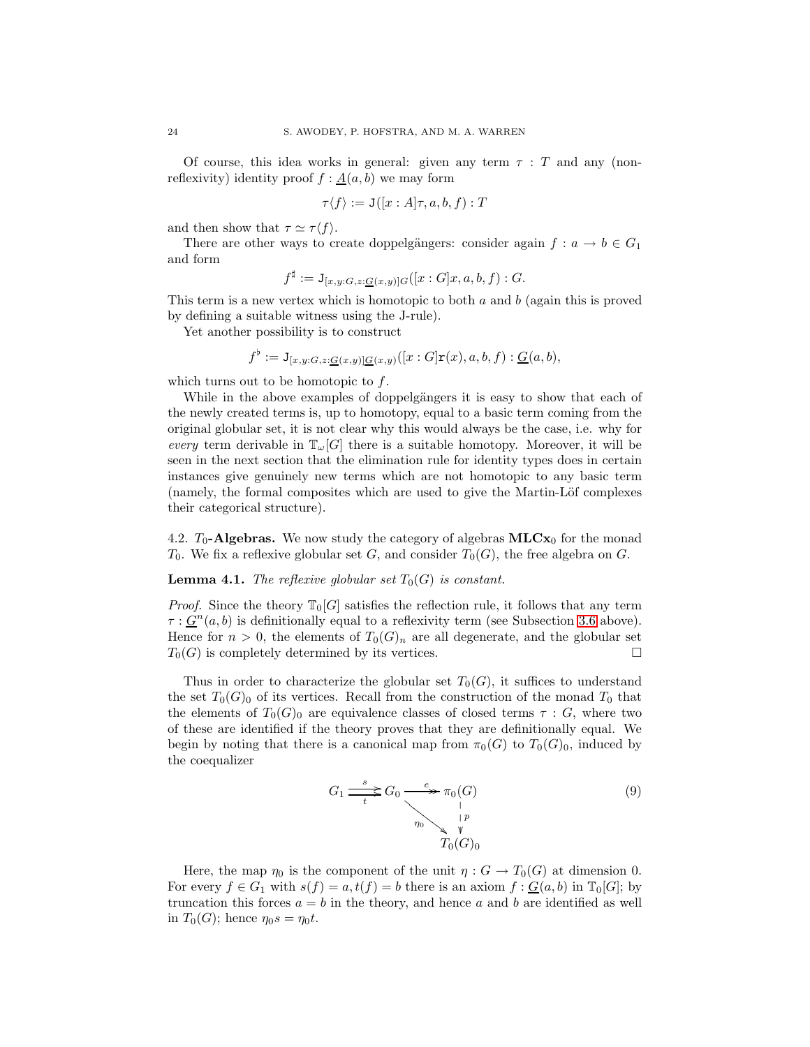Of course, this idea works in general: given any term $\tau : T$ and any (non-reflexivity) identity proof $f : \underline{A}(a, b)$ we may form

$$\tau\langle f \rangle := \mathtt{J}([x : A]\tau, a, b, f) : T$$

and then show that $\tau \simeq \tau\langle f \rangle$.

There are other ways to create doppelgängers: consider again $f : a \to b \in G_1$ and form

$$f^{\sharp} := \mathtt{J}_{[x,y:G,z:\underline{G}(x,y)]G}([x : G]x, a, b, f) : G.$$

This term is a new vertex which is homotopic to both $a$ and $b$ (again this is proved by defining a suitable witness using the J-rule).

Yet another possibility is to construct

$$f^{\flat} := \mathtt{J}_{[x,y:G,z:\underline{G}(x,y)]\underline{G}(x,y)}([x : G]\mathtt{r}(x), a, b, f) : \underline{G}(a, b),$$

which turns out to be homotopic to $f$.

While in the above examples of doppelgängers it is easy to show that each of the newly created terms is, up to homotopy, equal to a basic term coming from the original globular set, it is not clear why this would always be the case, i.e. why for *every* term derivable in $\mathbb{T}_\omega[G]$ there is a suitable homotopy. Moreover, it will be seen in the next section that the elimination rule for identity types does in certain instances give genuinely new terms which are not homotopic to any basic term (namely, the formal composites which are used to give the Martin-Löf complexes their categorical structure).

## 4.2. $T_0$-Algebras.

We now study the category of algebras $\mathbf{MLCx}_0$ for the monad $T_0$. We fix a reflexive globular set $G$, and consider $T_0(G)$, the free algebra on $G$.

**Lemma 4.1.** *The reflexive globular set $T_0(G)$ is constant.*

*Proof.* Since the theory $\mathbb{T}_0[G]$ satisfies the reflection rule, it follows that any term $\tau : \underline{G}^n(a, b)$ is definitionally equal to a reflexivity term (see Subsection 3.6 above). Hence for $n > 0$, the elements of $T_0(G)_n$ are all degenerate, and the globular set $T_0(G)$ is completely determined by its vertices. $\square$

Thus in order to characterize the globular set $T_0(G)$, it suffices to understand the set $T_0(G)_0$ of its vertices. Recall from the construction of the monad $T_0$ that the elements of $T_0(G)_0$ are equivalence classes of closed terms $\tau : G$, where two of these are identified if the theory proves that they are definitionally equal. We begin by noting that there is a canonical map from $\pi_0(G)$ to $T_0(G)_0$, induced by the coequalizer

$$\begin{array}{ccccc} G_1 & \overset{s}{\underset{t}{\rightrightarrows}} & G_0 & \overset{e}{\twoheadrightarrow} & \pi_0(G) \\ & & & \underset{\eta_0}{\searrow} & \downarrow p \\ & & & & T_0(G)_0 \end{array} \tag{9}$$

Here, the map $\eta_0$ is the component of the unit $\eta : G \to T_0(G)$ at dimension 0. For every $f \in G_1$ with $s(f) = a, t(f) = b$ there is an axiom $f : \underline{G}(a, b)$ in $\mathbb{T}_0[G]$; by truncation this forces $a = b$ in the theory, and hence $a$ and $b$ are identified as well in $T_0(G)$; hence $\eta_0 s = \eta_0 t$.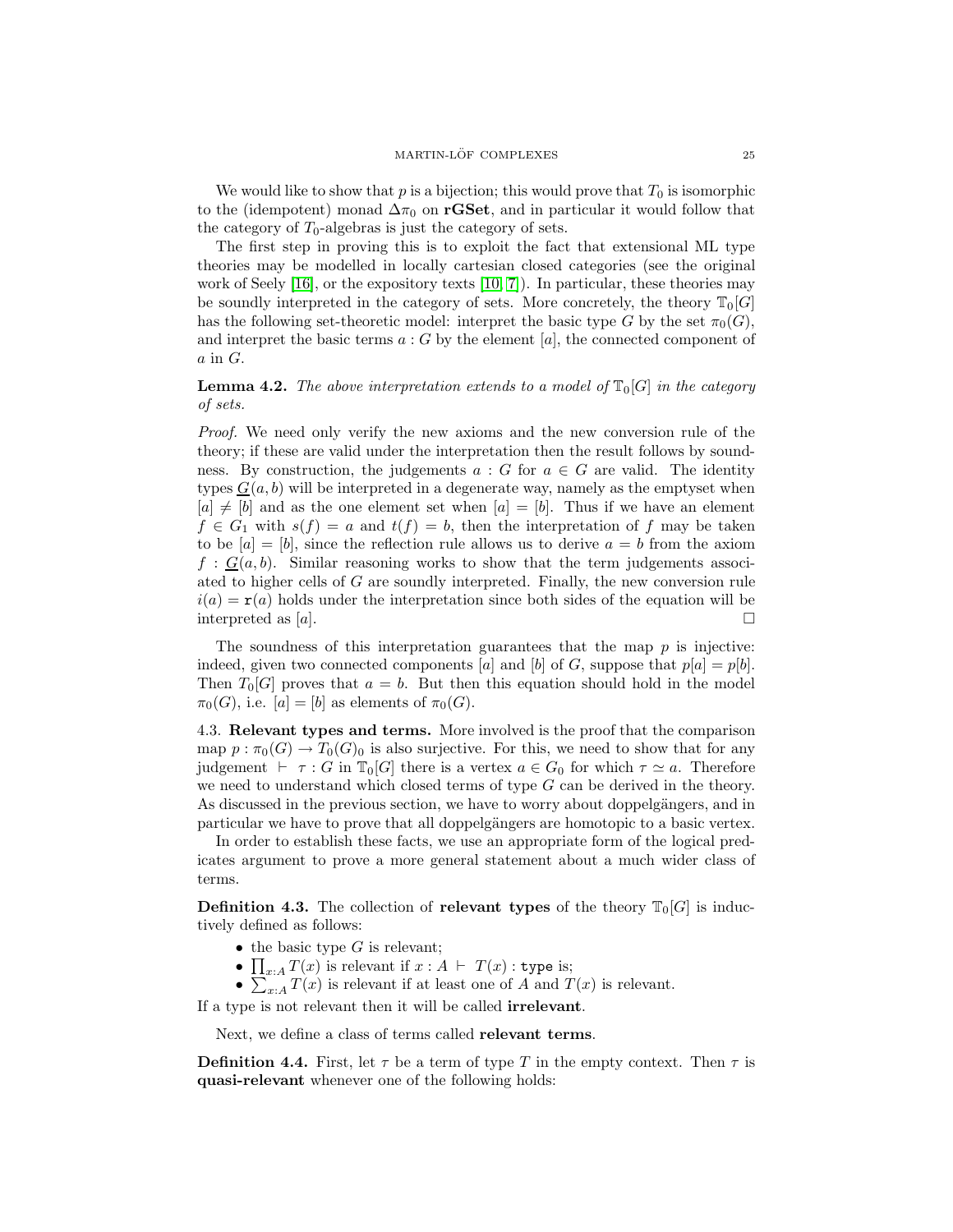We would like to show that $p$ is a bijection; this would prove that $T_0$ is isomorphic to the (idempotent) monad $\Delta\pi_0$ on **rGSet**, and in particular it would follow that the category of $T_0$-algebras is just the category of sets.

The first step in proving this is to exploit the fact that extensional ML type theories may be modelled in locally cartesian closed categories (see the original work of Seely [16], or the expository texts [10, 7]). In particular, these theories may be soundly interpreted in the category of sets. More concretely, the theory $\mathbb{T}_0[G]$ has the following set-theoretic model: interpret the basic type $G$ by the set $\pi_0(G)$, and interpret the basic terms $a : G$ by the element $[a]$, the connected component of $a$ in $G$.

**Lemma 4.2.** *The above interpretation extends to a model of $\mathbb{T}_0[G]$ in the category of sets.*

*Proof.* We need only verify the new axioms and the new conversion rule of the theory; if these are valid under the interpretation then the result follows by soundness. By construction, the judgements $a : G$ for $a \in G$ are valid. The identity types $\underline{G}(a, b)$ will be interpreted in a degenerate way, namely as the emptyset when $[a] \neq [b]$ and as the one element set when $[a] = [b]$. Thus if we have an element $f \in G_1$ with $s(f) = a$ and $t(f) = b$, then the interpretation of $f$ may be taken to be $[a] = [b]$, since the reflection rule allows us to derive $a = b$ from the axiom $f : \underline{G}(a, b)$. Similar reasoning works to show that the term judgements associated to higher cells of $G$ are soundly interpreted. Finally, the new conversion rule $i(a) = \mathtt{r}(a)$ holds under the interpretation since both sides of the equation will be interpreted as $[a]$. □

The soundness of this interpretation guarantees that the map $p$ is injective: indeed, given two connected components $[a]$ and $[b]$ of $G$, suppose that $p[a] = p[b]$. Then $T_0[G]$ proves that $a = b$. But then this equation should hold in the model $\pi_0(G)$, i.e. $[a] = [b]$ as elements of $\pi_0(G)$.

4.3. **Relevant types and terms.** More involved is the proof that the comparison map $p : \pi_0(G) \to T_0(G)_0$ is also surjective. For this, we need to show that for any judgement $\vdash\ \tau : G$ in $\mathbb{T}_0[G]$ there is a vertex $a \in G_0$ for which $\tau \simeq a$. Therefore we need to understand which closed terms of type $G$ can be derived in the theory. As discussed in the previous section, we have to worry about doppelgängers, and in particular we have to prove that all doppelgängers are homotopic to a basic vertex.

In order to establish these facts, we use an appropriate form of the logical predicates argument to prove a more general statement about a much wider class of terms.

**Definition 4.3.** The collection of **relevant types** of the theory $\mathbb{T}_0[G]$ is inductively defined as follows:

- the basic type $G$ is relevant;
- $\prod_{x:A} T(x)$ is relevant if $x : A\ \vdash\ T(x) : \mathtt{type}$ is;
- $\sum_{x:A} T(x)$ is relevant if at least one of $A$ and $T(x)$ is relevant.

If a type is not relevant then it will be called **irrelevant**.

Next, we define a class of terms called **relevant terms**.

**Definition 4.4.** First, let $\tau$ be a term of type $T$ in the empty context. Then $\tau$ is **quasi-relevant** whenever one of the following holds: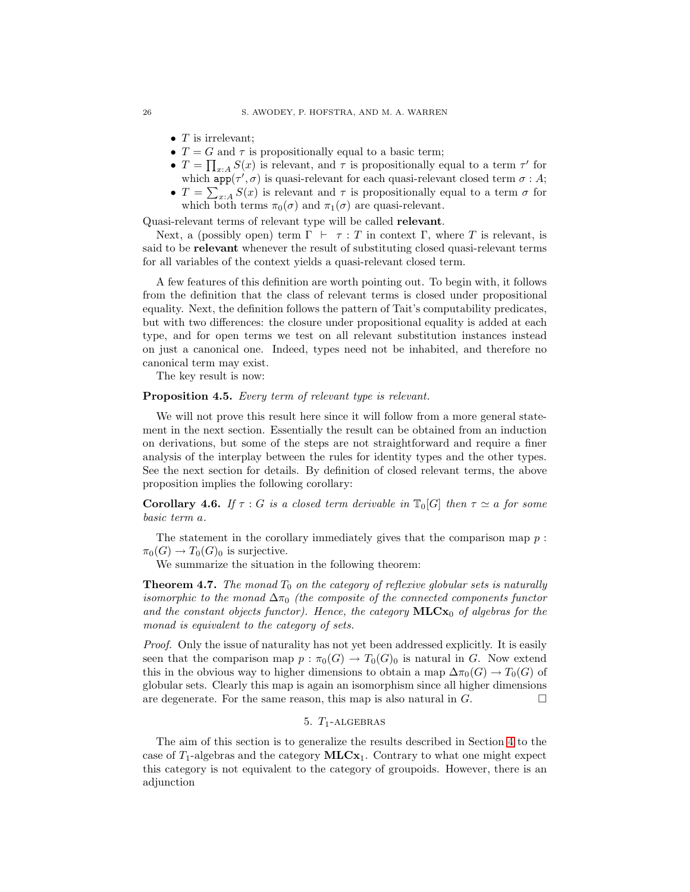- $T$ is irrelevant;
- $T = G$ and $\tau$ is propositionally equal to a basic term;
- $T = \prod_{x:A} S(x)$ is relevant, and $\tau$ is propositionally equal to a term $\tau'$ for which $\mathtt{app}(\tau', \sigma)$ is quasi-relevant for each quasi-relevant closed term $\sigma : A$;
- $T = \sum_{x:A} S(x)$ is relevant and $\tau$ is propositionally equal to a term $\sigma$ for which both terms $\pi_0(\sigma)$ and $\pi_1(\sigma)$ are quasi-relevant.

Quasi-relevant terms of relevant type will be called **relevant**.

Next, a (possibly open) term $\Gamma \vdash \tau : T$ in context $\Gamma$, where $T$ is relevant, is said to be **relevant** whenever the result of substituting closed quasi-relevant terms for all variables of the context yields a quasi-relevant closed term.

A few features of this definition are worth pointing out. To begin with, it follows from the definition that the class of relevant terms is closed under propositional equality. Next, the definition follows the pattern of Tait's computability predicates, but with two differences: the closure under propositional equality is added at each type, and for open terms we test on all relevant substitution instances instead on just a canonical one. Indeed, types need not be inhabited, and therefore no canonical term may exist.

The key result is now:

**Proposition 4.5.** *Every term of relevant type is relevant.*

We will not prove this result here since it will follow from a more general statement in the next section. Essentially the result can be obtained from an induction on derivations, but some of the steps are not straightforward and require a finer analysis of the interplay between the rules for identity types and the other types. See the next section for details. By definition of closed relevant terms, the above proposition implies the following corollary:

**Corollary 4.6.** *If $\tau : G$ is a closed term derivable in $\mathbb{T}_0[G]$ then $\tau \simeq a$ for some basic term $a$.*

The statement in the corollary immediately gives that the comparison map $p : \pi_0(G) \to T_0(G)_0$ is surjective.

We summarize the situation in the following theorem:

**Theorem 4.7.** *The monad $T_0$ on the category of reflexive globular sets is naturally isomorphic to the monad $\Delta\pi_0$ (the composite of the connected components functor and the constant objects functor). Hence, the category $\mathbf{MLCx}_0$ of algebras for the monad is equivalent to the category of sets.*

*Proof.* Only the issue of naturality has not yet been addressed explicitly. It is easily seen that the comparison map $p : \pi_0(G) \to T_0(G)_0$ is natural in $G$. Now extend this in the obvious way to higher dimensions to obtain a map $\Delta\pi_0(G) \to T_0(G)$ of globular sets. Clearly this map is again an isomorphism since all higher dimensions are degenerate. For the same reason, this map is also natural in $G$. □

## 5. $T_1$-algebras

The aim of this section is to generalize the results described in Section 4 to the case of $T_1$-algebras and the category $\mathbf{MLCx}_1$. Contrary to what one might expect this category is not equivalent to the category of groupoids. However, there is an adjunction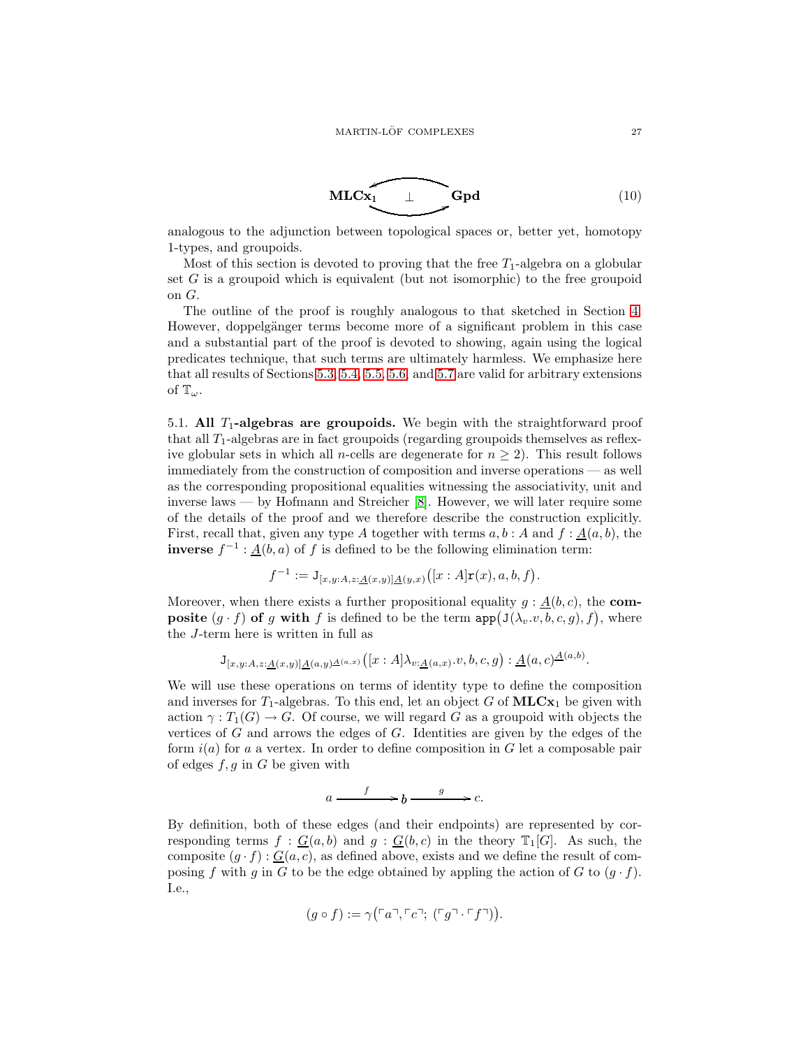$$\mathbf{MLCx_1} \underset{\longrightarrow}{\overset{\longleftarrow}{\perp}} \mathbf{Gpd} \tag{10}$$

analogous to the adjunction between topological spaces or, better yet, homotopy 1-types, and groupoids.

Most of this section is devoted to proving that the free $T_1$-algebra on a globular set $G$ is a groupoid which is equivalent (but not isomorphic) to the free groupoid on $G$.

The outline of the proof is roughly analogous to that sketched in Section 4. However, doppelgänger terms become more of a significant problem in this case and a substantial part of the proof is devoted to showing, again using the logical predicates technique, that such terms are ultimately harmless. We emphasize here that all results of Sections 5.3, 5.4, 5.5, 5.6, and 5.7 are valid for arbitrary extensions of $\mathbb{T}_\omega$.

5.1. **All $T_1$-algebras are groupoids.** We begin with the straightforward proof that all $T_1$-algebras are in fact groupoids (regarding groupoids themselves as reflexive globular sets in which all $n$-cells are degenerate for $n \geq 2$). This result follows immediately from the construction of composition and inverse operations — as well as the corresponding propositional equalities witnessing the associativity, unit and inverse laws — by Hofmann and Streicher [8]. However, we will later require some of the details of the proof and we therefore describe the construction explicitly. First, recall that, given any type $A$ together with terms $a, b : A$ and $f : \underline{A}(a,b)$, the **inverse** $f^{-1} : \underline{A}(b,a)$ of $f$ is defined to be the following elimination term:

$$f^{-1} := \mathtt{J}_{[x,y:A,z:\underline{A}(x,y)]\underline{A}(y,x)}\big([x:A]\mathtt{r}(x), a, b, f\big).$$

Moreover, when there exists a further propositional equality $g : \underline{A}(b,c)$, the **composite** $(g \cdot f)$ **of** $g$ **with** $f$ is defined to be the term $\mathtt{app}\big(\mathtt{J}(\lambda_v.v, b, c, g), f\big)$, where the $J$-term here is written in full as

$$\mathtt{J}_{[x,y:A,z:\underline{A}(x,y)]\underline{A}(a,y)^{\underline{A}(a,x)}}\big([x:A]\lambda_{v:\underline{A}(a,x)}.v, b, c, g\big) : \underline{A}(a,c)^{\underline{A}(a,b)}.$$

We will use these operations on terms of identity type to define the composition and inverses for $T_1$-algebras. To this end, let an object $G$ of $\mathbf{MLCx_1}$ be given with action $\gamma : T_1(G) \to G$. Of course, we will regard $G$ as a groupoid with objects the vertices of $G$ and arrows the edges of $G$. Identities are given by the edges of the form $i(a)$ for $a$ a vertex. In order to define composition in $G$ let a composable pair of edges $f, g$ in $G$ be given with

$$a \xrightarrow{\;f\;} b \xrightarrow{\;g\;} c.$$

By definition, both of these edges (and their endpoints) are represented by corresponding terms $f : \underline{G}(a,b)$ and $g : \underline{G}(b,c)$ in the theory $\mathbb{T}_1[G]$. As such, the composite $(g \cdot f) : \underline{G}(a,c)$, as defined above, exists and we define the result of composing $f$ with $g$ in $G$ to be the edge obtained by appling the action of $G$ to $(g \cdot f)$. I.e.,

$$(g \circ f) := \gamma\big(\ulcorner a \urcorner, \ulcorner c \urcorner;\ (\ulcorner g \urcorner \cdot \ulcorner f \urcorner)\big).$$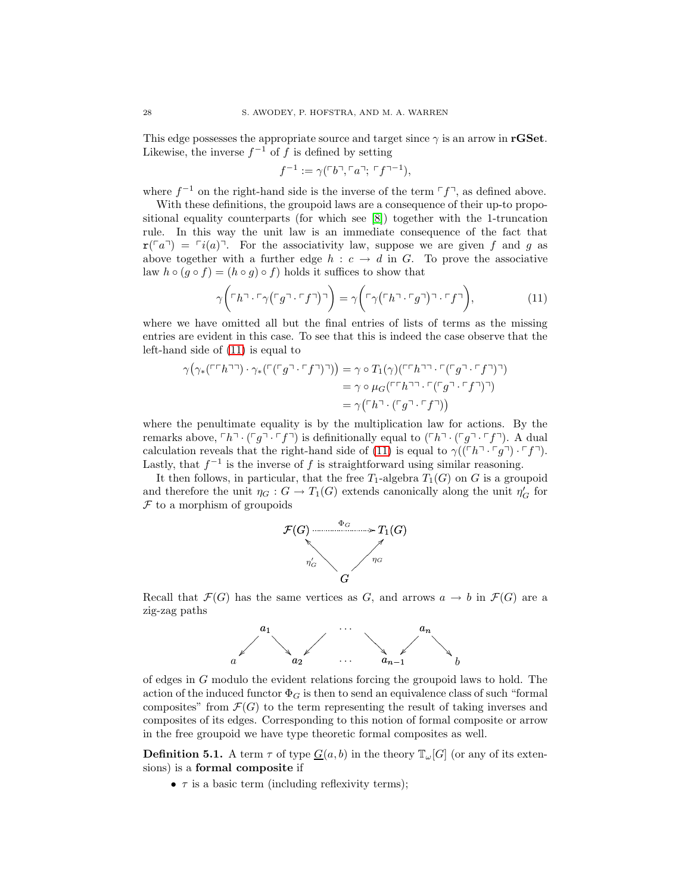This edge possesses the appropriate source and target since $\gamma$ is an arrow in **rGSet**. Likewise, the inverse $f^{-1}$ of $f$ is defined by setting

$$f^{-1} := \gamma(\ulcorner b \urcorner, \ulcorner a \urcorner;\ \ulcorner f \urcorner^{-1}),$$

where $f^{-1}$ on the right-hand side is the inverse of the term $\ulcorner f \urcorner$, as defined above.

With these definitions, the groupoid laws are a consequence of their up-to propositional equality counterparts (for which see [8]) together with the 1-truncation rule. In this way the unit law is an immediate consequence of the fact that $\mathtt{r}(\ulcorner a \urcorner) = \ulcorner i(a) \urcorner$. For the associativity law, suppose we are given $f$ and $g$ as above together with a further edge $h : c \to d$ in $G$. To prove the associative law $h \circ (g \circ f) = (h \circ g) \circ f)$ holds it suffices to show that

$$\gamma\Big(\ulcorner h \urcorner \cdot \ulcorner \gamma\big(\ulcorner g \urcorner \cdot \ulcorner f \urcorner\big) \urcorner\Big) = \gamma\Big(\ulcorner \gamma\big(\ulcorner h \urcorner \cdot \ulcorner g \urcorner\big) \urcorner \cdot \ulcorner f \urcorner\Big), \tag{11}$$

where we have omitted all but the final entries of lists of terms as the missing entries are evident in this case. To see that this is indeed the case observe that the left-hand side of (11) is equal to

$$\begin{aligned}
\gamma\big(\gamma_*(\ulcorner \ulcorner h \urcorner \urcorner) \cdot \gamma_*(\ulcorner (\ulcorner g \urcorner \cdot \ulcorner f \urcorner) \urcorner)\big) &= \gamma \circ T_1(\gamma)(\ulcorner \ulcorner h \urcorner \urcorner \cdot \ulcorner (\ulcorner g \urcorner \cdot \ulcorner f \urcorner) \urcorner) \\
&= \gamma \circ \mu_G(\ulcorner \ulcorner h \urcorner \urcorner \cdot \ulcorner (\ulcorner g \urcorner \cdot \ulcorner f \urcorner) \urcorner) \\
&= \gamma\big(\ulcorner h \urcorner \cdot (\ulcorner g \urcorner \cdot \ulcorner f \urcorner)\big)
\end{aligned}$$

where the penultimate equality is by the multiplication law for actions. By the remarks above, $\ulcorner h \urcorner \cdot (\ulcorner g \urcorner \cdot \ulcorner f \urcorner)$ is definitionally equal to $(\ulcorner h \urcorner \cdot (\ulcorner g \urcorner \cdot \ulcorner f \urcorner)$. A dual calculation reveals that the right-hand side of (11) is equal to $\gamma((\ulcorner h \urcorner \cdot \ulcorner g \urcorner) \cdot \ulcorner f \urcorner)$. Lastly, that $f^{-1}$ is the inverse of $f$ is straightforward using similar reasoning.

It then follows, in particular, that the free $T_1$-algebra $T_1(G)$ on $G$ is a groupoid and therefore the unit $\eta_G : G \to T_1(G)$ extends canonically along the unit $\eta'_G$ for $\mathcal{F}$ to a morphism of groupoids

$$\begin{array}{ccc}
\mathcal{F}(G) & \overset{\Phi_G}{\dashrightarrow} & T_1(G) \\
& {}_{\eta'_G}\nwarrow \quad \nearrow_{\eta_G} & \\
& G &
\end{array}$$

Recall that $\mathcal{F}(G)$ has the same vertices as $G$, and arrows $a \to b$ in $\mathcal{F}(G)$ are a zig-zag paths

$$a \leftarrow a_1 \rightarrow a_2 \leftarrow \cdots \rightarrow a_{n-1} \leftarrow a_n \rightarrow b$$

of edges in $G$ modulo the evident relations forcing the groupoid laws to hold. The action of the induced functor $\Phi_G$ is then to send an equivalence class of such "formal composites" from $\mathcal{F}(G)$ to the term representing the result of taking inverses and composites of its edges. Corresponding to this notion of formal composite or arrow in the free groupoid we have type theoretic formal composites as well.

**Definition 5.1.** A term $\tau$ of type $\underline{G}(a, b)$ in the theory $\mathbb{T}_\omega[G]$ (or any of its extensions) is a **formal composite** if

- $\tau$ is a basic term (including reflexivity terms);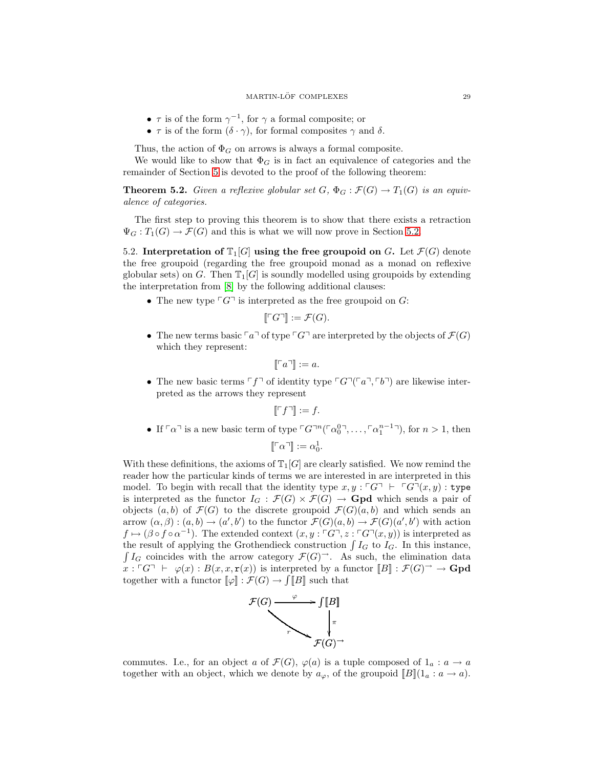- $\tau$ is of the form $\gamma^{-1}$, for $\gamma$ a formal composite; or
- $\tau$ is of the form $(\delta \cdot \gamma)$, for formal composites $\gamma$ and $\delta$.

Thus, the action of $\Phi_G$ on arrows is always a formal composite.

We would like to show that $\Phi_G$ is in fact an equivalence of categories and the remainder of Section 5 is devoted to the proof of the following theorem:

**Theorem 5.2.** *Given a reflexive globular set $G$, $\Phi_G : \mathcal{F}(G) \to T_1(G)$ is an equivalence of categories.*

The first step to proving this theorem is to show that there exists a retraction $\Psi_G : T_1(G) \to \mathcal{F}(G)$ and this is what we will now prove in Section 5.2.

5.2. **Interpretation of $\mathbb{T}_1[G]$ using the free groupoid on $G$.** Let $\mathcal{F}(G)$ denote the free groupoid (regarding the free groupoid monad as a monad on reflexive globular sets) on $G$. Then $\mathbb{T}_1[G]$ is soundly modelled using groupoids by extending the interpretation from [8] by the following additional clauses:

- The new type $\ulcorner G \urcorner$ is interpreted as the free groupoid on $G$:
$$[\![\ulcorner G \urcorner]\!] := \mathcal{F}(G).$$
- The new terms basic $\ulcorner a \urcorner$ of type $\ulcorner G \urcorner$ are interpreted by the objects of $\mathcal{F}(G)$ which they represent:
$$[\![\ulcorner a \urcorner]\!] := a.$$
- The new basic terms $\ulcorner f \urcorner$ of identity type $\ulcorner G \urcorner(\ulcorner a \urcorner, \ulcorner b \urcorner)$ are likewise interpreted as the arrows they represent
$$[\![\ulcorner f \urcorner]\!] := f.$$
- If $\ulcorner \alpha \urcorner$ is a new basic term of type $\ulcorner G \urcorner^n(\ulcorner \alpha_0^0 \urcorner, \ldots, \ulcorner \alpha_1^{n-1} \urcorner)$, for $n > 1$, then
$$[\![\ulcorner \alpha \urcorner]\!] := \alpha_0^1.$$

With these definitions, the axioms of $\mathbb{T}_1[G]$ are clearly satisfied. We now remind the reader how the particular kinds of terms we are interested in are interpreted in this model. To begin with recall that the identity type $x, y : \ulcorner G \urcorner \vdash \ulcorner G \urcorner(x, y) : \mathtt{type}$ is interpreted as the functor $I_G : \mathcal{F}(G) \times \mathcal{F}(G) \to \mathbf{Gpd}$ which sends a pair of objects $(a, b)$ of $\mathcal{F}(G)$ to the discrete groupoid $\mathcal{F}(G)(a, b)$ and which sends an arrow $(\alpha, \beta) : (a, b) \to (a', b')$ to the functor $\mathcal{F}(G)(a, b) \to \mathcal{F}(G)(a', b')$ with action $f \mapsto (\beta \circ f \circ \alpha^{-1})$. The extended context $(x, y : \ulcorner G \urcorner, z : \ulcorner G \urcorner(x, y))$ is interpreted as the result of applying the Grothendieck construction $\int I_G$ to $I_G$. In this instance, $\int I_G$ coincides with the arrow category $\mathcal{F}(G)^{\to}$. As such, the elimination data $x : \ulcorner G \urcorner \vdash \varphi(x) : B(x, x, \mathtt{r}(x))$ is interpreted by a functor $[\![B]\!] : \mathcal{F}(G)^{\to} \to \mathbf{Gpd}$ together with a functor $[\![\varphi]\!] : \mathcal{F}(G) \to \int [\![B]\!]$ such that

$$\begin{array}{ccc} \mathcal{F}(G) & \xrightarrow{\varphi} & \int [\![B]\!] \\ & \searrow_{r} & \downarrow \pi \\ & & \mathcal{F}(G)^{\to} \end{array}$$

commutes. I.e., for an object $a$ of $\mathcal{F}(G)$, $\varphi(a)$ is a tuple composed of $1_a : a \to a$ together with an object, which we denote by $a_\varphi$, of the groupoid $[\![B]\!](1_a : a \to a)$.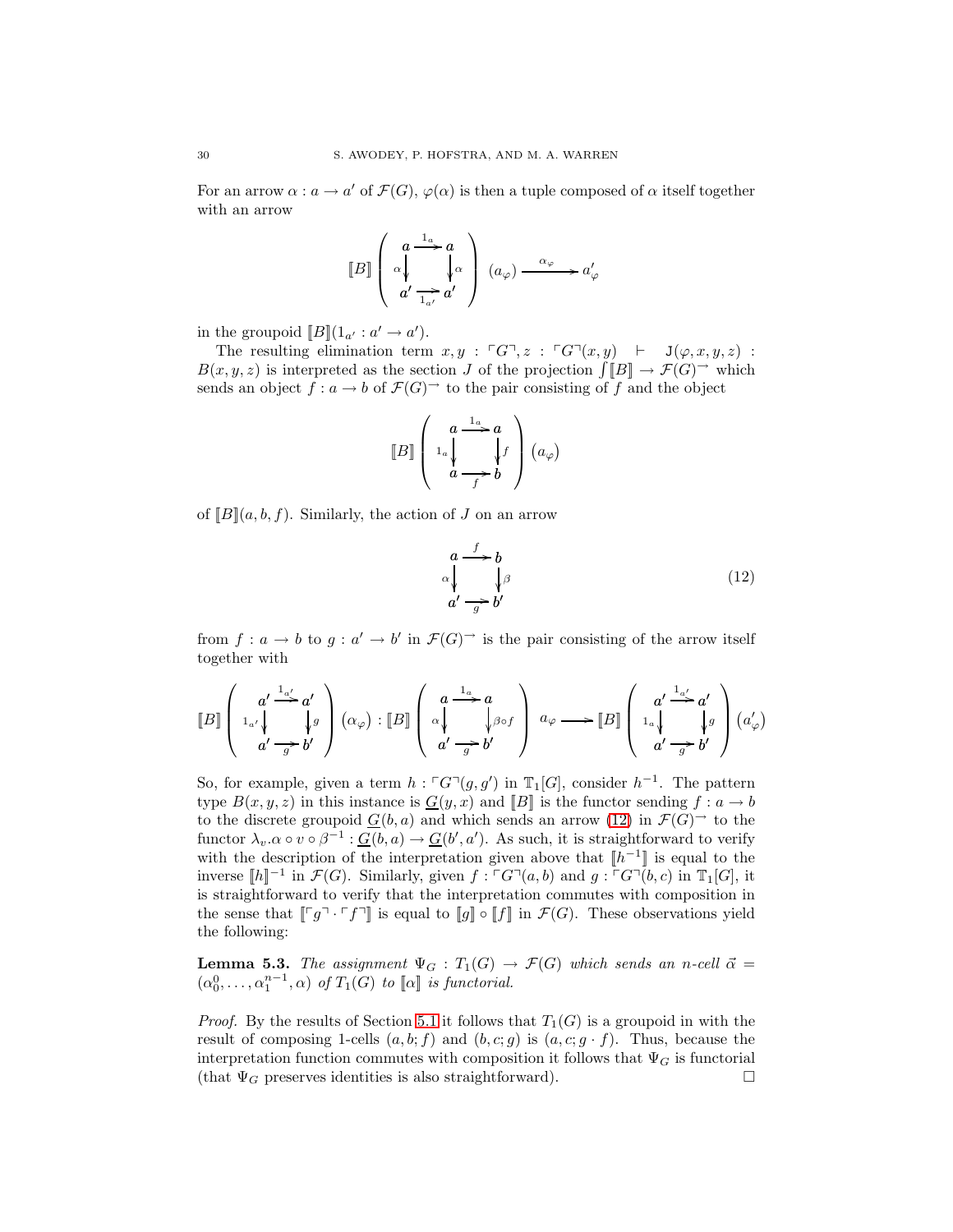For an arrow $\alpha : a \to a'$ of $\mathcal{F}(G)$, $\varphi(\alpha)$ is then a tuple composed of $\alpha$ itself together with an arrow

$$[\![B]\!]\left(\begin{array}{ccc} a & \xrightarrow{1_a} & a \\ {\scriptstyle\alpha}\downarrow & & \downarrow{\scriptstyle\alpha} \\ a' & \xrightarrow[1_{a'}]{} & a' \end{array}\right)(a_\varphi) \xrightarrow{\alpha_\varphi} a'_\varphi$$

in the groupoid $[\![B]\!](1_{a'} : a' \to a')$.

The resulting elimination term $x, y : \ulcorner G \urcorner, z : \ulcorner G \urcorner(x, y) \vdash \mathtt{J}(\varphi, x, y, z) : B(x, y, z)$ is interpreted as the section $J$ of the projection $\int [\![B]\!] \to \mathcal{F}(G)^{\to}$ which sends an object $f : a \to b$ of $\mathcal{F}(G)^{\to}$ to the pair consisting of $f$ and the object

$$[\![B]\!]\left(\begin{array}{ccc} a & \xrightarrow{1_a} & a \\ {\scriptstyle 1_a}\downarrow & & \downarrow{\scriptstyle f} \\ a & \xrightarrow[f]{} & b \end{array}\right)(a_\varphi)$$

of $[\![B]\!](a, b, f)$. Similarly, the action of $J$ on an arrow

$$\begin{array}{ccc} a & \xrightarrow{f} & b \\ {\scriptstyle\alpha}\downarrow & & \downarrow{\scriptstyle\beta} \\ a' & \xrightarrow[g]{} & b' \end{array} \tag{12}$$

from $f : a \to b$ to $g : a' \to b'$ in $\mathcal{F}(G)^{\to}$ is the pair consisting of the arrow itself together with

$$[\![B]\!]\left(\begin{array}{ccc} a' & \xrightarrow{1_{a'}} & a' \\ {\scriptstyle 1_{a'}}\downarrow & & \downarrow{\scriptstyle g} \\ a' & \xrightarrow[g]{} & b' \end{array}\right)(\alpha_\varphi) : [\![B]\!]\left(\begin{array}{ccc} a & \xrightarrow{1_a} & a \\ {\scriptstyle\alpha}\downarrow & & \downarrow{\scriptstyle\beta\circ f} \\ a' & \xrightarrow[g]{} & b' \end{array}\right) a_\varphi \longrightarrow [\![B]\!]\left(\begin{array}{ccc} a' & \xrightarrow{1_{a'}} & a' \\ {\scriptstyle 1_a}\downarrow & & \downarrow{\scriptstyle g} \\ a' & \xrightarrow[g]{} & b' \end{array}\right)(a'_\varphi)$$

So, for example, given a term $h : \ulcorner G \urcorner(g, g')$ in $\mathbb{T}_1[G]$, consider $h^{-1}$. The pattern type $B(x, y, z)$ in this instance is $\underline{G}(y, x)$ and $[\![B]\!]$ is the functor sending $f : a \to b$ to the discrete groupoid $\underline{G}(b, a)$ and which sends an arrow (12) in $\mathcal{F}(G)^{\to}$ to the functor $\lambda_v.\alpha \circ v \circ \beta^{-1} : \underline{G}(b, a) \to \underline{G}(b', a')$. As such, it is straightforward to verify with the description of the interpretation given above that $[\![h^{-1}]\!]$ is equal to the inverse $[\![h]\!]^{-1}$ in $\mathcal{F}(G)$. Similarly, given $f : \ulcorner G \urcorner(a, b)$ and $g : \ulcorner G \urcorner(b, c)$ in $\mathbb{T}_1[G]$, it is straightforward to verify that the interpretation commutes with composition in the sense that $[\![\ulcorner g \urcorner \cdot \ulcorner f \urcorner]\!]$ is equal to $[\![g]\!] \circ [\![f]\!]$ in $\mathcal{F}(G)$. These observations yield the following:

**Lemma 5.3.** *The assignment $\Psi_G : T_1(G) \to \mathcal{F}(G)$ which sends an $n$-cell $\vec{\alpha} = (\alpha_0^0, \ldots, \alpha_1^{n-1}, \alpha)$ of $T_1(G)$ to $[\![\alpha]\!]$ is functorial.*

*Proof.* By the results of Section 5.1 it follows that $T_1(G)$ is a groupoid in with the result of composing 1-cells $(a, b; f)$ and $(b, c; g)$ is $(a, c; g \cdot f)$. Thus, because the interpretation function commutes with composition it follows that $\Psi_G$ is functorial (that $\Psi_G$ preserves identities is also straightforward). $\square$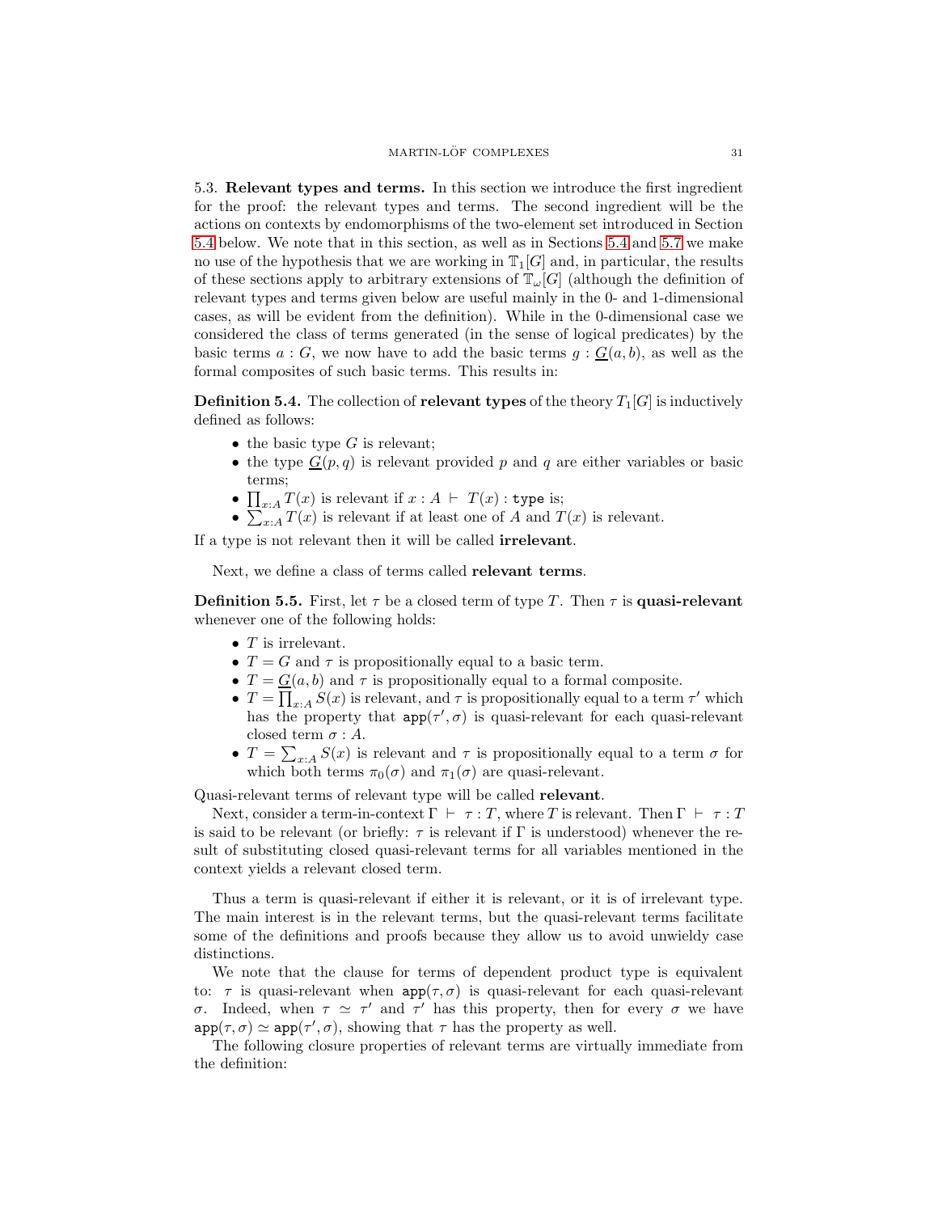5.3. **Relevant types and terms.** In this section we introduce the first ingredient for the proof: the relevant types and terms. The second ingredient will be the actions on contexts by endomorphisms of the two-element set introduced in Section 5.4 below. We note that in this section, as well as in Sections 5.4 and 5.7 we make no use of the hypothesis that we are working in $\mathbb{T}_1[G]$ and, in particular, the results of these sections apply to arbitrary extensions of $\mathbb{T}_\omega[G]$ (although the definition of relevant types and terms given below are useful mainly in the 0- and 1-dimensional cases, as will be evident from the definition). While in the 0-dimensional case we considered the class of terms generated (in the sense of logical predicates) by the basic terms $a : G$, we now have to add the basic terms $g : \underline{G}(a, b)$, as well as the formal composites of such basic terms. This results in:

**Definition 5.4.** The collection of **relevant types** of the theory $T_1[G]$ is inductively defined as follows:

- the basic type $G$ is relevant;
- the type $\underline{G}(p, q)$ is relevant provided $p$ and $q$ are either variables or basic terms;
- $\prod_{x:A} T(x)$ is relevant if $x : A \vdash T(x) : \mathtt{type}$ is;
- $\sum_{x:A} T(x)$ is relevant if at least one of $A$ and $T(x)$ is relevant.

If a type is not relevant then it will be called **irrelevant**.

Next, we define a class of terms called **relevant terms**.

**Definition 5.5.** First, let $\tau$ be a closed term of type $T$. Then $\tau$ is **quasi-relevant** whenever one of the following holds:

- $T$ is irrelevant.
- $T = G$ and $\tau$ is propositionally equal to a basic term.
- $T = \underline{G}(a, b)$ and $\tau$ is propositionally equal to a formal composite.
- $T = \prod_{x:A} S(x)$ is relevant, and $\tau$ is propositionally equal to a term $\tau'$ which has the property that $\mathtt{app}(\tau', \sigma)$ is quasi-relevant for each quasi-relevant closed term $\sigma : A$.
- $T = \sum_{x:A} S(x)$ is relevant and $\tau$ is propositionally equal to a term $\sigma$ for which both terms $\pi_0(\sigma)$ and $\pi_1(\sigma)$ are quasi-relevant.

Quasi-relevant terms of relevant type will be called **relevant**.

Next, consider a term-in-context $\Gamma \vdash \tau : T$, where $T$ is relevant. Then $\Gamma \vdash \tau : T$ is said to be relevant (or briefly: $\tau$ is relevant if $\Gamma$ is understood) whenever the result of substituting closed quasi-relevant terms for all variables mentioned in the context yields a relevant closed term.

Thus a term is quasi-relevant if either it is relevant, or it is of irrelevant type. The main interest is in the relevant terms, but the quasi-relevant terms facilitate some of the definitions and proofs because they allow us to avoid unwieldy case distinctions.

We note that the clause for terms of dependent product type is equivalent to: $\tau$ is quasi-relevant when $\mathtt{app}(\tau, \sigma)$ is quasi-relevant for each quasi-relevant $\sigma$. Indeed, when $\tau \simeq \tau'$ and $\tau'$ has this property, then for every $\sigma$ we have $\mathtt{app}(\tau, \sigma) \simeq \mathtt{app}(\tau', \sigma)$, showing that $\tau$ has the property as well.

The following closure properties of relevant terms are virtually immediate from the definition: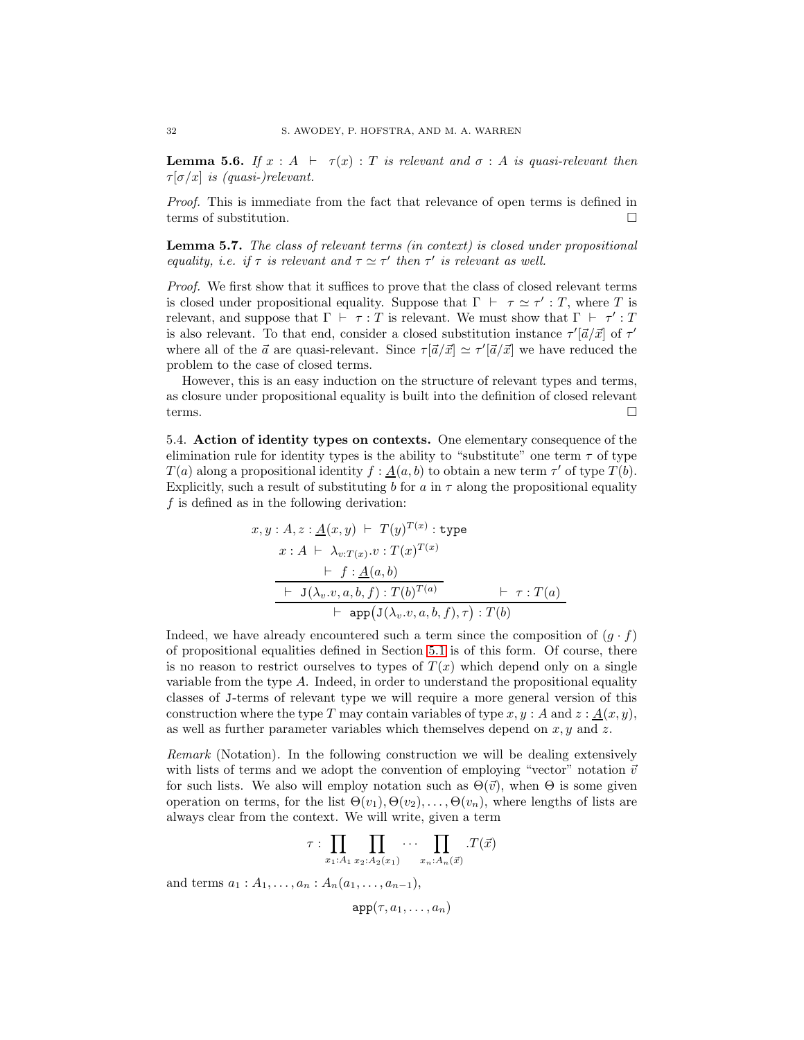**Lemma 5.6.** *If $x : A \vdash \tau(x) : T$ is relevant and $\sigma : A$ is quasi-relevant then $\tau[\sigma/x]$ is (quasi-)relevant.*

*Proof.* This is immediate from the fact that relevance of open terms is defined in terms of substitution. $\square$

**Lemma 5.7.** *The class of relevant terms (in context) is closed under propositional equality, i.e. if $\tau$ is relevant and $\tau \simeq \tau'$ then $\tau'$ is relevant as well.*

*Proof.* We first show that it suffices to prove that the class of closed relevant terms is closed under propositional equality. Suppose that $\Gamma \vdash \tau \simeq \tau' : T$, where $T$ is relevant, and suppose that $\Gamma \vdash \tau : T$ is relevant. We must show that $\Gamma \vdash \tau' : T$ is also relevant. To that end, consider a closed substitution instance $\tau'[\vec{a}/\vec{x}]$ of $\tau'$ where all of the $\vec{a}$ are quasi-relevant. Since $\tau[\vec{a}/\vec{x}] \simeq \tau'[\vec{a}/\vec{x}]$ we have reduced the problem to the case of closed terms.

However, this is an easy induction on the structure of relevant types and terms, as closure under propositional equality is built into the definition of closed relevant terms. $\square$

5.4. **Action of identity types on contexts.** One elementary consequence of the elimination rule for identity types is the ability to "substitute" one term $\tau$ of type $T(a)$ along a propositional identity $f : \underline{A}(a, b)$ to obtain a new term $\tau'$ of type $T(b)$. Explicitly, such a result of substituting $b$ for $a$ in $\tau$ along the propositional equality $f$ is defined as in the following derivation:

$$
\cfrac{\cfrac{\begin{array}{c} x, y : A, z : \underline{A}(x, y) \vdash T(y)^{T(x)} : \mathtt{type} \\ x : A \vdash \lambda_{v:T(x)}.v : T(x)^{T(x)} \\ \vdash f : \underline{A}(a, b) \end{array}}{\vdash \mathtt{J}(\lambda_v.v, a, b, f) : T(b)^{T(a)}} \qquad \vdash \tau : T(a)}{\vdash \mathtt{app}\big(\mathtt{J}(\lambda_v.v, a, b, f), \tau\big) : T(b)}
$$

Indeed, we have already encountered such a term since the composition of $(g \cdot f)$ of propositional equalities defined in Section 5.1 is of this form. Of course, there is no reason to restrict ourselves to types of $T(x)$ which depend only on a single variable from the type $A$. Indeed, in order to understand the propositional equality classes of $\mathtt{J}$-terms of relevant type we will require a more general version of this construction where the type $T$ may contain variables of type $x, y : A$ and $z : \underline{A}(x, y)$, as well as further parameter variables which themselves depend on $x, y$ and $z$.

*Remark* (Notation). In the following construction we will be dealing extensively with lists of terms and we adopt the convention of employing "vector" notation $\vec{v}$ for such lists. We also will employ notation such as $\Theta(\vec{v})$, when $\Theta$ is some given operation on terms, for the list $\Theta(v_1), \Theta(v_2), \ldots, \Theta(v_n)$, where lengths of lists are always clear from the context. We will write, given a term

$$
\tau : \prod_{x_1:A_1} \prod_{x_2:A_2(x_1)} \cdots \prod_{x_n:A_n(\vec{x})} .T(\vec{x})
$$

and terms $a_1 : A_1, \ldots, a_n : A_n(a_1, \ldots, a_{n-1})$,

$$
\mathtt{app}(\tau, a_1, \ldots, a_n)
$$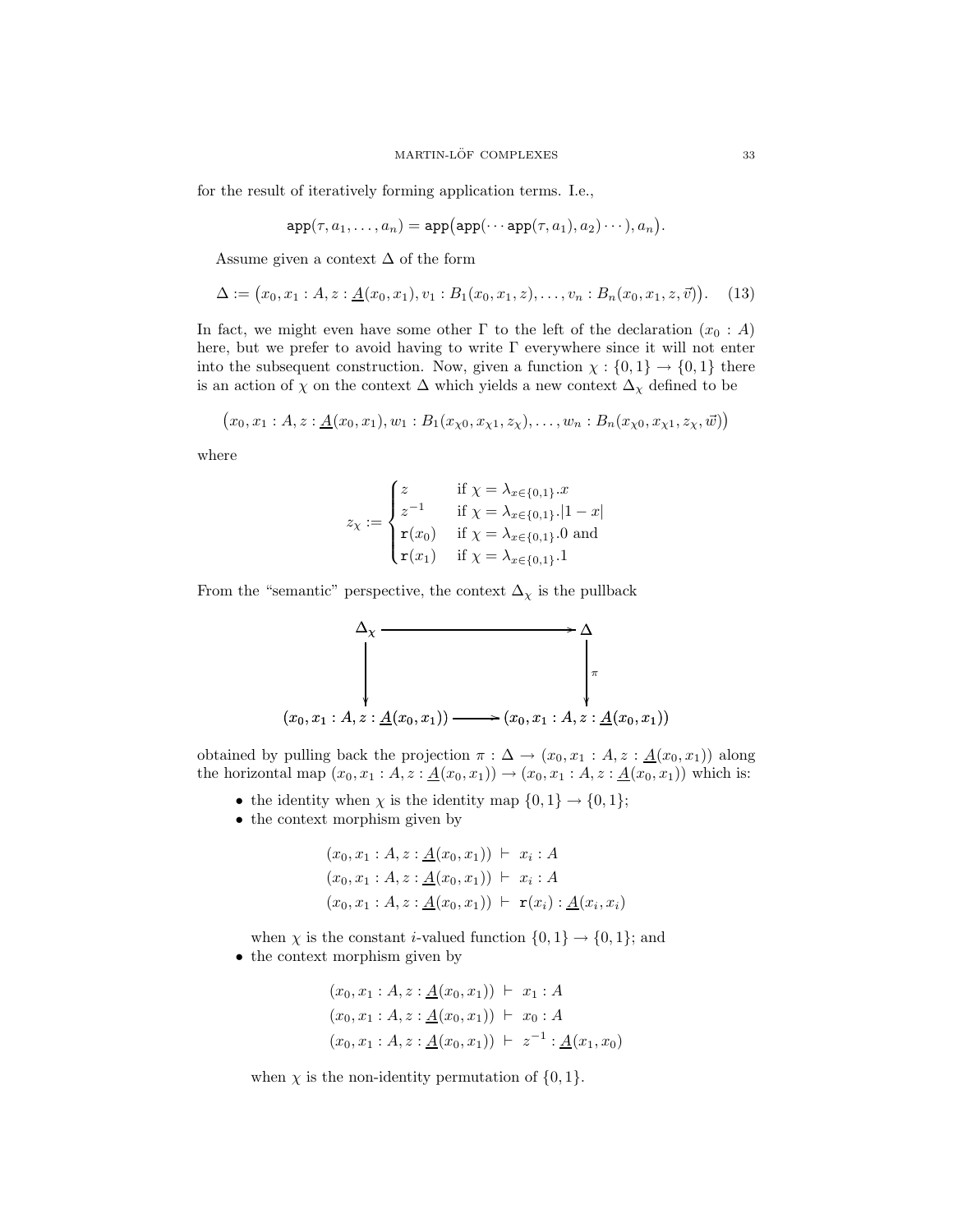for the result of iteratively forming application terms. I.e.,

$$\mathtt{app}(\tau, a_1, \ldots, a_n) = \mathtt{app}\big(\mathtt{app}(\cdots \mathtt{app}(\tau, a_1), a_2)\cdots), a_n\big).$$

Assume given a context $\Delta$ of the form

$$\Delta := \big(x_0, x_1 : A, z : \underline{A}(x_0, x_1), v_1 : B_1(x_0, x_1, z), \ldots, v_n : B_n(x_0, x_1, z, \vec{v})\big). \quad (13)$$

In fact, we might even have some other $\Gamma$ to the left of the declaration $(x_0 : A)$ here, but we prefer to avoid having to write $\Gamma$ everywhere since it will not enter into the subsequent construction. Now, given a function $\chi : \{0,1\} \to \{0,1\}$ there is an action of $\chi$ on the context $\Delta$ which yields a new context $\Delta_\chi$ defined to be

$$\big(x_0, x_1 : A, z : \underline{A}(x_0, x_1), w_1 : B_1(x_{\chi 0}, x_{\chi 1}, z_\chi), \ldots, w_n : B_n(x_{\chi 0}, x_{\chi 1}, z_\chi, \vec{w})\big)$$

where

$$z_\chi := \begin{cases} z & \text{if } \chi = \lambda_{x \in \{0,1\}}.x \\ z^{-1} & \text{if } \chi = \lambda_{x \in \{0,1\}}.|1 - x| \\ \mathtt{r}(x_0) & \text{if } \chi = \lambda_{x \in \{0,1\}}.0 \text{ and} \\ \mathtt{r}(x_1) & \text{if } \chi = \lambda_{x \in \{0,1\}}.1 \end{cases}$$

From the "semantic" perspective, the context $\Delta_\chi$ is the pullback

$$\begin{array}{ccc} \Delta_\chi & \longrightarrow & \Delta \\ \downarrow & & \downarrow \pi \\ (x_0, x_1 : A, z : \underline{A}(x_0, x_1)) & \longrightarrow & (x_0, x_1 : A, z : \underline{A}(x_0, x_1)) \end{array}$$

obtained by pulling back the projection $\pi : \Delta \to (x_0, x_1 : A, z : \underline{A}(x_0, x_1))$ along the horizontal map $(x_0, x_1 : A, z : \underline{A}(x_0, x_1)) \to (x_0, x_1 : A, z : \underline{A}(x_0, x_1))$ which is:

- the identity when $\chi$ is the identity map $\{0,1\} \to \{0,1\}$;
- the context morphism given by

$$\begin{aligned} (x_0, x_1 : A, z : \underline{A}(x_0, x_1)) &\vdash x_i : A \\ (x_0, x_1 : A, z : \underline{A}(x_0, x_1)) &\vdash x_i : A \\ (x_0, x_1 : A, z : \underline{A}(x_0, x_1)) &\vdash \mathtt{r}(x_i) : \underline{A}(x_i, x_i) \end{aligned}$$

  when $\chi$ is the constant $i$-valued function $\{0,1\} \to \{0,1\}$; and
- the context morphism given by

$$\begin{aligned} (x_0, x_1 : A, z : \underline{A}(x_0, x_1)) &\vdash x_1 : A \\ (x_0, x_1 : A, z : \underline{A}(x_0, x_1)) &\vdash x_0 : A \\ (x_0, x_1 : A, z : \underline{A}(x_0, x_1)) &\vdash z^{-1} : \underline{A}(x_1, x_0) \end{aligned}$$

  when $\chi$ is the non-identity permutation of $\{0,1\}$.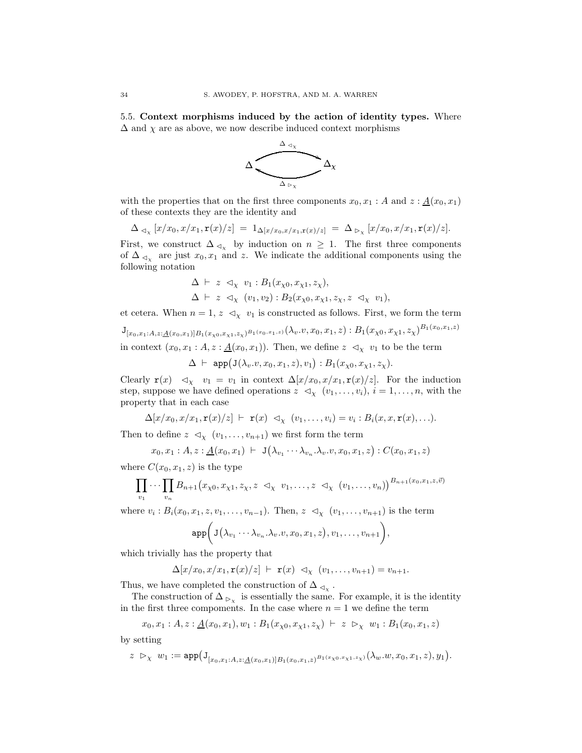**5.5. Context morphisms induced by the action of identity types.** Where $\Delta$ and $\chi$ are as above, we now describe induced context morphisms

$$\Delta \underset{\Delta_{\rhd_\chi}}{\overset{\Delta_{\lhd_\chi}}{\rightleftarrows}} \Delta_\chi$$

with the properties that on the first three components $x_0, x_1 : A$ and $z : \underline{A}(x_0, x_1)$ of these contexts they are the identity and

$$\Delta_{\lhd_\chi}[x/x_0, x/x_1, \mathtt{r}(x)/z] \;=\; 1_{\Delta[x/x_0,x/x_1,\mathtt{r}(x)/z]} \;=\; \Delta_{\rhd_\chi}[x/x_0, x/x_1, \mathtt{r}(x)/z].$$

First, we construct $\Delta_{\lhd_\chi}$ by induction on $n \geq 1$. The first three components of $\Delta_{\lhd_\chi}$ are just $x_0, x_1$ and $z$. We indicate the additional components using the following notation

$$\Delta \;\vdash\; z \;\lhd_\chi\; v_1 : B_1(x_{\chi 0}, x_{\chi 1}, z_\chi),$$
$$\Delta \;\vdash\; z \;\lhd_\chi\; (v_1, v_2) : B_2(x_{\chi 0}, x_{\chi 1}, z_\chi, z \;\lhd_\chi\; v_1),$$

et cetera. When $n = 1$, $z \;\lhd_\chi\; v_1$ is constructed as follows. First, we form the term

$$\mathtt{J}_{[x_0,x_1:A,z:\underline{A}(x_0,x_1)]B_1(x_{\chi 0},x_{\chi 1},z_\chi)^{B_1(x_0,x_1,z)}}(\lambda_v.v, x_0, x_1, z) : B_1(x_{\chi 0}, x_{\chi 1}, z_\chi)^{B_1(x_0,x_1,z)}$$

in context $(x_0, x_1 : A, z : \underline{A}(x_0, x_1))$. Then, we define $z \;\lhd_\chi\; v_1$ to be the term

$$\Delta \;\vdash\; \mathtt{app}\big(\mathtt{J}(\lambda_v.v, x_0, x_1, z), v_1\big) : B_1(x_{\chi 0}, x_{\chi 1}, z_\chi).$$

Clearly $\mathtt{r}(x) \;\;\lhd_\chi\;\; v_1 = v_1$ in context $\Delta[x/x_0, x/x_1, \mathtt{r}(x)/z]$. For the induction step, suppose we have defined operations $z \;\lhd_\chi\; (v_1, \ldots, v_i)$, $i = 1, \ldots, n$, with the property that in each case

$$\Delta[x/x_0, x/x_1, \mathtt{r}(x)/z] \;\vdash\; \mathtt{r}(x) \;\lhd_\chi\; (v_1, \ldots, v_i) = v_i : B_i(x, x, \mathtt{r}(x), \ldots).$$

Then to define $z \;\lhd_\chi\; (v_1, \ldots, v_{n+1})$ we first form the term

$$x_0, x_1 : A, z : \underline{A}(x_0, x_1) \;\vdash\; \mathtt{J}\big(\lambda_{v_1} \cdots \lambda_{v_n}.\lambda_v.v, x_0, x_1, z\big) : C(x_0, x_1, z)$$

where $C(x_0, x_1, z)$ is the type

$$\prod_{v_1} \cdots \prod_{v_n} B_{n+1}\big(x_{\chi 0}, x_{\chi 1}, z_\chi, z \;\lhd_\chi\; v_1, \ldots, z \;\lhd_\chi\; (v_1, \ldots, v_n)\big)^{B_{n+1}(x_0,x_1,z,\vec{v})}$$

where $v_i : B_i(x_0, x_1, z, v_1, \ldots, v_{n-1})$. Then, $z \;\lhd_\chi\; (v_1, \ldots, v_{n+1})$ is the term

$$\mathtt{app}\bigg(\mathtt{J}\big(\lambda_{v_1} \cdots \lambda_{v_n}.\lambda_v.v, x_0, x_1, z\big), v_1, \ldots, v_{n+1}\bigg),$$

which trivially has the property that

$$\Delta[x/x_0, x/x_1, \mathtt{r}(x)/z] \;\vdash\; \mathtt{r}(x) \;\lhd_\chi\; (v_1, \ldots, v_{n+1}) = v_{n+1}.$$

Thus, we have completed the construction of $\Delta_{\lhd_\chi}$.

The construction of $\Delta_{\rhd_\chi}$ is essentially the same. For example, it is the identity in the first three compoments. In the case where $n = 1$ we define the term

$$x_0, x_1 : A, z : \underline{A}(x_0, x_1), w_1 : B_1(x_{\chi 0}, x_{\chi 1}, z_\chi) \;\vdash\; z \;\rhd_\chi\; w_1 : B_1(x_0, x_1, z)$$

by setting

$$z \;\rhd_\chi\; w_1 := \mathtt{app}\big(\mathtt{J}_{[x_0,x_1:A,z:\underline{A}(x_0,x_1)]B_1(x_0,x_1,z)^{B_1(x_{\chi 0},x_{\chi 1},z_\chi)}}(\lambda_w.w, x_0, x_1, z), y_1\big).$$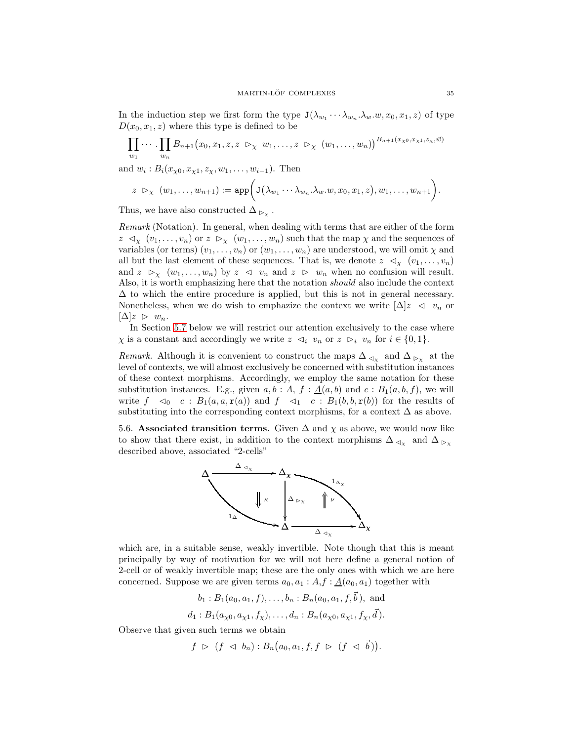In the induction step we first form the type $\mathtt{J}(\lambda_{w_1}\cdots\lambda_{w_n}.\lambda_w.w, x_0, x_1, z)$ of type $D(x_0, x_1, z)$ where this type is defined to be

$$\prod_{w_1}\cdots.\prod_{w_n} B_{n+1}\big(x_0, x_1, z, z \ \rhd_\chi \ w_1, \ldots, z \ \rhd_\chi \ (w_1, \ldots, w_n)\big)^{B_{n+1}(x_{\chi 0}, x_{\chi 1}, z_\chi, \vec{w})}$$

and $w_i : B_i(x_{\chi 0}, x_{\chi 1}, z_\chi, w_1, \ldots, w_{i-1})$. Then

$$z \ \rhd_\chi \ (w_1, \ldots, w_{n+1}) := \mathtt{app}\bigg(\mathtt{J}\big(\lambda_{w_1}\cdots\lambda_{w_n}.\lambda_w.w, x_0, x_1, z\big), w_1, \ldots, w_{n+1}\bigg).$$

Thus, we have also constructed $\Delta_{\ \rhd_\chi}$.

*Remark* (Notation). In general, when dealing with terms that are either of the form $z \ \lhd_\chi \ (v_1, \ldots, v_n)$ or $z \ \rhd_\chi \ (w_1, \ldots, w_n)$ such that the map $\chi$ and the sequences of variables (or terms) $(v_1, \ldots, v_n)$ or $(w_1, \ldots, w_n)$ are understood, we will omit $\chi$ and all but the last element of these sequences. That is, we denote $z \ \lhd_\chi \ (v_1, \ldots, v_n)$ and $z \ \rhd_\chi \ (w_1, \ldots, w_n)$ by $z \ \lhd \ v_n$ and $z \ \rhd \ w_n$ when no confusion will result. Also, it is worth emphasizing here that the notation *should* also include the context $\Delta$ to which the entire procedure is applied, but this is not in general necessary. Nonetheless, when we do wish to emphazize the context we write $[\Delta]z \ \lhd \ v_n$ or $[\Delta]z \ \rhd \ w_n$.

In Section 5.7 below we will restrict our attention exclusively to the case where $\chi$ is a constant and accordingly we write $z \ \lhd_i \ v_n$ or $z \ \rhd_i \ v_n$ for $i \in \{0, 1\}$.

*Remark.* Although it is convenient to construct the maps $\Delta_{\ \lhd_\chi}$ and $\Delta_{\ \rhd_\chi}$ at the level of contexts, we will almost exclusively be concerned with substitution instances of these context morphisms. Accordingly, we employ the same notation for these substitution instances. E.g., given $a, b : A$, $f : \underline{A}(a, b)$ and $c : B_1(a, b, f)$, we will write $f \ \lhd_0 \ c : B_1(a, a, \mathtt{r}(a))$ and $f \ \lhd_1 \ c : B_1(b, b, \mathtt{r}(b))$ for the results of substituting into the corresponding context morphisms, for a context $\Delta$ as above.

5.6. **Associated transition terms.** Given $\Delta$ and $\chi$ as above, we would now like to show that there exist, in addition to the context morphisms $\Delta_{\ \lhd_\chi}$ and $\Delta_{\ \rhd_\chi}$ described above, associated "2-cells"

$$\begin{array}{ccccc}
\Delta & \xrightarrow{\Delta_{\lhd_\chi}} & \Delta_\chi & & \\
 & \searrow^{1_\Delta} \ \Downarrow\kappa & \downarrow{\Delta_{\rhd_\chi}} & \Uparrow\nu \ \searrow^{1_{\Delta_\chi}} & \\
 & & \Delta & \xrightarrow{\Delta_{\lhd_\chi}} & \Delta_\chi
\end{array}$$

which are, in a suitable sense, weakly invertible. Note though that this is meant principally by way of motivation for we will not here define a general notion of 2-cell or of weakly invertible map; these are the only ones with which we are here concerned. Suppose we are given terms $a_0, a_1 : A, f : \underline{A}(a_0, a_1)$ together with

$$b_1 : B_1(a_0, a_1, f), \ldots, b_n : B_n(a_0, a_1, f, \vec{b}), \text{ and}$$
$$d_1 : B_1(a_{\chi 0}, a_{\chi 1}, f_\chi), \ldots, d_n : B_n(a_{\chi 0}, a_{\chi 1}, f_\chi, \vec{d}).$$

Observe that given such terms we obtain

$$f \ \rhd \ (f \ \lhd \ b_n) : B_n\big(a_0, a_1, f, f \ \rhd \ (f \ \lhd \ \vec{b}\,)\big).$$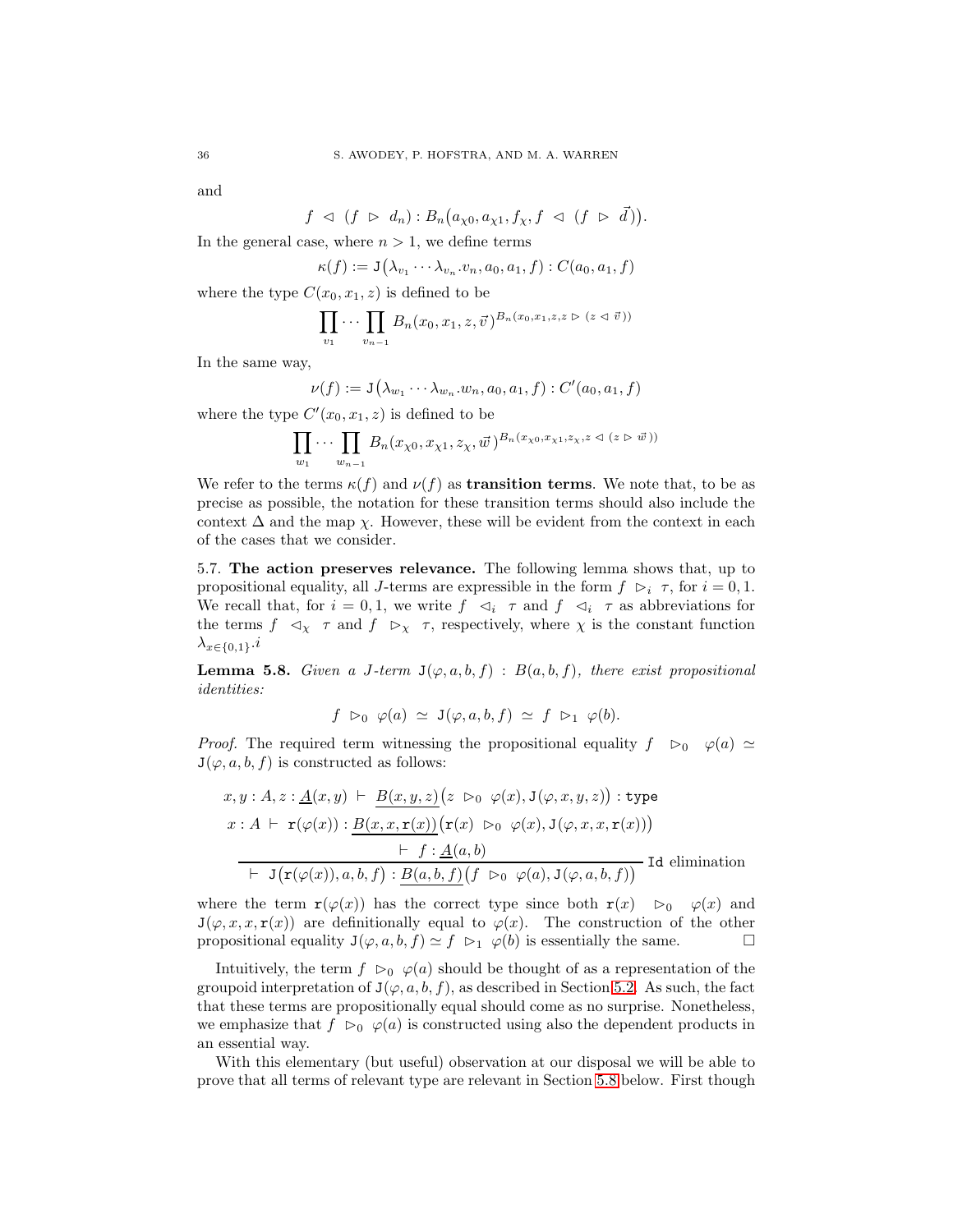and

$$f \ \lhd \ (f \ \rhd \ d_n) : B_n\big(a_{\chi 0}, a_{\chi 1}, f_\chi, f \ \lhd \ (f \ \rhd \ \vec{d})\big).$$

In the general case, where $n > 1$, we define terms

$$\kappa(f) := \mathtt{J}\big(\lambda_{v_1} \cdots \lambda_{v_n}.v_n, a_0, a_1, f\big) : C(a_0, a_1, f)$$

where the type $C(x_0, x_1, z)$ is defined to be

$$\prod_{v_1} \cdots \prod_{v_{n-1}} B_n(x_0, x_1, z, \vec{v}\,)^{B_n(x_0, x_1, z, z \,\rhd\, (z \,\lhd\, \vec{v}\,))}$$

In the same way,

$$\nu(f) := \mathtt{J}\big(\lambda_{w_1} \cdots \lambda_{w_n}.w_n, a_0, a_1, f\big) : C'(a_0, a_1, f)$$

where the type $C'(x_0, x_1, z)$ is defined to be

$$\prod_{w_1} \cdots \prod_{w_{n-1}} B_n(x_{\chi 0}, x_{\chi 1}, z_\chi, \vec{w}\,)^{B_n(x_{\chi 0}, x_{\chi 1}, z_\chi, z \,\lhd\, (z \,\rhd\, \vec{w}\,))}$$

We refer to the terms $\kappa(f)$ and $\nu(f)$ as **transition terms**. We note that, to be as precise as possible, the notation for these transition terms should also include the context $\Delta$ and the map $\chi$. However, these will be evident from the context in each of the cases that we consider.

**5.7. The action preserves relevance.** The following lemma shows that, up to propositional equality, all $J$-terms are expressible in the form $f \ \rhd_i \ \tau$, for $i = 0, 1$. We recall that, for $i = 0, 1$, we write $f \ \lhd_i \ \tau$ and $f \ \lhd_i \ \tau$ as abbreviations for the terms $f \ \lhd_\chi \ \tau$ and $f \ \rhd_\chi \ \tau$, respectively, where $\chi$ is the constant function $\lambda_{x \in \{0,1\}}.i$

**Lemma 5.8.** *Given a $J$-term $\mathtt{J}(\varphi, a, b, f) : B(a, b, f)$, there exist propositional identities:*

$$f \ \rhd_0 \ \varphi(a) \ \simeq \ \mathtt{J}(\varphi, a, b, f) \ \simeq \ f \ \rhd_1 \ \varphi(b).$$

*Proof.* The required term witnessing the propositional equality $f \ \rhd_0 \ \varphi(a) \simeq \mathtt{J}(\varphi, a, b, f)$ is constructed as follows:

$$\dfrac{\begin{array}{c} x, y : A, z : \underline{A}(x, y) \ \vdash \ \underline{B(x, y, z)}\big(z \ \rhd_0 \ \varphi(x), \mathtt{J}(\varphi, x, y, z)\big) : \mathtt{type} \\ x : A \ \vdash \ \mathtt{r}(\varphi(x)) : \underline{B(x, x, \mathtt{r}(x))}\big(\mathtt{r}(x) \ \rhd_0 \ \varphi(x), \mathtt{J}(\varphi, x, x, \mathtt{r}(x))\big) \\ \vdash \ f : \underline{A}(a, b) \end{array}}{\vdash \ \mathtt{J}\big(\mathtt{r}(\varphi(x)), a, b, f\big) : \underline{B(a, b, f)}\big(f \ \rhd_0 \ \varphi(a), \mathtt{J}(\varphi, a, b, f)\big)} \ \mathtt{Id}\text{ elimination}$$

where the term $\mathtt{r}(\varphi(x))$ has the correct type since both $\mathtt{r}(x) \ \rhd_0 \ \varphi(x)$ and $\mathtt{J}(\varphi, x, x, \mathtt{r}(x))$ are definitionally equal to $\varphi(x)$. The construction of the other propositional equality $\mathtt{J}(\varphi, a, b, f) \simeq f \ \rhd_1 \ \varphi(b)$ is essentially the same. $\square$

Intuitively, the term $f \ \rhd_0 \ \varphi(a)$ should be thought of as a representation of the groupoid interpretation of $\mathtt{J}(\varphi, a, b, f)$, as described in Section 5.2. As such, the fact that these terms are propositionally equal should come as no surprise. Nonetheless, we emphasize that $f \ \rhd_0 \ \varphi(a)$ is constructed using also the dependent products in an essential way.

With this elementary (but useful) observation at our disposal we will be able to prove that all terms of relevant type are relevant in Section 5.8 below. First though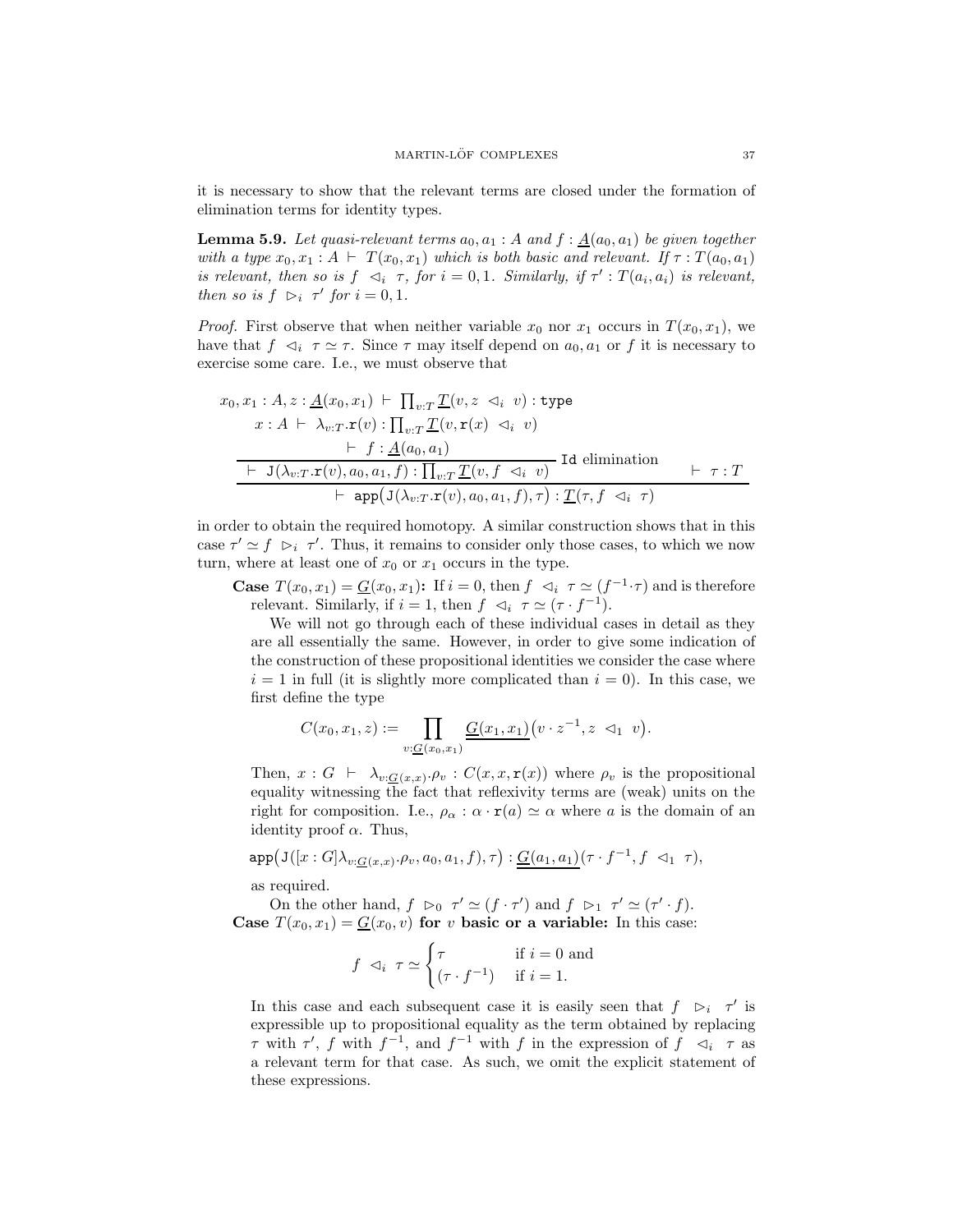it is necessary to show that the relevant terms are closed under the formation of elimination terms for identity types.

**Lemma 5.9.** *Let quasi-relevant terms $a_0, a_1 : A$ and $f : \underline{A}(a_0, a_1)$ be given together with a type $x_0, x_1 : A \vdash T(x_0, x_1)$ which is both basic and relevant. If $\tau : T(a_0, a_1)$ is relevant, then so is $f \vartriangleleft_i \tau$, for $i = 0, 1$. Similarly, if $\tau' : T(a_i, a_i)$ is relevant, then so is $f \vartriangleright_i \tau'$ for $i = 0, 1$.*

*Proof.* First observe that when neither variable $x_0$ nor $x_1$ occurs in $T(x_0, x_1)$, we have that $f \vartriangleleft_i \tau \simeq \tau$. Since $\tau$ may itself depend on $a_0, a_1$ or $f$ it is necessary to exercise some care. I.e., we must observe that

$$\dfrac{\dfrac{\begin{array}{c} x_0, x_1 : A, z : \underline{A}(x_0, x_1) \vdash \prod_{v:T} \underline{T}(v, z \vartriangleleft_i v) : \mathtt{type} \\ x : A \vdash \lambda_{v:T}.\mathtt{r}(v) : \prod_{v:T} \underline{T}(v, \mathtt{r}(x) \vartriangleleft_i v) \\ \vdash f : \underline{A}(a_0, a_1) \end{array}}{\vdash \mathtt{J}(\lambda_{v:T}.\mathtt{r}(v), a_0, a_1, f) : \prod_{v:T} \underline{T}(v, f \vartriangleleft_i v)} \;\mathtt{Id}\text{ elimination} \qquad \vdash \tau : T}{\vdash \mathtt{app}\big(\mathtt{J}(\lambda_{v:T}.\mathtt{r}(v), a_0, a_1, f), \tau\big) : \underline{T}(\tau, f \vartriangleleft_i \tau)}$$

in order to obtain the required homotopy. A similar construction shows that in this case $\tau' \simeq f \vartriangleright_i \tau'$. Thus, it remains to consider only those cases, to which we now turn, where at least one of $x_0$ or $x_1$ occurs in the type.

**Case $T(x_0, x_1) = \underline{G}(x_0, x_1)$:** If $i = 0$, then $f \vartriangleleft_i \tau \simeq (f^{-1} \cdot \tau)$ and is therefore relevant. Similarly, if $i = 1$, then $f \vartriangleleft_i \tau \simeq (\tau \cdot f^{-1})$.

We will not go through each of these individual cases in detail as they are all essentially the same. However, in order to give some indication of the construction of these propositional identities we consider the case where $i = 1$ in full (it is slightly more complicated than $i = 0$). In this case, we first define the type

$$C(x_0, x_1, z) := \prod_{v : \underline{G}(x_0, x_1)} \underline{\underline{G}(x_1, x_1)}\big(v \cdot z^{-1}, z \vartriangleleft_1 v\big).$$

Then, $x : G \vdash \lambda_{v:\underline{G}(x,x)}.\rho_v : C(x, x, \mathtt{r}(x))$ where $\rho_v$ is the propositional equality witnessing the fact that reflexivity terms are (weak) units on the right for composition. I.e., $\rho_\alpha : \alpha \cdot \mathtt{r}(a) \simeq \alpha$ where $a$ is the domain of an identity proof $\alpha$. Thus,

$$\mathtt{app}\big(\mathtt{J}([x : G]\lambda_{v:\underline{G}(x,x)}.\rho_v, a_0, a_1, f), \tau\big) : \underline{\underline{G}(a_1, a_1)}(\tau \cdot f^{-1}, f \vartriangleleft_1 \tau),$$

as required.

On the other hand, $f \vartriangleright_0 \tau' \simeq (f \cdot \tau')$ and $f \vartriangleright_1 \tau' \simeq (\tau' \cdot f)$.

**Case $T(x_0, x_1) = \underline{G}(x_0, v)$ for $v$ basic or a variable:** In this case:

$$f \vartriangleleft_i \tau \simeq \begin{cases} \tau & \text{if } i = 0 \text{ and} \\ (\tau \cdot f^{-1}) & \text{if } i = 1. \end{cases}$$

In this case and each subsequent case it is easily seen that $f \vartriangleright_i \tau'$ is expressible up to propositional equality as the term obtained by replacing $\tau$ with $\tau'$, $f$ with $f^{-1}$, and $f^{-1}$ with $f$ in the expression of $f \vartriangleleft_i \tau$ as a relevant term for that case. As such, we omit the explicit statement of these expressions.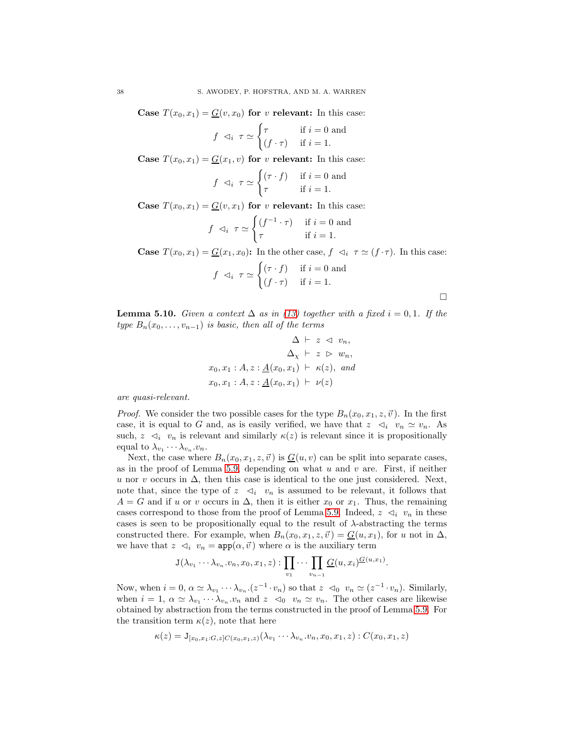**Case $T(x_0, x_1) = \underline{G}(v, x_0)$ for $v$ relevant:** In this case:

$$f \ \lhd_i \ \tau \simeq \begin{cases} \tau & \text{if } i = 0 \text{ and} \\ (f \cdot \tau) & \text{if } i = 1. \end{cases}$$

**Case $T(x_0, x_1) = \underline{G}(x_1, v)$ for $v$ relevant:** In this case:

$$f \ \lhd_i \ \tau \simeq \begin{cases} (\tau \cdot f) & \text{if } i = 0 \text{ and} \\ \tau & \text{if } i = 1. \end{cases}$$

**Case $T(x_0, x_1) = \underline{G}(v, x_1)$ for $v$ relevant:** In this case:

$$f \ \lhd_i \ \tau \simeq \begin{cases} (f^{-1} \cdot \tau) & \text{if } i = 0 \text{ and} \\ \tau & \text{if } i = 1. \end{cases}$$

**Case $T(x_0, x_1) = \underline{G}(x_1, x_0)$:** In the other case, $f \ \lhd_i \ \tau \simeq (f \cdot \tau)$. In this case:

$$f \ \lhd_i \ \tau \simeq \begin{cases} (\tau \cdot f) & \text{if } i = 0 \text{ and} \\ (f \cdot \tau) & \text{if } i = 1. \end{cases}$$

□

**Lemma 5.10.** *Given a context $\Delta$ as in (13) together with a fixed $i = 0, 1$. If the type $B_n(x_0, \ldots, v_{n-1})$ is basic, then all of the terms*

$$\begin{aligned} \Delta &\vdash z \ \lhd \ v_n, \\ \Delta_\chi &\vdash z \ \rhd \ w_n, \\ x_0, x_1 : A, z : \underline{A}(x_0, x_1) &\vdash \kappa(z), \text{ and} \\ x_0, x_1 : A, z : \underline{A}(x_0, x_1) &\vdash \nu(z) \end{aligned}$$

*are quasi-relevant.*

*Proof.* We consider the two possible cases for the type $B_n(x_0, x_1, z, \vec{v})$. In the first case, it is equal to $G$ and, as is easily verified, we have that $z \ \lhd_i \ v_n \simeq v_n$. As such, $z \ \lhd_i \ v_n$ is relevant and similarly $\kappa(z)$ is relevant since it is propositionally equal to $\lambda_{v_1} \cdots \lambda_{v_n}.v_n$.

Next, the case where $B_n(x_0, x_1, z, \vec{v})$ is $\underline{G}(u, v)$ can be split into separate cases, as in the proof of Lemma 5.9, depending on what $u$ and $v$ are. First, if neither $u$ nor $v$ occurs in $\Delta$, then this case is identical to the one just considered. Next, note that, since the type of $z \ \lhd_i \ v_n$ is assumed to be relevant, it follows that $A = G$ and if $u$ or $v$ occurs in $\Delta$, then it is either $x_0$ or $x_1$. Thus, the remaining cases correspond to those from the proof of Lemma 5.9. Indeed, $z \lhd_i v_n$ in these cases is seen to be propositionally equal to the result of $\lambda$-abstracting the terms constructed there. For example, when $B_n(x_0, x_1, z, \vec{v}) = \underline{G}(u, x_1)$, for $u$ not in $\Delta$, we have that $z \ \lhd_i \ v_n = \mathtt{app}(\alpha, \vec{v})$ where $\alpha$ is the auxiliary term

$$\mathtt{J}(\lambda_{v_1} \cdots \lambda_{v_n}.v_n, x_0, x_1, z) : \prod_{v_1} \cdots \prod_{v_{n-1}} \underline{G}(u, x_i)^{\underline{G}(u, x_1)}.$$

Now, when $i = 0$, $\alpha \simeq \lambda_{v_1} \cdots \lambda_{v_n}.(z^{-1} \cdot v_n)$ so that $z \ \lhd_0 \ v_n \simeq (z^{-1} \cdot v_n)$. Similarly, when $i = 1$, $\alpha \simeq \lambda_{v_1} \cdots \lambda_{v_n}.v_n$ and $z \ \lhd_0 \ v_n \simeq v_n$. The other cases are likewise obtained by abstraction from the terms constructed in the proof of Lemma 5.9. For the transition term $\kappa(z)$, note that here

$$\kappa(z) = \mathtt{J}_{[x_0, x_1 : G, z] C(x_0, x_1, z)}(\lambda_{v_1} \cdots \lambda_{v_n}.v_n, x_0, x_1, z) : C(x_0, x_1, z)$$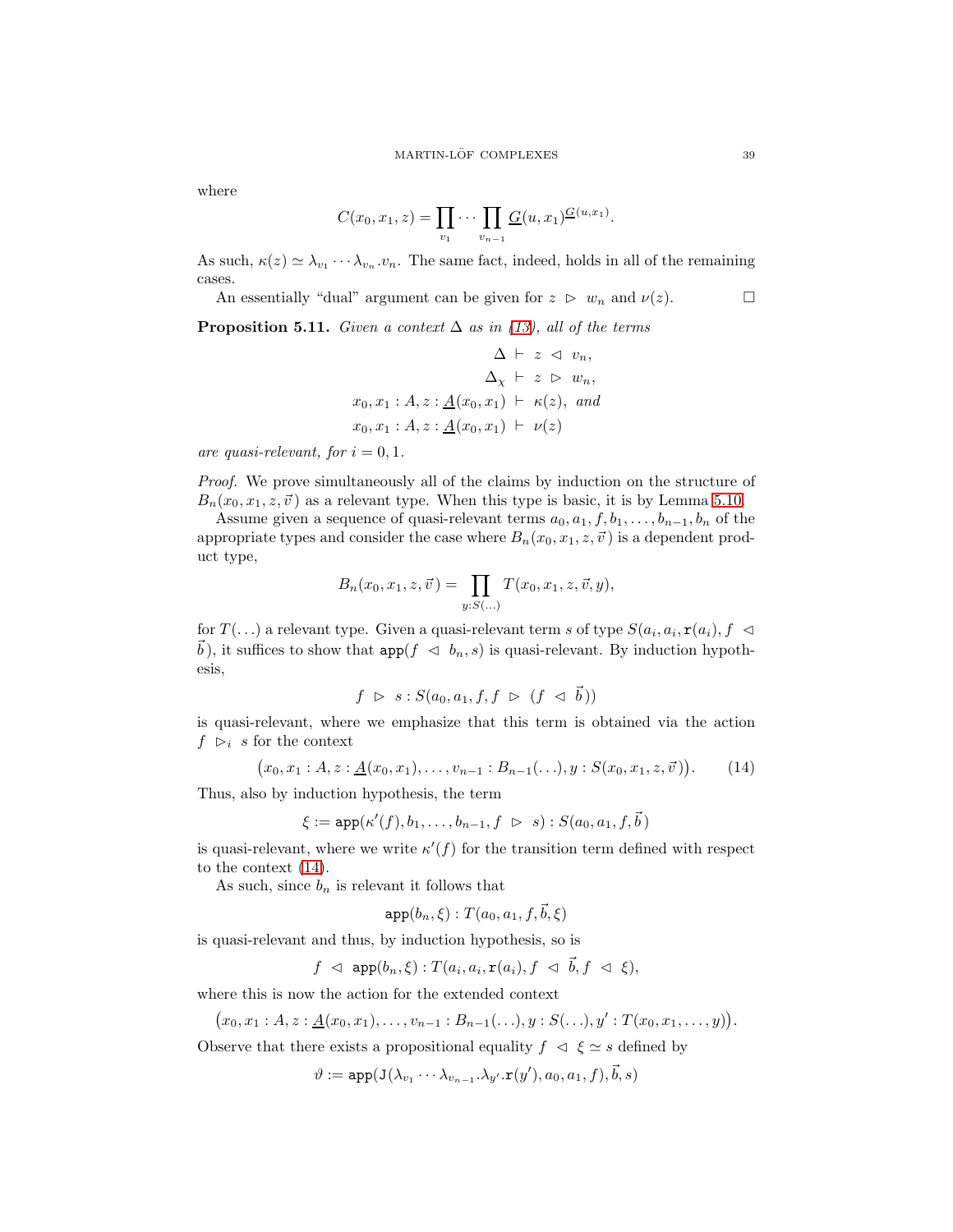where

$$C(x_0, x_1, z) = \prod_{v_1} \cdots \prod_{v_{n-1}} \underline{G}(u, x_1)^{\underline{G}(u,x_1)}.$$

As such, $\kappa(z) \simeq \lambda_{v_1} \cdots \lambda_{v_n}.v_n$. The same fact, indeed, holds in all of the remaining cases.

An essentially "dual" argument can be given for $z \ \triangleright \ w_n$ and $\nu(z)$. $\square$

**Proposition 5.11.** *Given a context $\Delta$ as in (13), all of the terms*

$$\begin{aligned} \Delta &\vdash z \ \triangleleft \ v_n, \\ \Delta_\chi &\vdash z \ \triangleright \ w_n, \\ x_0, x_1 : A, z : \underline{A}(x_0, x_1) &\vdash \kappa(z), \text{ and} \\ x_0, x_1 : A, z : \underline{A}(x_0, x_1) &\vdash \nu(z) \end{aligned}$$

*are quasi-relevant, for $i = 0, 1$.*

*Proof.* We prove simultaneously all of the claims by induction on the structure of $B_n(x_0, x_1, z, \vec{v}\,)$ as a relevant type. When this type is basic, it is by Lemma 5.10.

Assume given a sequence of quasi-relevant terms $a_0, a_1, f, b_1, \ldots, b_{n-1}, b_n$ of the appropriate types and consider the case where $B_n(x_0, x_1, z, \vec{v}\,)$ is a dependent product type,

$$B_n(x_0, x_1, z, \vec{v}\,) = \prod_{y : S(\ldots)} T(x_0, x_1, z, \vec{v}, y),$$

for $T(\ldots)$ a relevant type. Given a quasi-relevant term $s$ of type $S(a_i, a_i, \mathtt{r}(a_i), f \ \triangleleft \ \vec{b}\,)$, it suffices to show that $\mathtt{app}(f \ \triangleleft \ b_n, s)$ is quasi-relevant. By induction hypothesis,

$$f \ \triangleright \ s : S(a_0, a_1, f, f \ \triangleright \ (f \ \triangleleft \ \vec{b}\,))$$

is quasi-relevant, where we emphasize that this term is obtained via the action $f \ \triangleright_i \ s$ for the context

$$\big(x_0, x_1 : A, z : \underline{A}(x_0, x_1), \ldots, v_{n-1} : B_{n-1}(\ldots), y : S(x_0, x_1, z, \vec{v}\,)\big). \tag{14}$$

Thus, also by induction hypothesis, the term

$$\xi := \mathtt{app}(\kappa'(f), b_1, \ldots, b_{n-1}, f \ \triangleright \ s) : S(a_0, a_1, f, \vec{b}\,)$$

is quasi-relevant, where we write $\kappa'(f)$ for the transition term defined with respect to the context (14).

As such, since $b_n$ is relevant it follows that

$$\mathtt{app}(b_n, \xi) : T(a_0, a_1, f, \vec{b}, \xi)$$

is quasi-relevant and thus, by induction hypothesis, so is

$$f \ \triangleleft \ \mathtt{app}(b_n, \xi) : T(a_i, a_i, \mathtt{r}(a_i), f \ \triangleleft \ \vec{b}, f \ \triangleleft \ \xi),$$

where this is now the action for the extended context

$$\big(x_0, x_1 : A, z : \underline{A}(x_0, x_1), \ldots, v_{n-1} : B_{n-1}(\ldots), y : S(\ldots), y' : T(x_0, x_1, \ldots, y)\big).$$

Observe that there exists a propositional equality $f \ \triangleleft \ \xi \simeq s$ defined by

$$\vartheta := \mathtt{app}(\mathtt{J}(\lambda_{v_1} \cdots \lambda_{v_{n-1}}.\lambda_{y'}.\mathtt{r}(y'), a_0, a_1, f), \vec{b}, s)$$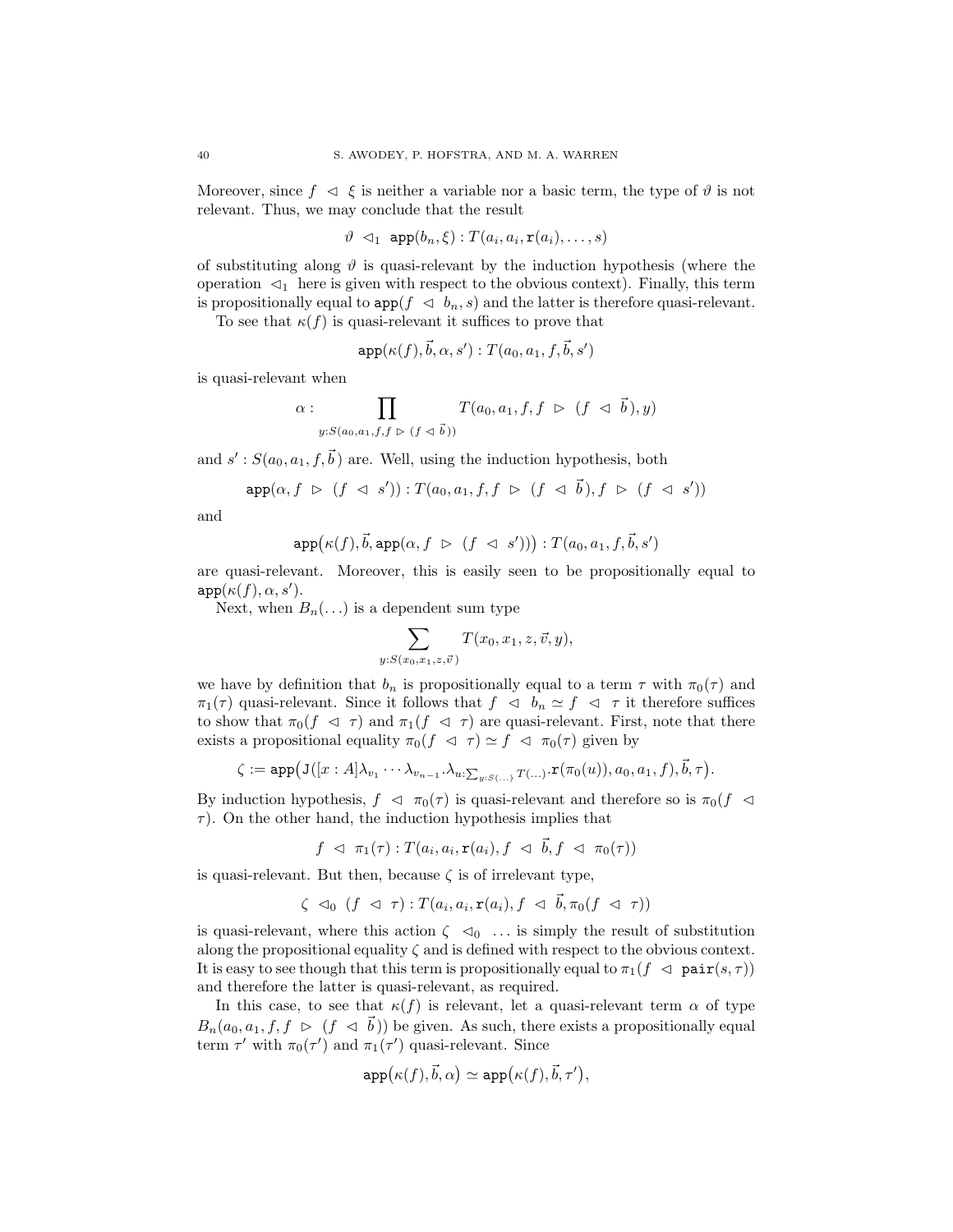Moreover, since $f \lhd \xi$ is neither a variable nor a basic term, the type of $\vartheta$ is not relevant. Thus, we may conclude that the result

$$\vartheta \lhd_1 \texttt{app}(b_n, \xi) : T(a_i, a_i, \texttt{r}(a_i), \ldots, s)$$

of substituting along $\vartheta$ is quasi-relevant by the induction hypothesis (where the operation $\lhd_1$ here is given with respect to the obvious context). Finally, this term is propositionally equal to $\texttt{app}(f \lhd b_n, s)$ and the latter is therefore quasi-relevant.

To see that $\kappa(f)$ is quasi-relevant it suffices to prove that

$$\texttt{app}(\kappa(f), \vec{b}, \alpha, s') : T(a_0, a_1, f, \vec{b}, s')$$

is quasi-relevant when

$$\alpha : \prod_{y : S(a_0, a_1, f, f \rhd (f \lhd \vec{b}))} T(a_0, a_1, f, f \rhd (f \lhd \vec{b}), y)$$

and $s' : S(a_0, a_1, f, \vec{b})$ are. Well, using the induction hypothesis, both

$$\texttt{app}(\alpha, f \rhd (f \lhd s')) : T(a_0, a_1, f, f \rhd (f \lhd \vec{b}), f \rhd (f \lhd s'))$$

and

$$\texttt{app}\big(\kappa(f), \vec{b}, \texttt{app}(\alpha, f \rhd (f \lhd s'))\big) : T(a_0, a_1, f, \vec{b}, s')$$

are quasi-relevant. Moreover, this is easily seen to be propositionally equal to $\texttt{app}(\kappa(f), \alpha, s')$.

Next, when $B_n(\ldots)$ is a dependent sum type

$$\sum_{y : S(x_0, x_1, z, \vec{v})} T(x_0, x_1, z, \vec{v}, y),$$

we have by definition that $b_n$ is propositionally equal to a term $\tau$ with $\pi_0(\tau)$ and $\pi_1(\tau)$ quasi-relevant. Since it follows that $f \lhd b_n \simeq f \lhd \tau$ it therefore suffices to show that $\pi_0(f \lhd \tau)$ and $\pi_1(f \lhd \tau)$ are quasi-relevant. First, note that there exists a propositional equality $\pi_0(f \lhd \tau) \simeq f \lhd \pi_0(\tau)$ given by

$$\zeta := \texttt{app}\big(\texttt{J}([x : A]\lambda_{v_1} \cdots \lambda_{v_{n-1}}.\lambda_{u : \sum_{y:S(\ldots)} T(\ldots)}.\texttt{r}(\pi_0(u)), a_0, a_1, f), \vec{b}, \tau\big).$$

By induction hypothesis, $f \lhd \pi_0(\tau)$ is quasi-relevant and therefore so is $\pi_0(f \lhd \tau)$. On the other hand, the induction hypothesis implies that

$$f \lhd \pi_1(\tau) : T(a_i, a_i, \texttt{r}(a_i), f \lhd \vec{b}, f \lhd \pi_0(\tau))$$

is quasi-relevant. But then, because $\zeta$ is of irrelevant type,

$$\zeta \lhd_0 (f \lhd \tau) : T(a_i, a_i, \texttt{r}(a_i), f \lhd \vec{b}, \pi_0(f \lhd \tau))$$

is quasi-relevant, where this action $\zeta \lhd_0 \ldots$ is simply the result of substitution along the propositional equality $\zeta$ and is defined with respect to the obvious context. It is easy to see though that this term is propositionally equal to $\pi_1(f \lhd \texttt{pair}(s, \tau))$ and therefore the latter is quasi-relevant, as required.

In this case, to see that $\kappa(f)$ is relevant, let a quasi-relevant term $\alpha$ of type $B_n(a_0, a_1, f, f \rhd (f \lhd \vec{b}))$ be given. As such, there exists a propositionally equal term $\tau'$ with $\pi_0(\tau')$ and $\pi_1(\tau')$ quasi-relevant. Since

$$\texttt{app}\big(\kappa(f), \vec{b}, \alpha\big) \simeq \texttt{app}\big(\kappa(f), \vec{b}, \tau'\big),$$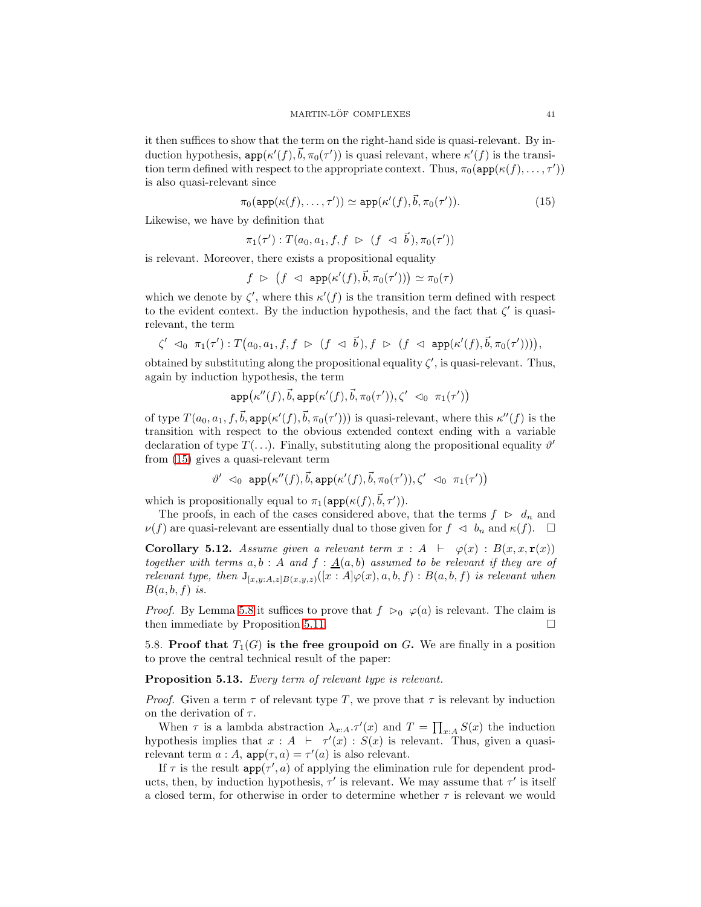it then suffices to show that the term on the right-hand side is quasi-relevant. By induction hypothesis, $\mathtt{app}(\kappa'(f), \vec{b}, \pi_0(\tau'))$ is quasi relevant, where $\kappa'(f)$ is the transition term defined with respect to the appropriate context. Thus, $\pi_0(\mathtt{app}(\kappa(f), \ldots, \tau'))$ is also quasi-relevant since

$$\pi_0(\mathtt{app}(\kappa(f), \ldots, \tau')) \simeq \mathtt{app}(\kappa'(f), \vec{b}, \pi_0(\tau')). \tag{15}$$

Likewise, we have by definition that

$$\pi_1(\tau') : T(a_0, a_1, f, f \ \rhd \ (f \ \lhd \ \vec{b}), \pi_0(\tau'))$$

is relevant. Moreover, there exists a propositional equality

$$f \ \rhd \ \big(f \ \lhd \ \mathtt{app}(\kappa'(f), \vec{b}, \pi_0(\tau'))\big) \simeq \pi_0(\tau)$$

which we denote by $\zeta'$, where this $\kappa'(f)$ is the transition term defined with respect to the evident context. By the induction hypothesis, and the fact that $\zeta'$ is quasi-relevant, the term

$$\zeta' \ \lhd_0 \ \pi_1(\tau') : T\big(a_0, a_1, f, f \ \rhd \ (f \ \lhd \ \vec{b}), f \ \rhd \ (f \ \lhd \ \mathtt{app}(\kappa'(f), \vec{b}, \pi_0(\tau')))\big),$$

obtained by substituting along the propositional equality $\zeta'$, is quasi-relevant. Thus, again by induction hypothesis, the term

$$\mathtt{app}\big(\kappa''(f), \vec{b}, \mathtt{app}(\kappa'(f), \vec{b}, \pi_0(\tau')), \zeta' \ \lhd_0 \ \pi_1(\tau')\big)$$

of type $T(a_0, a_1, f, \vec{b}, \mathtt{app}(\kappa'(f), \vec{b}, \pi_0(\tau')))$ is quasi-relevant, where this $\kappa''(f)$ is the transition with respect to the obvious extended context ending with a variable declaration of type $T(\ldots)$. Finally, substituting along the propositional equality $\vartheta'$ from (15) gives a quasi-relevant term

$$\vartheta' \ \lhd_0 \ \mathtt{app}\big(\kappa''(f), \vec{b}, \mathtt{app}(\kappa'(f), \vec{b}, \pi_0(\tau')), \zeta' \ \lhd_0 \ \pi_1(\tau')\big)$$

which is propositionally equal to $\pi_1(\mathtt{app}(\kappa(f), \vec{b}, \tau'))$.

The proofs, in each of the cases considered above, that the terms $f \ \rhd \ d_n$ and $\nu(f)$ are quasi-relevant are essentially dual to those given for $f \ \lhd \ b_n$ and $\kappa(f)$. $\square$

**Corollary 5.12.** *Assume given a relevant term $x : A \ \vdash \ \varphi(x) : B(x, x, \mathtt{r}(x))$ together with terms $a, b : A$ and $f : \underline{A}(a, b)$ assumed to be relevant if they are of relevant type, then $\mathtt{J}_{[x,y:A,z]B(x,y,z)}([x : A]\varphi(x), a, b, f) : B(a, b, f)$ is relevant when $B(a, b, f)$ is.*

*Proof.* By Lemma 5.8 it suffices to prove that $f \ \rhd_0 \ \varphi(a)$ is relevant. The claim is then immediate by Proposition 5.11. $\square$

5.8. **Proof that $T_1(G)$ is the free groupoid on $G$.** We are finally in a position to prove the central technical result of the paper:

**Proposition 5.13.** *Every term of relevant type is relevant.*

*Proof.* Given a term $\tau$ of relevant type $T$, we prove that $\tau$ is relevant by induction on the derivation of $\tau$.

When $\tau$ is a lambda abstraction $\lambda_{x:A}.\tau'(x)$ and $T = \prod_{x:A} S(x)$ the induction hypothesis implies that $x : A \ \vdash \ \tau'(x) : S(x)$ is relevant. Thus, given a quasi-relevant term $a : A$, $\mathtt{app}(\tau, a) = \tau'(a)$ is also relevant.

If $\tau$ is the result $\mathtt{app}(\tau', a)$ of applying the elimination rule for dependent products, then, by induction hypothesis, $\tau'$ is relevant. We may assume that $\tau'$ is itself a closed term, for otherwise in order to determine whether $\tau$ is relevant we would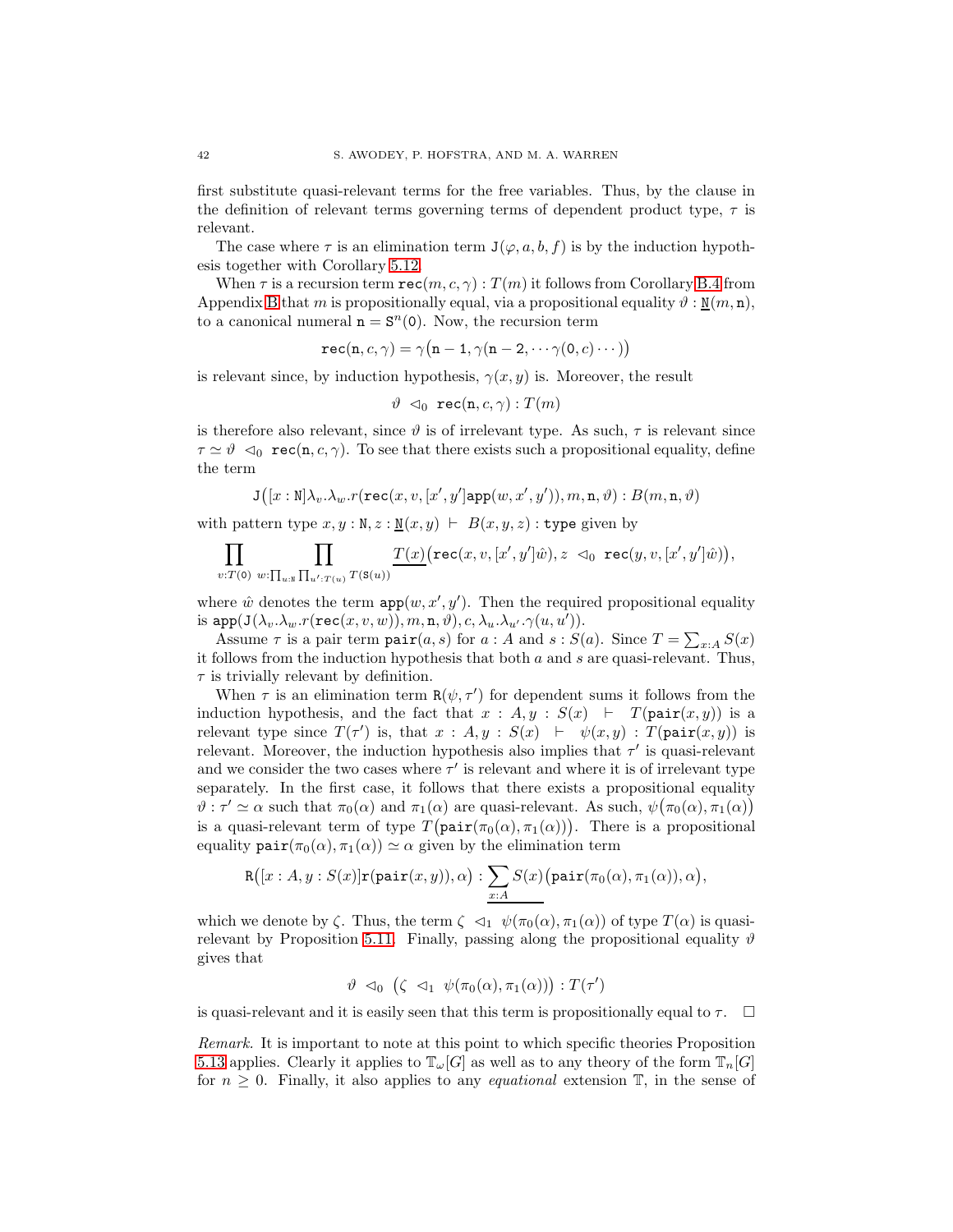first substitute quasi-relevant terms for the free variables. Thus, by the clause in the definition of relevant terms governing terms of dependent product type, $\tau$ is relevant.

The case where $\tau$ is an elimination term $\mathtt{J}(\varphi, a, b, f)$ is by the induction hypothesis together with Corollary 5.12.

When $\tau$ is a recursion term $\mathtt{rec}(m, c, \gamma) : T(m)$ it follows from Corollary B.4 from Appendix B that $m$ is propositionally equal, via a propositional equality $\vartheta : \underline{\mathtt{N}}(m, \mathtt{n})$, to a canonical numeral $\mathtt{n} = \mathtt{S}^n(\mathtt{0})$. Now, the recursion term

$$\mathtt{rec}(\mathtt{n}, c, \gamma) = \gamma\big(\mathtt{n}-1, \gamma(\mathtt{n}-2, \cdots \gamma(\mathtt{0}, c)\cdots)\big)$$

is relevant since, by induction hypothesis, $\gamma(x, y)$ is. Moreover, the result

$$\vartheta \ \lhd_0 \ \mathtt{rec}(\mathtt{n}, c, \gamma) : T(m)$$

is therefore also relevant, since $\vartheta$ is of irrelevant type. As such, $\tau$ is relevant since $\tau \simeq \vartheta \ \lhd_0 \ \mathtt{rec}(\mathtt{n}, c, \gamma)$. To see that there exists such a propositional equality, define the term

$$\mathtt{J}\big([x : \mathtt{N}]\lambda_v.\lambda_w.r(\mathtt{rec}(x, v, [x', y']\mathtt{app}(w, x', y')), m, \mathtt{n}, \vartheta\big) : B(m, \mathtt{n}, \vartheta)$$

with pattern type $x, y : \mathtt{N}, z : \underline{\mathtt{N}}(x, y) \ \vdash \ B(x, y, z) : \mathtt{type}$ given by

$$\prod_{v : T(\mathtt{0})} \ \prod_{w : \prod_{u:\mathtt{N}} \prod_{u' : T(u)} T(\mathtt{S}(u))} \underline{T(x)}\big(\mathtt{rec}(x, v, [x', y']\hat{w}), z \ \lhd_0 \ \mathtt{rec}(y, v, [x', y']\hat{w})\big),$$

where $\hat{w}$ denotes the term $\mathtt{app}(w, x', y')$. Then the required propositional equality is $\mathtt{app}(\mathtt{J}(\lambda_v.\lambda_w.r(\mathtt{rec}(x, v, w)), m, \mathtt{n}, \vartheta), c, \lambda_u.\lambda_{u'}.\gamma(u, u'))$.

Assume $\tau$ is a pair term $\mathtt{pair}(a, s)$ for $a : A$ and $s : S(a)$. Since $T = \sum_{x:A} S(x)$ it follows from the induction hypothesis that both $a$ and $s$ are quasi-relevant. Thus, $\tau$ is trivially relevant by definition.

When $\tau$ is an elimination term $\mathtt{R}(\psi, \tau')$ for dependent sums it follows from the induction hypothesis, and the fact that $x : A, y : S(x) \ \vdash \ T(\mathtt{pair}(x, y))$ is a relevant type since $T(\tau')$ is, that $x : A, y : S(x) \ \vdash \ \psi(x, y) : T(\mathtt{pair}(x, y))$ is relevant. Moreover, the induction hypothesis also implies that $\tau'$ is quasi-relevant and we consider the two cases where $\tau'$ is relevant and where it is of irrelevant type separately. In the first case, it follows that there exists a propositional equality $\vartheta : \tau' \simeq \alpha$ such that $\pi_0(\alpha)$ and $\pi_1(\alpha)$ are quasi-relevant. As such, $\psi\big(\pi_0(\alpha), \pi_1(\alpha)\big)$ is a quasi-relevant term of type $T\big(\mathtt{pair}(\pi_0(\alpha), \pi_1(\alpha))\big)$. There is a propositional equality $\mathtt{pair}(\pi_0(\alpha), \pi_1(\alpha)) \simeq \alpha$ given by the elimination term

$$\mathtt{R}\big([x : A, y : S(x)]\mathtt{r}(\mathtt{pair}(x, y)), \alpha\big) : \underline{\sum_{x:A} S(x)}\big(\mathtt{pair}(\pi_0(\alpha), \pi_1(\alpha)), \alpha\big),$$

which we denote by $\zeta$. Thus, the term $\zeta \ \lhd_1 \ \psi(\pi_0(\alpha), \pi_1(\alpha))$ of type $T(\alpha)$ is quasi-relevant by Proposition 5.11. Finally, passing along the propositional equality $\vartheta$ gives that

$$\vartheta \ \lhd_0 \ \big(\zeta \ \lhd_1 \ \psi(\pi_0(\alpha), \pi_1(\alpha))\big) : T(\tau')$$

is quasi-relevant and it is easily seen that this term is propositionally equal to $\tau$. $\square$

*Remark.* It is important to note at this point to which specific theories Proposition 5.13 applies. Clearly it applies to $\mathbb{T}_\omega[G]$ as well as to any theory of the form $\mathbb{T}_n[G]$ for $n \geq 0$. Finally, it also applies to any *equational* extension $\mathbb{T}$, in the sense of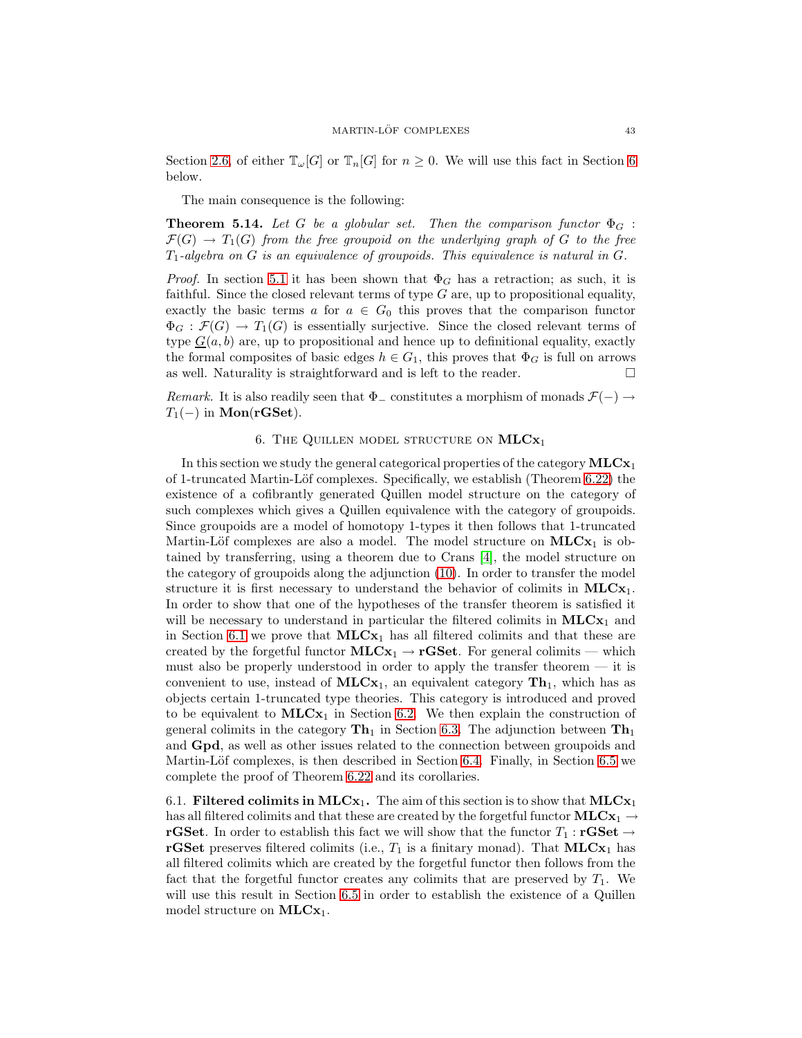Section 2.6, of either $\mathbb{T}_\omega[G]$ or $\mathbb{T}_n[G]$ for $n \geq 0$. We will use this fact in Section 6 below.

The main consequence is the following:

**Theorem 5.14.** *Let $G$ be a globular set. Then the comparison functor $\Phi_G : \mathcal{F}(G) \to T_1(G)$ from the free groupoid on the underlying graph of $G$ to the free $T_1$-algebra on $G$ is an equivalence of groupoids. This equivalence is natural in $G$.*

*Proof.* In section 5.1 it has been shown that $\Phi_G$ has a retraction; as such, it is faithful. Since the closed relevant terms of type $G$ are, up to propositional equality, exactly the basic terms $a$ for $a \in G_0$ this proves that the comparison functor $\Phi_G : \mathcal{F}(G) \to T_1(G)$ is essentially surjective. Since the closed relevant terms of type $\underline{G}(a, b)$ are, up to propositional and hence up to definitional equality, exactly the formal composites of basic edges $h \in G_1$, this proves that $\Phi_G$ is full on arrows as well. Naturality is straightforward and is left to the reader. $\square$

*Remark.* It is also readily seen that $\Phi_{-}$ constitutes a morphism of monads $\mathcal{F}(-) \to T_1(-)$ in $\mathbf{Mon}(\mathbf{rGSet})$.

## 6. The Quillen model structure on $\mathbf{MLCx}_1$

In this section we study the general categorical properties of the category $\mathbf{MLCx}_1$ of 1-truncated Martin-Löf complexes. Specifically, we establish (Theorem 6.22) the existence of a cofibrantly generated Quillen model structure on the category of such complexes which gives a Quillen equivalence with the category of groupoids. Since groupoids are a model of homotopy 1-types it then follows that 1-truncated Martin-Löf complexes are also a model. The model structure on $\mathbf{MLCx}_1$ is obtained by transferring, using a theorem due to Crans [4], the model structure on the category of groupoids along the adjunction (10). In order to transfer the model structure it is first necessary to understand the behavior of colimits in $\mathbf{MLCx}_1$. In order to show that one of the hypotheses of the transfer theorem is satisfied it will be necessary to understand in particular the filtered colimits in $\mathbf{MLCx}_1$ and in Section 6.1 we prove that $\mathbf{MLCx}_1$ has all filtered colimits and that these are created by the forgetful functor $\mathbf{MLCx}_1 \to \mathbf{rGSet}$. For general colimits — which must also be properly understood in order to apply the transfer theorem — it is convenient to use, instead of $\mathbf{MLCx}_1$, an equivalent category $\mathbf{Th}_1$, which has as objects certain 1-truncated type theories. This category is introduced and proved to be equivalent to $\mathbf{MLCx}_1$ in Section 6.2. We then explain the construction of general colimits in the category $\mathbf{Th}_1$ in Section 6.3. The adjunction between $\mathbf{Th}_1$ and $\mathbf{Gpd}$, as well as other issues related to the connection between groupoids and Martin-Löf complexes, is then described in Section 6.4. Finally, in Section 6.5 we complete the proof of Theorem 6.22 and its corollaries.

6.1. **Filtered colimits in $\mathbf{MLCx}_1$.** The aim of this section is to show that $\mathbf{MLCx}_1$ has all filtered colimits and that these are created by the forgetful functor $\mathbf{MLCx}_1 \to \mathbf{rGSet}$. In order to establish this fact we will show that the functor $T_1 : \mathbf{rGSet} \to \mathbf{rGSet}$ preserves filtered colimits (i.e., $T_1$ is a finitary monad). That $\mathbf{MLCx}_1$ has all filtered colimits which are created by the forgetful functor then follows from the fact that the forgetful functor creates any colimits that are preserved by $T_1$. We will use this result in Section 6.5 in order to establish the existence of a Quillen model structure on $\mathbf{MLCx}_1$.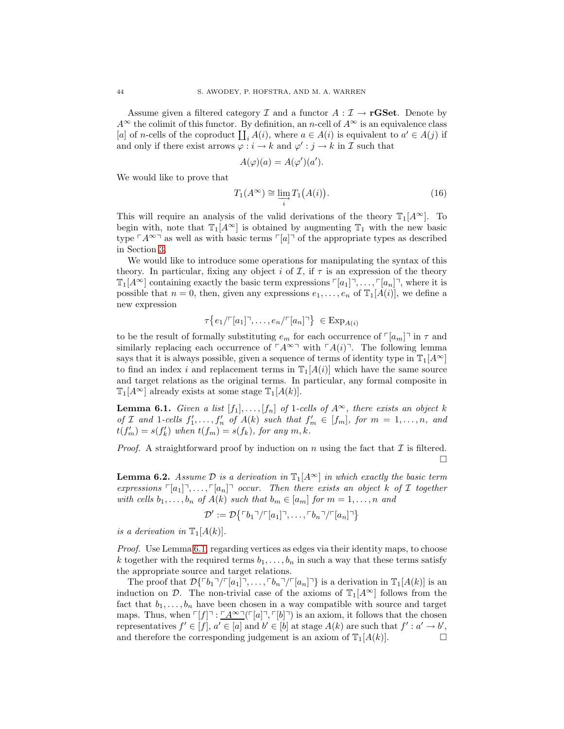Assume given a filtered category $\mathcal{I}$ and a functor $A : \mathcal{I} \to \mathbf{rGSet}$. Denote by $A^\infty$ the colimit of this functor. By definition, an $n$-cell of $A^\infty$ is an equivalence class $[a]$ of $n$-cells of the coproduct $\coprod_i A(i)$, where $a \in A(i)$ is equivalent to $a' \in A(j)$ if and only if there exist arrows $\varphi : i \to k$ and $\varphi' : j \to k$ in $\mathcal{I}$ such that

$$A(\varphi)(a) = A(\varphi')(a').$$

We would like to prove that

$$T_1(A^\infty) \cong \varinjlim_i T_1\big(A(i)\big). \tag{16}$$

This will require an analysis of the valid derivations of the theory $\mathbb{T}_1[A^\infty]$. To begin with, note that $\mathbb{T}_1[A^\infty]$ is obtained by augmenting $\mathbb{T}_1$ with the new basic type $\ulcorner A^\infty \urcorner$ as well as with basic terms $\ulcorner [a] \urcorner$ of the appropriate types as described in Section 3.

We would like to introduce some operations for manipulating the syntax of this theory. In particular, fixing any object $i$ of $\mathcal{I}$, if $\tau$ is an expression of the theory $\mathbb{T}_1[A^\infty]$ containing exactly the basic term expressions $\ulcorner [a_1] \urcorner, \ldots, \ulcorner [a_n] \urcorner$, where it is possible that $n = 0$, then, given any expressions $e_1, \ldots, e_n$ of $\mathbb{T}_1[A(i)]$, we define a new expression

$$\tau\big\{ e_1/\ulcorner [a_1] \urcorner, \ldots, e_n/\ulcorner [a_n] \urcorner \big\} \ \in \mathrm{Exp}_{A(i)}$$

to be the result of formally substituting $e_m$ for each occurrence of $\ulcorner [a_m] \urcorner$ in $\tau$ and similarly replacing each occurrence of $\ulcorner A^\infty \urcorner$ with $\ulcorner A(i) \urcorner$. The following lemma says that it is always possible, given a sequence of terms of identity type in $\mathbb{T}_1[A^\infty]$ to find an index $i$ and replacement terms in $\mathbb{T}_1[A(i)]$ which have the same source and target relations as the original terms. In particular, any formal composite in $\mathbb{T}_1[A^\infty]$ already exists at some stage $\mathbb{T}_1[A(k)]$.

**Lemma 6.1.** *Given a list $[f_1], \ldots, [f_n]$ of 1-cells of $A^\infty$, there exists an object $k$ of $\mathcal{I}$ and 1-cells $f_1', \ldots, f_n'$ of $A(k)$ such that $f_m' \in [f_m]$, for $m = 1, \ldots, n$, and $t(f_m') = s(f_k')$ when $t(f_m) = s(f_k)$, for any $m, k$.*

*Proof.* A straightforward proof by induction on $n$ using the fact that $\mathcal{I}$ is filtered. □

**Lemma 6.2.** *Assume $\mathcal{D}$ is a derivation in $\mathbb{T}_1[A^\infty]$ in which exactly the basic term expressions $\ulcorner [a_1] \urcorner, \ldots, \ulcorner [a_n] \urcorner$ occur. Then there exists an object $k$ of $\mathcal{I}$ together with cells $b_1, \ldots, b_n$ of $A(k)$ such that $b_m \in [a_m]$ for $m = 1, \ldots, n$ and*

$$\mathcal{D}' := \mathcal{D}\big\{ \ulcorner b_1 \urcorner/\ulcorner [a_1] \urcorner, \ldots, \ulcorner b_n \urcorner/\ulcorner [a_n] \urcorner \big\}$$

*is a derivation in $\mathbb{T}_1[A(k)]$.*

*Proof.* Use Lemma 6.1, regarding vertices as edges via their identity maps, to choose $k$ together with the required terms $b_1, \ldots, b_n$ in such a way that these terms satisfy the appropriate source and target relations.

The proof that $\mathcal{D}\{\ulcorner b_1 \urcorner/\ulcorner [a_1] \urcorner, \ldots, \ulcorner b_n \urcorner/\ulcorner [a_n] \urcorner\}$ is a derivation in $\mathbb{T}_1[A(k)]$ is an induction on $\mathcal{D}$. The non-trivial case of the axioms of $\mathbb{T}_1[A^\infty]$ follows from the fact that $b_1, \ldots, b_n$ have been chosen in a way compatible with source and target maps. Thus, when $\ulcorner [f] \urcorner : \underline{\ulcorner A^\infty \urcorner}(\ulcorner [a] \urcorner, \ulcorner [b] \urcorner)$ is an axiom, it follows that the chosen representatives $f' \in [f]$, $a' \in [a]$ and $b' \in [b]$ at stage $A(k)$ are such that $f' : a' \to b'$, and therefore the corresponding judgement is an axiom of $\mathbb{T}_1[A(k)]$. □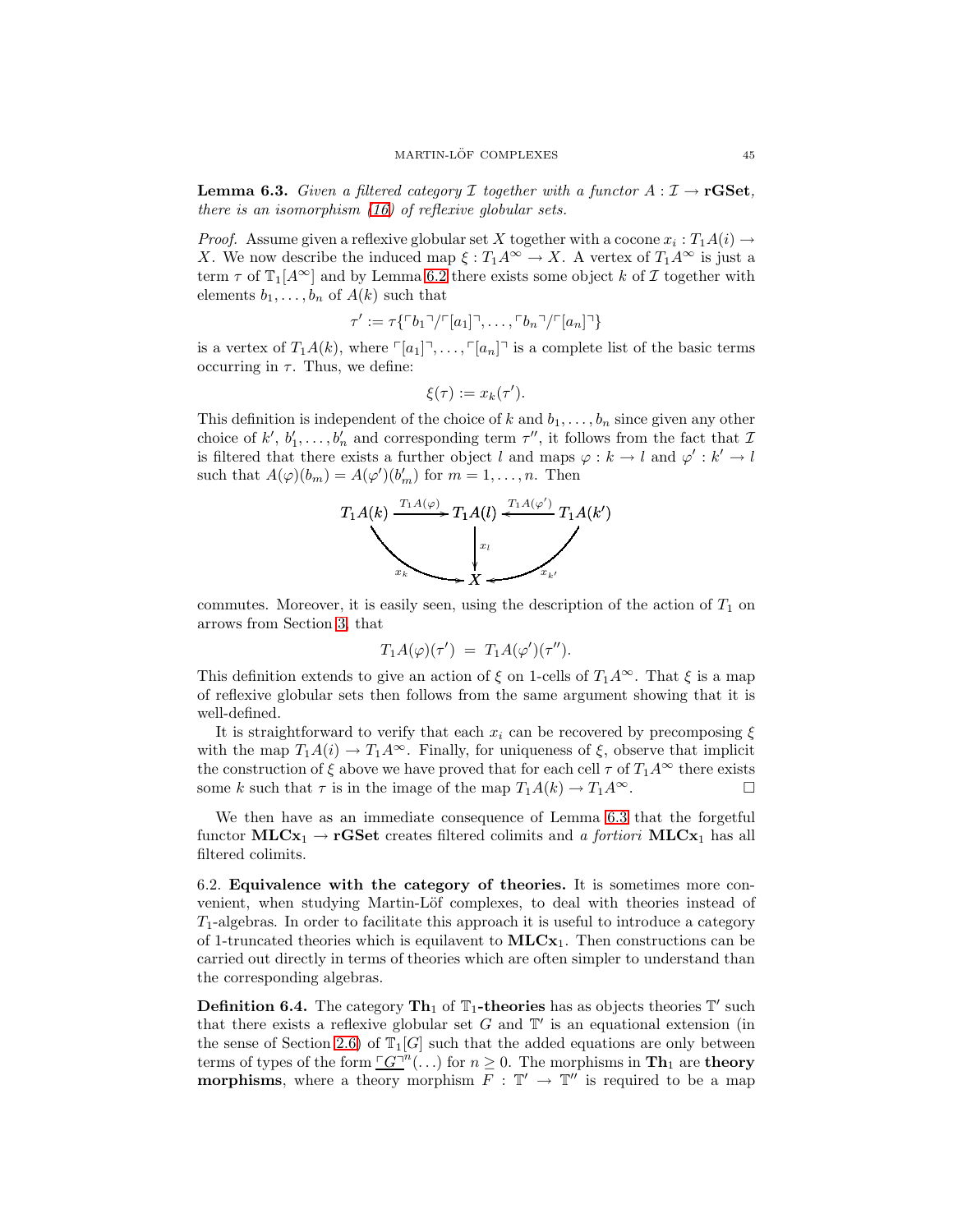**Lemma 6.3.** *Given a filtered category $\mathcal{I}$ together with a functor $A : \mathcal{I} \to$ **rGSet**, there is an isomorphism (16) of reflexive globular sets.*

*Proof.* Assume given a reflexive globular set $X$ together with a cocone $x_i : T_1A(i) \to X$. We now describe the induced map $\xi : T_1A^\infty \to X$. A vertex of $T_1A^\infty$ is just a term $\tau$ of $\mathbb{T}_1[A^\infty]$ and by Lemma 6.2 there exists some object $k$ of $\mathcal{I}$ together with elements $b_1, \ldots, b_n$ of $A(k)$ such that

$$\tau' := \tau\{\ulcorner b_1 \urcorner / \ulcorner [a_1] \urcorner, \ldots, \ulcorner b_n \urcorner / \ulcorner [a_n] \urcorner\}$$

is a vertex of $T_1A(k)$, where $\ulcorner [a_1] \urcorner, \ldots, \ulcorner [a_n] \urcorner$ is a complete list of the basic terms occurring in $\tau$. Thus, we define:

$$\xi(\tau) := x_k(\tau').$$

This definition is independent of the choice of $k$ and $b_1, \ldots, b_n$ since given any other choice of $k'$, $b_1', \ldots, b_n'$ and corresponding term $\tau''$, it follows from the fact that $\mathcal{I}$ is filtered that there exists a further object $l$ and maps $\varphi : k \to l$ and $\varphi' : k' \to l$ such that $A(\varphi)(b_m) = A(\varphi')(b_m')$ for $m = 1, \ldots, n$. Then

$$\begin{array}{ccccc} T_1A(k) & \xrightarrow{T_1A(\varphi)} & T_1A(l) & \xleftarrow{T_1A(\varphi')} & T_1A(k') \\ & {\scriptstyle x_k} \searrow & \downarrow {\scriptstyle x_l} & \swarrow {\scriptstyle x_{k'}} & \\ & & X & & \end{array}$$

commutes. Moreover, it is easily seen, using the description of the action of $T_1$ on arrows from Section 3, that

$$T_1A(\varphi)(\tau') \; = \; T_1A(\varphi')(\tau'').$$

This definition extends to give an action of $\xi$ on 1-cells of $T_1A^\infty$. That $\xi$ is a map of reflexive globular sets then follows from the same argument showing that it is well-defined.

It is straightforward to verify that each $x_i$ can be recovered by precomposing $\xi$ with the map $T_1A(i) \to T_1A^\infty$. Finally, for uniqueness of $\xi$, observe that implicit the construction of $\xi$ above we have proved that for each cell $\tau$ of $T_1A^\infty$ there exists some $k$ such that $\tau$ is in the image of the map $T_1A(k) \to T_1A^\infty$. $\square$

We then have as an immediate consequence of Lemma 6.3 that the forgetful functor $\mathbf{MLCx}_1 \to \mathbf{rGSet}$ creates filtered colimits and *a fortiori* $\mathbf{MLCx}_1$ has all filtered colimits.

6.2. **Equivalence with the category of theories.** It is sometimes more convenient, when studying Martin-Löf complexes, to deal with theories instead of $T_1$-algebras. In order to facilitate this approach it is useful to introduce a category of 1-truncated theories which is equilavent to $\mathbf{MLCx}_1$. Then constructions can be carried out directly in terms of theories which are often simpler to understand than the corresponding algebras.

**Definition 6.4.** The category $\mathbf{Th}_1$ of $\mathbb{T}_1$**-theories** has as objects theories $\mathbb{T}'$ such that there exists a reflexive globular set $G$ and $\mathbb{T}'$ is an equational extension (in the sense of Section 2.6) of $\mathbb{T}_1[G]$ such that the added equations are only between terms of types of the form $\underline{\ulcorner G \urcorner}^n(\ldots)$ for $n \geq 0$. The morphisms in $\mathbf{Th}_1$ are **theory morphisms**, where a theory morphism $F : \mathbb{T}' \to \mathbb{T}''$ is required to be a map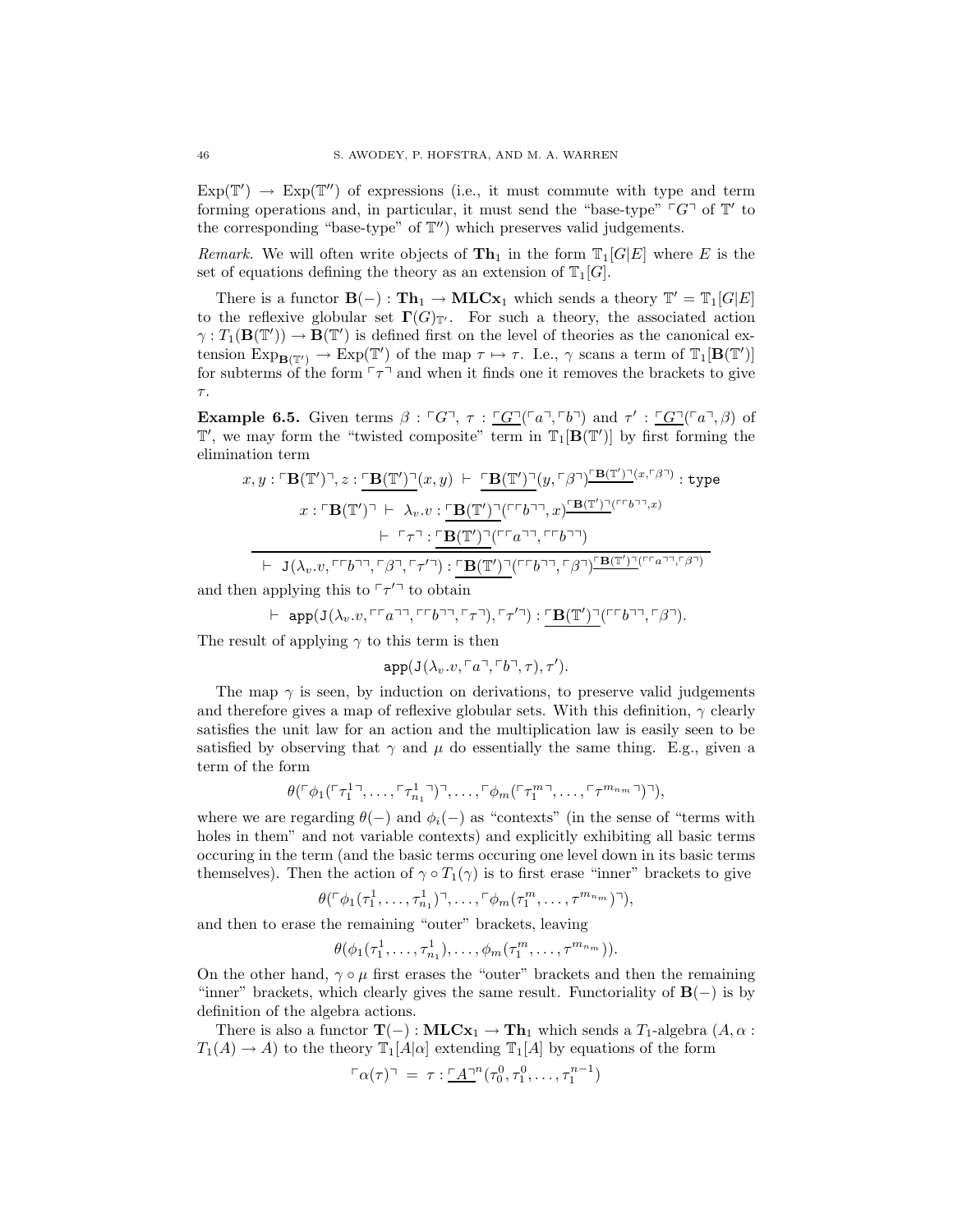$\mathrm{Exp}(\mathbb{T}') \to \mathrm{Exp}(\mathbb{T}'')$ of expressions (i.e., it must commute with type and term forming operations and, in particular, it must send the "base-type" $\ulcorner G \urcorner$ of $\mathbb{T}'$ to the corresponding "base-type" of $\mathbb{T}''$) which preserves valid judgements.

*Remark.* We will often write objects of $\mathbf{Th}_1$ in the form $\mathbb{T}_1[G|E]$ where $E$ is the set of equations defining the theory as an extension of $\mathbb{T}_1[G]$.

There is a functor $\mathbf{B}(-) : \mathbf{Th}_1 \to \mathbf{MLCx}_1$ which sends a theory $\mathbb{T}' = \mathbb{T}_1[G|E]$ to the reflexive globular set $\mathbf{\Gamma}(G)_{\mathbb{T}'}$. For such a theory, the associated action $\gamma : T_1(\mathbf{B}(\mathbb{T}')) \to \mathbf{B}(\mathbb{T}')$ is defined first on the level of theories as the canonical extension $\mathrm{Exp}_{\mathbf{B}(\mathbb{T}')} \to \mathrm{Exp}(\mathbb{T}')$ of the map $\tau \mapsto \tau$. I.e., $\gamma$ scans a term of $\mathbb{T}_1[\mathbf{B}(\mathbb{T}')]$ for subterms of the form $\ulcorner \tau \urcorner$ and when it finds one it removes the brackets to give $\tau$.

**Example 6.5.** Given terms $\beta : \ulcorner G \urcorner$, $\tau : \underline{\ulcorner G \urcorner}(\ulcorner a \urcorner, \ulcorner b \urcorner)$ and $\tau' : \underline{\ulcorner G \urcorner}(\ulcorner a \urcorner, \beta)$ of $\mathbb{T}'$, we may form the "twisted composite" term in $\mathbb{T}_1[\mathbf{B}(\mathbb{T}')]$ by first forming the elimination term

$$\frac{\begin{array}{c} x, y : \ulcorner \mathbf{B}(\mathbb{T}') \urcorner, z : \underline{\ulcorner \mathbf{B}(\mathbb{T}') \urcorner}(x, y) \;\vdash\; \underline{\ulcorner \mathbf{B}(\mathbb{T}') \urcorner}(y, \ulcorner \beta \urcorner)^{\underline{\ulcorner \mathbf{B}(\mathbb{T}') \urcorner}(x, \ulcorner \beta \urcorner)} : \mathtt{type} \\ x : \ulcorner \mathbf{B}(\mathbb{T}') \urcorner \;\vdash\; \lambda_v . v : \underline{\ulcorner \mathbf{B}(\mathbb{T}') \urcorner}(\ulcorner\ulcorner b \urcorner\urcorner, x)^{\underline{\ulcorner \mathbf{B}(\mathbb{T}') \urcorner}(\ulcorner\ulcorner b \urcorner\urcorner, x)} \\ \vdash\; \ulcorner \tau \urcorner : \underline{\ulcorner \mathbf{B}(\mathbb{T}') \urcorner}(\ulcorner\ulcorner a \urcorner\urcorner, \ulcorner\ulcorner b \urcorner\urcorner) \end{array}}{\vdash\; \mathtt{J}(\lambda_v . v, \ulcorner\ulcorner b \urcorner\urcorner, \ulcorner \beta \urcorner, \ulcorner \tau' \urcorner) : \underline{\ulcorner \mathbf{B}(\mathbb{T}') \urcorner}(\ulcorner\ulcorner b \urcorner\urcorner, \ulcorner \beta \urcorner)^{\underline{\ulcorner \mathbf{B}(\mathbb{T}') \urcorner}(\ulcorner\ulcorner a \urcorner\urcorner, \ulcorner \beta \urcorner)}}$$

and then applying this to $\ulcorner \tau' \urcorner$ to obtain

$$\vdash\; \mathtt{app}(\mathtt{J}(\lambda_v . v, \ulcorner\ulcorner a \urcorner\urcorner, \ulcorner\ulcorner b \urcorner\urcorner, \ulcorner \tau \urcorner), \ulcorner \tau' \urcorner) : \underline{\ulcorner \mathbf{B}(\mathbb{T}') \urcorner}(\ulcorner\ulcorner b \urcorner\urcorner, \ulcorner \beta \urcorner).$$

The result of applying $\gamma$ to this term is then

$$\mathtt{app}(\mathtt{J}(\lambda_v . v, \ulcorner a \urcorner, \ulcorner b \urcorner, \tau), \tau').$$

The map $\gamma$ is seen, by induction on derivations, to preserve valid judgements and therefore gives a map of reflexive globular sets. With this definition, $\gamma$ clearly satisfies the unit law for an action and the multiplication law is easily seen to be satisfied by observing that $\gamma$ and $\mu$ do essentially the same thing. E.g., given a term of the form

$$\theta(\ulcorner \phi_1(\ulcorner \tau_1^1 \urcorner, \ldots, \ulcorner \tau_{n_1}^1 \urcorner) \urcorner, \ldots, \ulcorner \phi_m(\ulcorner \tau_1^m \urcorner, \ldots, \ulcorner \tau^{m_{n_m}} \urcorner) \urcorner),$$

where we are regarding $\theta(-)$ and $\phi_i(-)$ as "contexts" (in the sense of "terms with holes in them" and not variable contexts) and explicitly exhibiting all basic terms occuring in the term (and the basic terms occuring one level down in its basic terms themselves). Then the action of $\gamma \circ T_1(\gamma)$ is to first erase "inner" brackets to give

$$\theta(\ulcorner \phi_1(\tau_1^1, \ldots, \tau_{n_1}^1) \urcorner, \ldots, \ulcorner \phi_m(\tau_1^m, \ldots, \tau^{m_{n_m}}) \urcorner),$$

and then to erase the remaining "outer" brackets, leaving

$$\theta(\phi_1(\tau_1^1, \ldots, \tau_{n_1}^1), \ldots, \phi_m(\tau_1^m, \ldots, \tau^{m_{n_m}})).$$

On the other hand, $\gamma \circ \mu$ first erases the "outer" brackets and then the remaining "inner" brackets, which clearly gives the same result. Functoriality of $\mathbf{B}(-)$ is by definition of the algebra actions.

There is also a functor $\mathbf{T}(-) : \mathbf{MLCx}_1 \to \mathbf{Th}_1$ which sends a $T_1$-algebra $(A, \alpha : T_1(A) \to A)$ to the theory $\mathbb{T}_1[A|\alpha]$ extending $\mathbb{T}_1[A]$ by equations of the form

$$\ulcorner \alpha(\tau) \urcorner \;=\; \tau : \underline{\ulcorner A \urcorner}^n(\tau_0^0, \tau_1^0, \ldots, \tau_1^{n-1})$$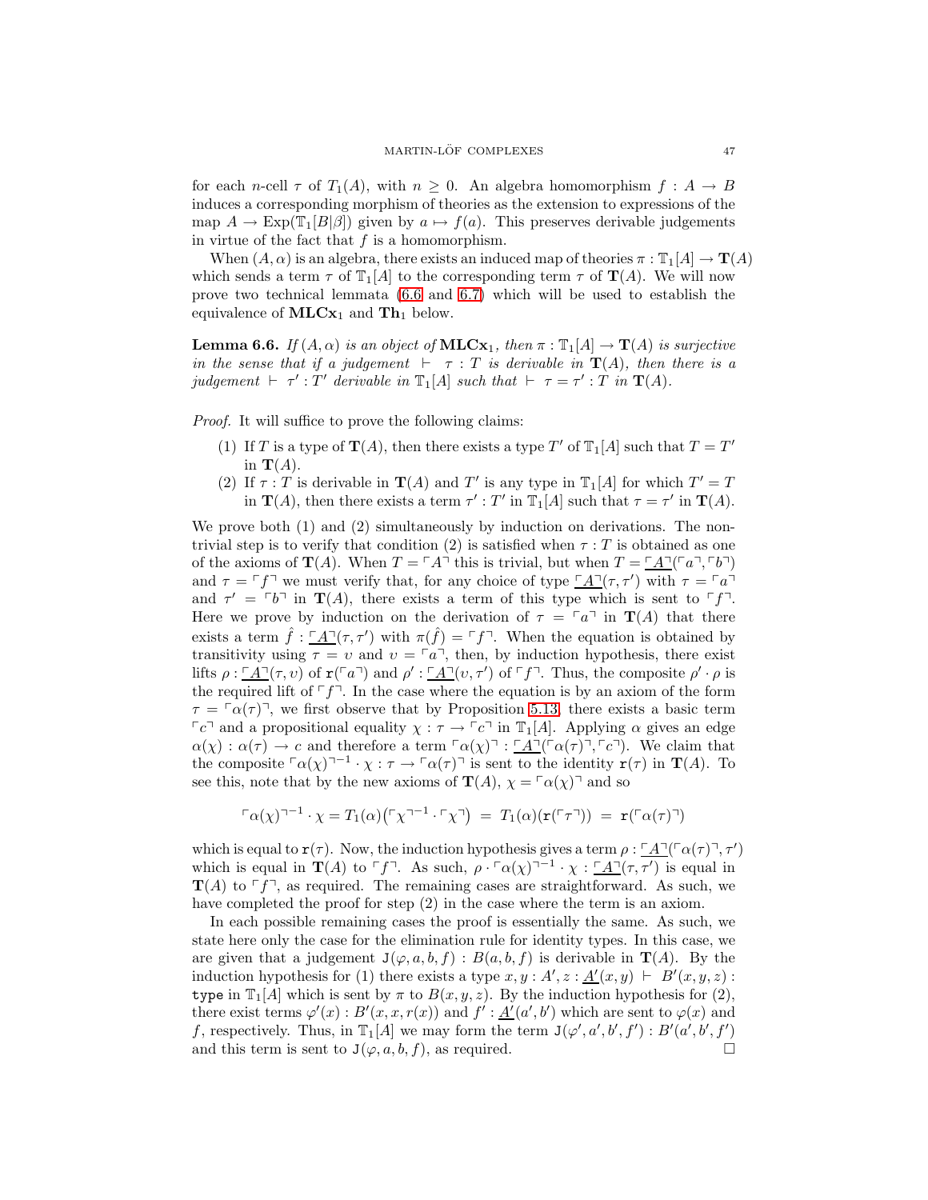for each $n$-cell $\tau$ of $T_1(A)$, with $n \geq 0$. An algebra homomorphism $f : A \to B$ induces a corresponding morphism of theories as the extension to expressions of the map $A \to \mathrm{Exp}(\mathbb{T}_1[B|\beta])$ given by $a \mapsto f(a)$. This preserves derivable judgements in virtue of the fact that $f$ is a homomorphism.

When $(A, \alpha)$ is an algebra, there exists an induced map of theories $\pi : \mathbb{T}_1[A] \to \mathbf{T}(A)$ which sends a term $\tau$ of $\mathbb{T}_1[A]$ to the corresponding term $\tau$ of $\mathbf{T}(A)$. We will now prove two technical lemmata (6.6 and 6.7) which will be used to establish the equivalence of $\mathbf{MLCx}_1$ and $\mathbf{Th}_1$ below.

**Lemma 6.6.** *If $(A, \alpha)$ is an object of $\mathbf{MLCx}_1$, then $\pi : \mathbb{T}_1[A] \to \mathbf{T}(A)$ is surjective in the sense that if a judgement $\vdash \tau : T$ is derivable in $\mathbf{T}(A)$, then there is a judgement $\vdash \tau' : T'$ derivable in $\mathbb{T}_1[A]$ such that $\vdash \tau = \tau' : T$ in $\mathbf{T}(A)$.*

*Proof.* It will suffice to prove the following claims:

1. If $T$ is a type of $\mathbf{T}(A)$, then there exists a type $T'$ of $\mathbb{T}_1[A]$ such that $T = T'$ in $\mathbf{T}(A)$.
2. If $\tau : T$ is derivable in $\mathbf{T}(A)$ and $T'$ is any type in $\mathbb{T}_1[A]$ for which $T' = T$ in $\mathbf{T}(A)$, then there exists a term $\tau' : T'$ in $\mathbb{T}_1[A]$ such that $\tau = \tau'$ in $\mathbf{T}(A)$.

We prove both (1) and (2) simultaneously by induction on derivations. The non-trivial step is to verify that condition (2) is satisfied when $\tau : T$ is obtained as one of the axioms of $\mathbf{T}(A)$. When $T = \ulcorner A \urcorner$ this is trivial, but when $T = \underline{\ulcorner A \urcorner}(\ulcorner a \urcorner, \ulcorner b \urcorner)$ and $\tau = \ulcorner f \urcorner$ we must verify that, for any choice of type $\underline{\ulcorner A \urcorner}(\tau, \tau')$ with $\tau = \ulcorner a \urcorner$ and $\tau' = \ulcorner b \urcorner$ in $\mathbf{T}(A)$, there exists a term of this type which is sent to $\ulcorner f \urcorner$. Here we prove by induction on the derivation of $\tau = \ulcorner a \urcorner$ in $\mathbf{T}(A)$ that there exists a term $\hat{f} : \underline{\ulcorner A \urcorner}(\tau, \tau')$ with $\pi(\hat{f}) = \ulcorner f \urcorner$. When the equation is obtained by transitivity using $\tau = \upsilon$ and $\upsilon = \ulcorner a \urcorner$, then, by induction hypothesis, there exist lifts $\rho : \underline{\ulcorner A \urcorner}(\tau, \upsilon)$ of $\mathtt{r}(\ulcorner a \urcorner)$ and $\rho' : \underline{\ulcorner A \urcorner}(\upsilon, \tau')$ of $\ulcorner f \urcorner$. Thus, the composite $\rho' \cdot \rho$ is the required lift of $\ulcorner f \urcorner$. In the case where the equation is by an axiom of the form $\tau = \ulcorner \alpha(\tau) \urcorner$, we first observe that by Proposition 5.13, there exists a basic term $\ulcorner c \urcorner$ and a propositional equality $\chi : \tau \to \ulcorner c \urcorner$ in $\mathbb{T}_1[A]$. Applying $\alpha$ gives an edge $\alpha(\chi) : \alpha(\tau) \to c$ and therefore a term $\ulcorner \alpha(\chi) \urcorner : \underline{\ulcorner A \urcorner}(\ulcorner \alpha(\tau) \urcorner, \ulcorner c \urcorner)$. We claim that the composite $\ulcorner \alpha(\chi) \urcorner^{-1} \cdot \chi : \tau \to \ulcorner \alpha(\tau) \urcorner$ is sent to the identity $\mathtt{r}(\tau)$ in $\mathbf{T}(A)$. To see this, note that by the new axioms of $\mathbf{T}(A)$, $\chi = \ulcorner \alpha(\chi) \urcorner$ and so

$$\ulcorner \alpha(\chi) \urcorner^{-1} \cdot \chi = T_1(\alpha)\big(\ulcorner \chi \urcorner^{-1} \cdot \ulcorner \chi \urcorner\big) \;=\; T_1(\alpha)(\mathtt{r}(\ulcorner \tau \urcorner)) \;=\; \mathtt{r}(\ulcorner \alpha(\tau) \urcorner)$$

which is equal to $\mathtt{r}(\tau)$. Now, the induction hypothesis gives a term $\rho : \underline{\ulcorner A \urcorner}(\ulcorner \alpha(\tau) \urcorner, \tau')$ which is equal in $\mathbf{T}(A)$ to $\ulcorner f \urcorner$. As such, $\rho \cdot \ulcorner \alpha(\chi) \urcorner^{-1} \cdot \chi : \underline{\ulcorner A \urcorner}(\tau, \tau')$ is equal in $\mathbf{T}(A)$ to $\ulcorner f \urcorner$, as required. The remaining cases are straightforward. As such, we have completed the proof for step (2) in the case where the term is an axiom.

In each possible remaining cases the proof is essentially the same. As such, we state here only the case for the elimination rule for identity types. In this case, we are given that a judgement $\mathtt{J}(\varphi, a, b, f) : B(a, b, f)$ is derivable in $\mathbf{T}(A)$. By the induction hypothesis for (1) there exists a type $x, y : A', z : \underline{A'}(x, y) \vdash B'(x, y, z) : \mathtt{type}$ in $\mathbb{T}_1[A]$ which is sent by $\pi$ to $B(x, y, z)$. By the induction hypothesis for (2), there exist terms $\varphi'(x) : B'(x, x, r(x))$ and $f' : \underline{A'}(a', b')$ which are sent to $\varphi(x)$ and $f$, respectively. Thus, in $\mathbb{T}_1[A]$ we may form the term $\mathtt{J}(\varphi', a', b', f') : B'(a', b', f')$ and this term is sent to $\mathtt{J}(\varphi, a, b, f)$, as required. ∎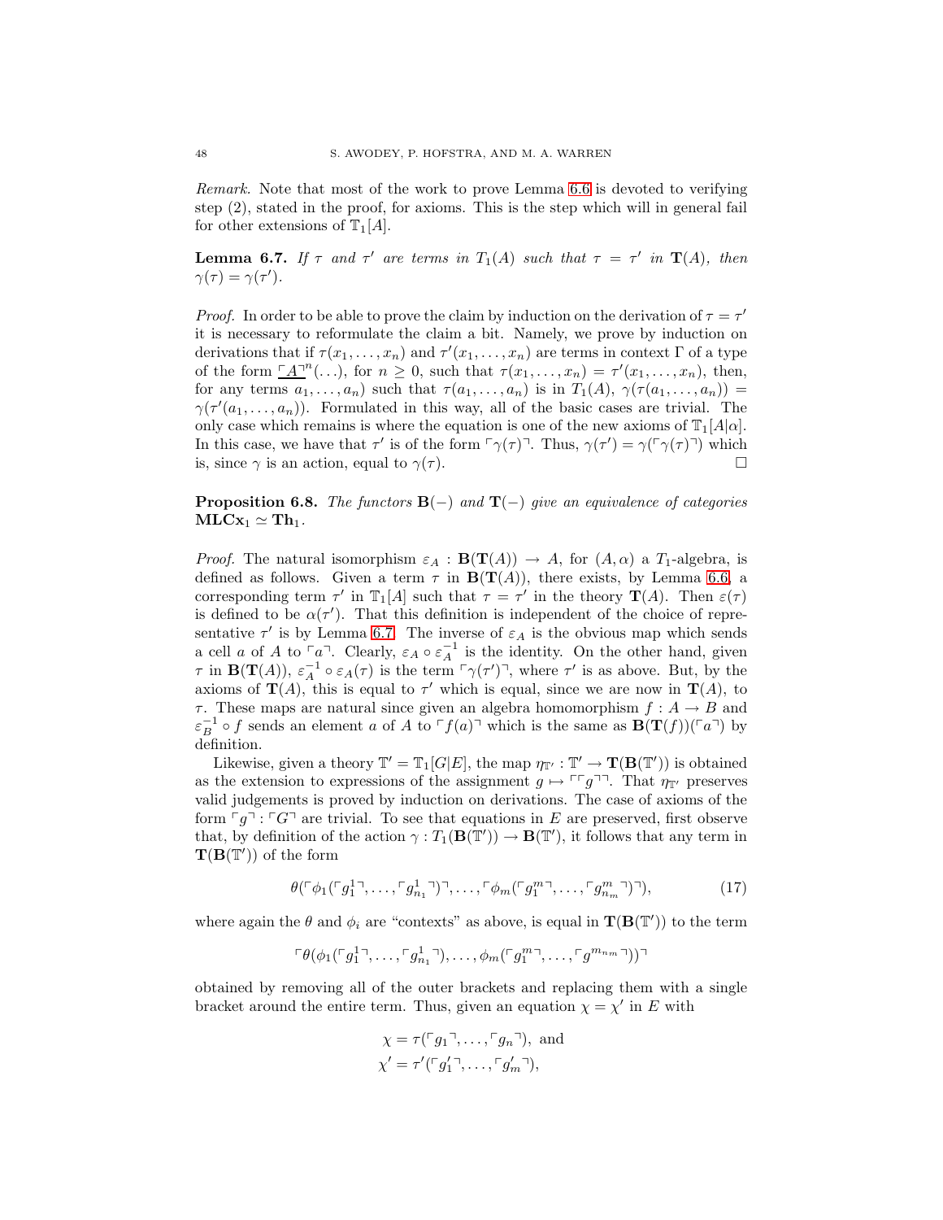*Remark.* Note that most of the work to prove Lemma 6.6 is devoted to verifying step (2), stated in the proof, for axioms. This is the step which will in general fail for other extensions of $\mathbb{T}_1[A]$.

**Lemma 6.7.** *If $\tau$ and $\tau'$ are terms in $T_1(A)$ such that $\tau = \tau'$ in $\mathbf{T}(A)$, then $\gamma(\tau) = \gamma(\tau')$.*

*Proof.* In order to be able to prove the claim by induction on the derivation of $\tau = \tau'$ it is necessary to reformulate the claim a bit. Namely, we prove by induction on derivations that if $\tau(x_1, \ldots, x_n)$ and $\tau'(x_1, \ldots, x_n)$ are terms in context $\Gamma$ of a type of the form $\underline{\ulcorner A \urcorner}^n(\ldots)$, for $n \geq 0$, such that $\tau(x_1, \ldots, x_n) = \tau'(x_1, \ldots, x_n)$, then, for any terms $a_1, \ldots, a_n)$ such that $\tau(a_1, \ldots, a_n)$ is in $T_1(A)$, $\gamma(\tau(a_1, \ldots, a_n)) = \gamma(\tau'(a_1, \ldots, a_n))$. Formulated in this way, all of the basic cases are trivial. The only case which remains is where the equation is one of the new axioms of $\mathbb{T}_1[A|\alpha]$. In this case, we have that $\tau'$ is of the form $\ulcorner \gamma(\tau) \urcorner$. Thus, $\gamma(\tau') = \gamma(\ulcorner \gamma(\tau) \urcorner)$ which is, since $\gamma$ is an action, equal to $\gamma(\tau)$. $\square$

**Proposition 6.8.** *The functors $\mathbf{B}(-)$ and $\mathbf{T}(-)$ give an equivalence of categories $\mathbf{MLCx}_1 \simeq \mathbf{Th}_1$.*

*Proof.* The natural isomorphism $\varepsilon_A : \mathbf{B}(\mathbf{T}(A)) \to A$, for $(A, \alpha)$ a $T_1$-algebra, is defined as follows. Given a term $\tau$ in $\mathbf{B}(\mathbf{T}(A))$, there exists, by Lemma 6.6, a corresponding term $\tau'$ in $\mathbb{T}_1[A]$ such that $\tau = \tau'$ in the theory $\mathbf{T}(A)$. Then $\varepsilon(\tau)$ is defined to be $\alpha(\tau')$. That this definition is independent of the choice of representative $\tau'$ is by Lemma 6.7. The inverse of $\varepsilon_A$ is the obvious map which sends a cell $a$ of $A$ to $\ulcorner a \urcorner$. Clearly, $\varepsilon_A \circ \varepsilon_A^{-1}$ is the identity. On the other hand, given $\tau$ in $\mathbf{B}(\mathbf{T}(A))$, $\varepsilon_A^{-1} \circ \varepsilon_A(\tau)$ is the term $\ulcorner \gamma(\tau') \urcorner$, where $\tau'$ is as above. But, by the axioms of $\mathbf{T}(A)$, this is equal to $\tau'$ which is equal, since we are now in $\mathbf{T}(A)$, to $\tau$. These maps are natural since given an algebra homomorphism $f : A \to B$ and $\varepsilon_B^{-1} \circ f$ sends an element $a$ of $A$ to $\ulcorner f(a) \urcorner$ which is the same as $\mathbf{B}(\mathbf{T}(f))(\ulcorner a \urcorner)$ by definition.

Likewise, given a theory $\mathbb{T}' = \mathbb{T}_1[G|E]$, the map $\eta_{\mathbb{T}'} : \mathbb{T}' \to \mathbf{T}(\mathbf{B}(\mathbb{T}'))$ is obtained as the extension to expressions of the assignment $g \mapsto \ulcorner \ulcorner g \urcorner \urcorner$. That $\eta_{\mathbb{T}'}$ preserves valid judgements is proved by induction on derivations. The case of axioms of the form $\ulcorner g \urcorner : \ulcorner G \urcorner$ are trivial. To see that equations in $E$ are preserved, first observe that, by definition of the action $\gamma : T_1(\mathbf{B}(\mathbb{T}')) \to \mathbf{B}(\mathbb{T}')$, it follows that any term in $\mathbf{T}(\mathbf{B}(\mathbb{T}'))$ of the form

$$\theta(\ulcorner \phi_1(\ulcorner g_1^1 \urcorner, \ldots, \ulcorner g_{n_1}^1 \urcorner) \urcorner, \ldots, \ulcorner \phi_m(\ulcorner g_1^m \urcorner, \ldots, \ulcorner g_{n_m}^m \urcorner) \urcorner), \tag{17}$$

where again the $\theta$ and $\phi_i$ are "contexts" as above, is equal in $\mathbf{T}(\mathbf{B}(\mathbb{T}'))$ to the term

$$\ulcorner \theta(\phi_1(\ulcorner g_1^1 \urcorner, \ldots, \ulcorner g_{n_1}^1 \urcorner), \ldots, \phi_m(\ulcorner g_1^m \urcorner, \ldots, \ulcorner g^{m_{n_m}} \urcorner)) \urcorner$$

obtained by removing all of the outer brackets and replacing them with a single bracket around the entire term. Thus, given an equation $\chi = \chi'$ in $E$ with

$$\chi = \tau(\ulcorner g_1 \urcorner, \ldots, \ulcorner g_n \urcorner), \text{ and}$$
$$\chi' = \tau'(\ulcorner g_1' \urcorner, \ldots, \ulcorner g_m' \urcorner),$$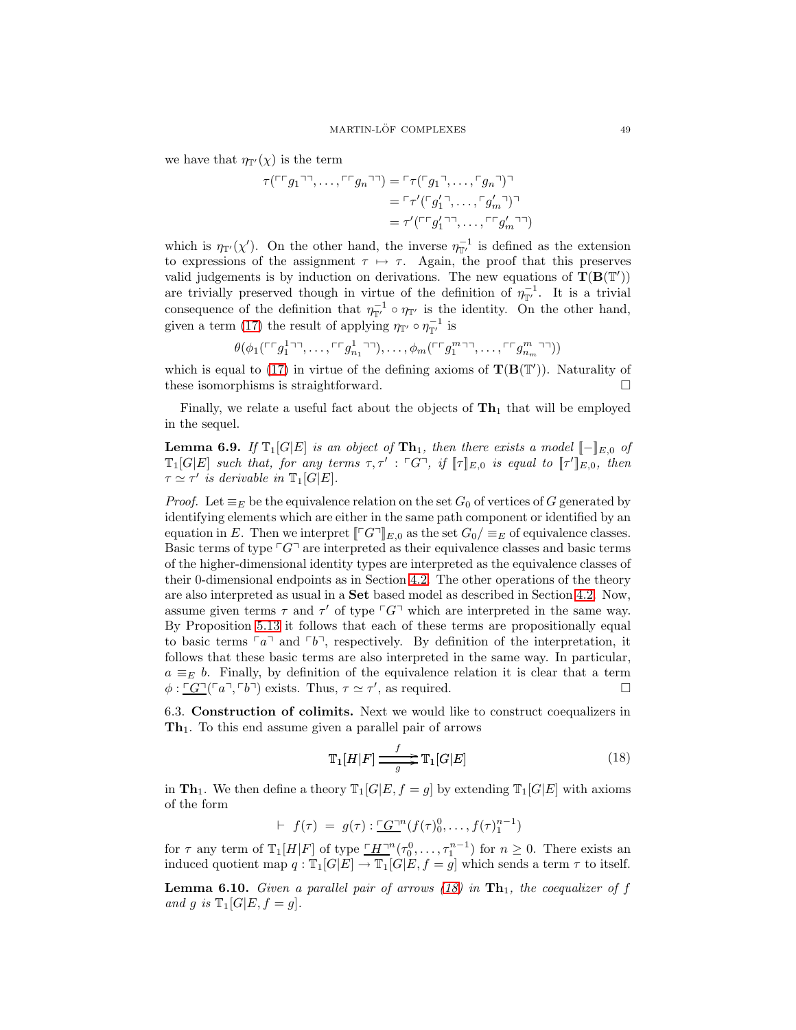we have that $\eta_{\mathbb{T}'}(\chi)$ is the term

$$
\begin{aligned}
\tau(\ulcorner\ulcorner g_1\urcorner\urcorner, \ldots, \ulcorner\ulcorner g_n\urcorner\urcorner) &= \ulcorner\tau(\ulcorner g_1\urcorner, \ldots, \ulcorner g_n\urcorner)\urcorner \\
&= \ulcorner\tau'(\ulcorner g_1'\urcorner, \ldots, \ulcorner g_m'\urcorner)\urcorner \\
&= \tau'(\ulcorner\ulcorner g_1'\urcorner\urcorner, \ldots, \ulcorner\ulcorner g_m'\urcorner\urcorner)
\end{aligned}
$$

which is $\eta_{\mathbb{T}'}(\chi')$. On the other hand, the inverse $\eta_{\mathbb{T}'}^{-1}$ is defined as the extension to expressions of the assignment $\tau \mapsto \tau$. Again, the proof that this preserves valid judgements is by induction on derivations. The new equations of $\mathbf{T}(\mathbf{B}(\mathbb{T}'))$ are trivially preserved though in virtue of the definition of $\eta_{\mathbb{T}'}^{-1}$. It is a trivial consequence of the definition that $\eta_{\mathbb{T}'}^{-1} \circ \eta_{\mathbb{T}'}$ is the identity. On the other hand, given a term (17) the result of applying $\eta_{\mathbb{T}'} \circ \eta_{\mathbb{T}'}^{-1}$ is

$$
\theta(\phi_1(\ulcorner\ulcorner g_1^1\urcorner\urcorner, \ldots, \ulcorner\ulcorner g_{n_1}^1\urcorner\urcorner), \ldots, \phi_m(\ulcorner\ulcorner g_1^m\urcorner\urcorner, \ldots, \ulcorner\ulcorner g_{n_m}^m\urcorner\urcorner))
$$

which is equal to (17) in virtue of the defining axioms of $\mathbf{T}(\mathbf{B}(\mathbb{T}'))$. Naturality of these isomorphisms is straightforward. □

Finally, we relate a useful fact about the objects of $\mathbf{Th}_1$ that will be employed in the sequel.

**Lemma 6.9.** *If $\mathbb{T}_1[G|E]$ is an object of $\mathbf{Th}_1$, then there exists a model $[\![-]\!]_{E,0}$ of $\mathbb{T}_1[G|E]$ such that, for any terms $\tau, \tau' : \ulcorner G\urcorner$, if $[\![\tau]\!]_{E,0}$ is equal to $[\![\tau']\!]_{E,0}$, then $\tau \simeq \tau'$ is derivable in $\mathbb{T}_1[G|E]$.*

*Proof.* Let $\equiv_E$ be the equivalence relation on the set $G_0$ of vertices of $G$ generated by identifying elements which are either in the same path component or identified by an equation in $E$. Then we interpret $[\![\ulcorner G\urcorner]\!]_{E,0}$ as the set $G_0/\equiv_E$ of equivalence classes. Basic terms of type $\ulcorner G\urcorner$ are interpreted as their equivalence classes and basic terms of the higher-dimensional identity types are interpreted as the equivalence classes of their 0-dimensional endpoints as in Section 4.2. The other operations of the theory are also interpreted as usual in a **Set** based model as described in Section 4.2. Now, assume given terms $\tau$ and $\tau'$ of type $\ulcorner G\urcorner$ which are interpreted in the same way. By Proposition 5.13 it follows that each of these terms are propositionally equal to basic terms $\ulcorner a\urcorner$ and $\ulcorner b\urcorner$, respectively. By definition of the interpretation, it follows that these basic terms are also interpreted in the same way. In particular, $a \equiv_E b$. Finally, by definition of the equivalence relation it is clear that a term $\phi : \underline{\ulcorner G\urcorner}(\ulcorner a\urcorner, \ulcorner b\urcorner)$ exists. Thus, $\tau \simeq \tau'$, as required. □

6.3. **Construction of colimits.** Next we would like to construct coequalizers in $\mathbf{Th}_1$. To this end assume given a parallel pair of arrows

$$
\mathbb{T}_1[H|F] \underset{g}{\overset{f}{\rightrightarrows}} \mathbb{T}_1[G|E] \tag{18}
$$

in $\mathbf{Th}_1$. We then define a theory $\mathbb{T}_1[G|E, f = g]$ by extending $\mathbb{T}_1[G|E]$ with axioms of the form

$$
\vdash \ f(\tau) \ = \ g(\tau) : \underline{\ulcorner G\urcorner}^n(f(\tau)_0^0, \ldots, f(\tau)_1^{n-1})
$$

for $\tau$ any term of $\mathbb{T}_1[H|F]$ of type $\underline{\ulcorner H\urcorner}^n(\tau_0^0, \ldots, \tau_1^{n-1})$ for $n \geq 0$. There exists an induced quotient map $q : \mathbb{T}_1[G|E] \to \mathbb{T}_1[G|E, f = g]$ which sends a term $\tau$ to itself.

**Lemma 6.10.** *Given a parallel pair of arrows (18) in $\mathbf{Th}_1$, the coequalizer of $f$ and $g$ is $\mathbb{T}_1[G|E, f = g]$.*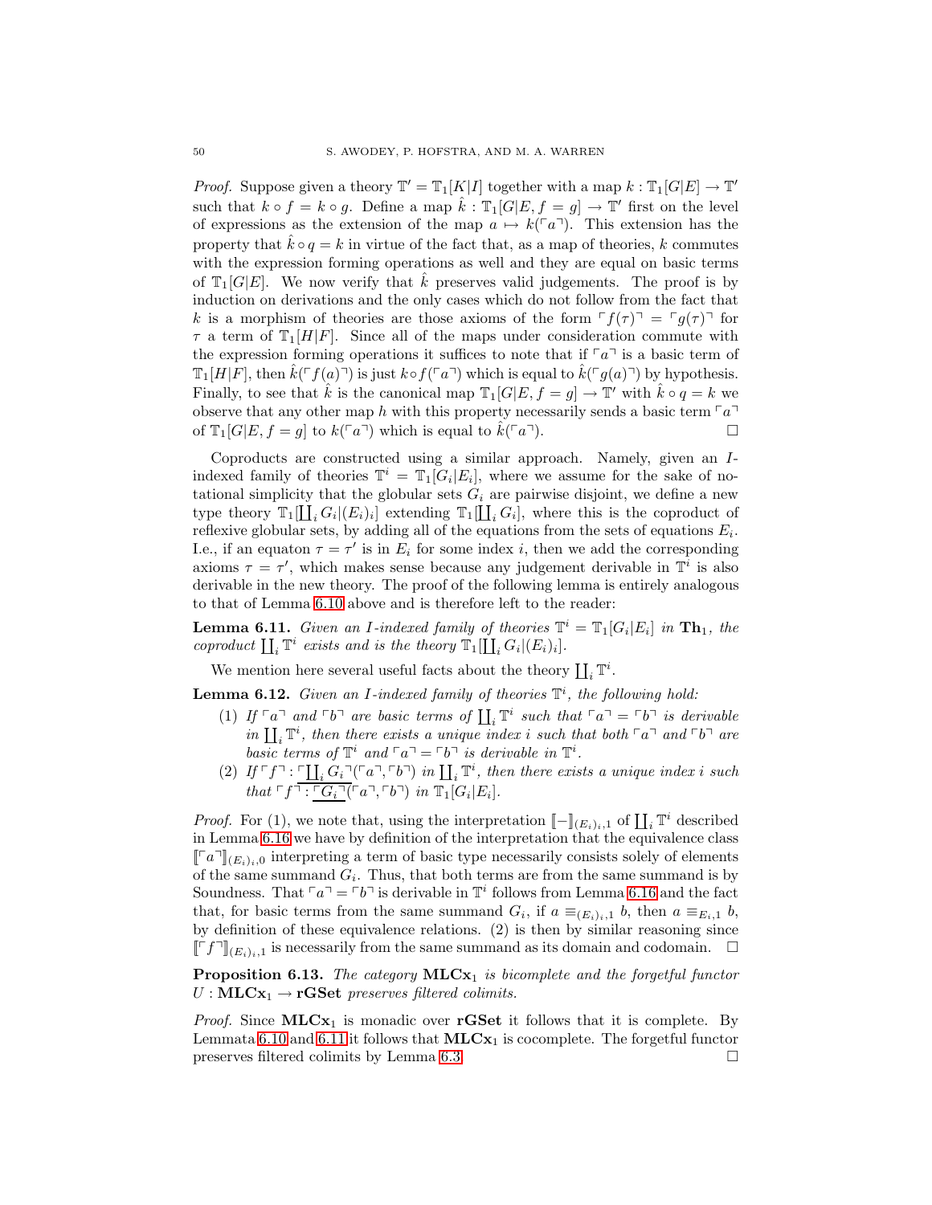*Proof.* Suppose given a theory $\mathbb{T}' = \mathbb{T}_1[K|I]$ together with a map $k : \mathbb{T}_1[G|E] \to \mathbb{T}'$ such that $k \circ f = k \circ g$. Define a map $\hat{k} : \mathbb{T}_1[G|E, f = g] \to \mathbb{T}'$ first on the level of expressions as the extension of the map $a \mapsto k(\ulcorner a \urcorner)$. This extension has the property that $\hat{k} \circ q = k$ in virtue of the fact that, as a map of theories, $k$ commutes with the expression forming operations as well and they are equal on basic terms of $\mathbb{T}_1[G|E]$. We now verify that $\hat{k}$ preserves valid judgements. The proof is by induction on derivations and the only cases which do not follow from the fact that $k$ is a morphism of theories are those axioms of the form $\ulcorner f(\tau) \urcorner = \ulcorner g(\tau) \urcorner$ for $\tau$ a term of $\mathbb{T}_1[H|F]$. Since all of the maps under consideration commute with the expression forming operations it suffices to note that if $\ulcorner a \urcorner$ is a basic term of $\mathbb{T}_1[H|F]$, then $\hat{k}(\ulcorner f(a) \urcorner)$ is just $k \circ f(\ulcorner a \urcorner)$ which is equal to $\hat{k}(\ulcorner g(a) \urcorner)$ by hypothesis. Finally, to see that $\hat{k}$ is the canonical map $\mathbb{T}_1[G|E, f = g] \to \mathbb{T}'$ with $\hat{k} \circ q = k$ we observe that any other map $h$ with this property necessarily sends a basic term $\ulcorner a \urcorner$ of $\mathbb{T}_1[G|E, f = g]$ to $k(\ulcorner a \urcorner)$ which is equal to $\hat{k}(\ulcorner a \urcorner)$. □

Coproducts are constructed using a similar approach. Namely, given an $I$-indexed family of theories $\mathbb{T}^i = \mathbb{T}_1[G_i|E_i]$, where we assume for the sake of notational simplicity that the globular sets $G_i$ are pairwise disjoint, we define a new type theory $\mathbb{T}_1[\coprod_i G_i|(E_i)_i]$ extending $\mathbb{T}_1[\coprod_i G_i]$, where this is the coproduct of reflexive globular sets, by adding all of the equations from the sets of equations $E_i$. I.e., if an equaton $\tau = \tau'$ is in $E_i$ for some index $i$, then we add the corresponding axioms $\tau = \tau'$, which makes sense because any judgement derivable in $\mathbb{T}^i$ is also derivable in the new theory. The proof of the following lemma is entirely analogous to that of Lemma 6.10 above and is therefore left to the reader:

**Lemma 6.11.** *Given an $I$-indexed family of theories $\mathbb{T}^i = \mathbb{T}_1[G_i|E_i]$ in $\mathbf{Th}_1$, the coproduct $\coprod_i \mathbb{T}^i$ exists and is the theory $\mathbb{T}_1[\coprod_i G_i|(E_i)_i]$.*

We mention here several useful facts about the theory $\coprod_i \mathbb{T}^i$.

**Lemma 6.12.** *Given an $I$-indexed family of theories $\mathbb{T}^i$, the following hold:*

1. *If $\ulcorner a \urcorner$ and $\ulcorner b \urcorner$ are basic terms of $\coprod_i \mathbb{T}^i$ such that $\ulcorner a \urcorner = \ulcorner b \urcorner$ is derivable in $\coprod_i \mathbb{T}^i$, then there exists a unique index $i$ such that both $\ulcorner a \urcorner$ and $\ulcorner b \urcorner$ are basic terms of $\mathbb{T}^i$ and $\ulcorner a \urcorner = \ulcorner b \urcorner$ is derivable in $\mathbb{T}^i$.*
2. *If $\ulcorner f \urcorner : \ulcorner \coprod_i G_i \urcorner(\ulcorner a \urcorner, \ulcorner b \urcorner)$ in $\coprod_i \mathbb{T}^i$, then there exists a unique index $i$ such that $\ulcorner f \urcorner : \ulcorner G_i \urcorner(\ulcorner a \urcorner, \ulcorner b \urcorner)$ in $\mathbb{T}_1[G_i|E_i]$.*

*Proof.* For (1), we note that, using the interpretation $[\![-]\!]_{(E_i)_i,1}$ of $\coprod_i \mathbb{T}^i$ described in Lemma 6.16 we have by definition of the interpretation that the equivalence class $[\![\ulcorner a \urcorner]\!]_{(E_i)_i,0}$ interpreting a term of basic type necessarily consists solely of elements of the same summand $G_i$. Thus, that both terms are from the same summand is by Soundness. That $\ulcorner a \urcorner = \ulcorner b \urcorner$ is derivable in $\mathbb{T}^i$ follows from Lemma 6.16 and the fact that, for basic terms from the same summand $G_i$, if $a \equiv_{(E_i)_i,1} b$, then $a \equiv_{E_i,1} b$, by definition of these equivalence relations. (2) is then by similar reasoning since $[\![\ulcorner f \urcorner]\!]_{(E_i)_i,1}$ is necessarily from the same summand as its domain and codomain. □

**Proposition 6.13.** *The category $\mathbf{MLCx}_1$ is bicomplete and the forgetful functor $U : \mathbf{MLCx}_1 \to \mathbf{rGSet}$ preserves filtered colimits.*

*Proof.* Since $\mathbf{MLCx}_1$ is monadic over $\mathbf{rGSet}$ it follows that it is complete. By Lemmata 6.10 and 6.11 it follows that $\mathbf{MLCx}_1$ is cocomplete. The forgetful functor preserves filtered colimits by Lemma 6.3. □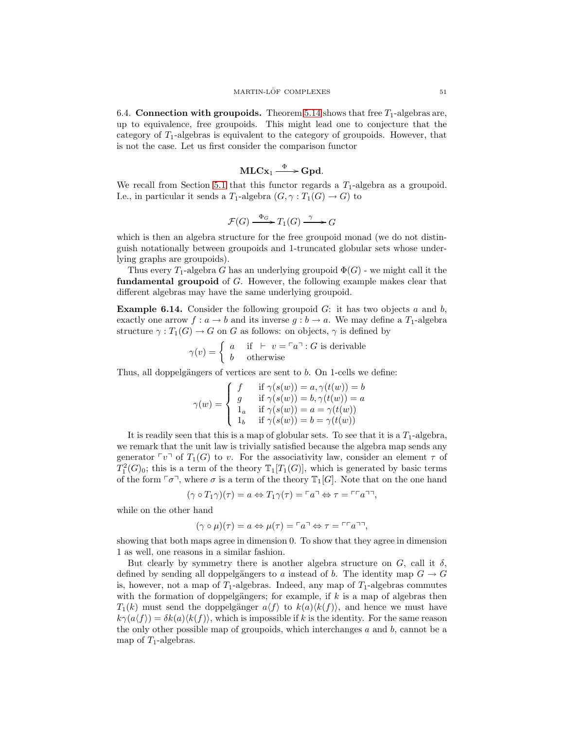6.4. **Connection with groupoids.** Theorem 5.14 shows that free $T_1$-algebras are, up to equivalence, free groupoids. This might lead one to conjecture that the category of $T_1$-algebras is equivalent to the category of groupoids. However, that is not the case. Let us first consider the comparison functor

$$\mathbf{MLCx}_1 \xrightarrow{\Phi} \mathbf{Gpd}.$$

We recall from Section 5.1 that this functor regards a $T_1$-algebra as a groupoid. I.e., in particular it sends a $T_1$-algebra $(G, \gamma : T_1(G) \to G)$ to

$$\mathcal{F}(G) \xrightarrow{\Phi_G} T_1(G) \xrightarrow{\gamma} G$$

which is then an algebra structure for the free groupoid monad (we do not distinguish notationally between groupoids and 1-truncated globular sets whose underlying graphs are groupoids).

Thus every $T_1$-algebra $G$ has an underlying groupoid $\Phi(G)$ - we might call it the **fundamental groupoid** of $G$. However, the following example makes clear that different algebras may have the same underlying groupoid.

**Example 6.14.** Consider the following groupoid $G$: it has two objects $a$ and $b$, exactly one arrow $f : a \to b$ and its inverse $g : b \to a$. We may define a $T_1$-algebra structure $\gamma : T_1(G) \to G$ on $G$ as follows: on objects, $\gamma$ is defined by

$$\gamma(v) = \begin{cases} a & \text{if } \vdash v = \ulcorner a \urcorner : G \text{ is derivable} \\ b & \text{otherwise} \end{cases}$$

Thus, all doppelgängers of vertices are sent to $b$. On 1-cells we define:

$$\gamma(w) = \begin{cases} f & \text{if } \gamma(s(w)) = a, \gamma(t(w)) = b \\ g & \text{if } \gamma(s(w)) = b, \gamma(t(w)) = a \\ 1_a & \text{if } \gamma(s(w)) = a = \gamma(t(w)) \\ 1_b & \text{if } \gamma(s(w)) = b = \gamma(t(w)) \end{cases}$$

It is readily seen that this is a map of globular sets. To see that it is a $T_1$-algebra, we remark that the unit law is trivially satisfied because the algebra map sends any generator $\ulcorner v \urcorner$ of $T_1(G)$ to $v$. For the associativity law, consider an element $\tau$ of $T_1^2(G)_0$; this is a term of the theory $\mathbb{T}_1[T_1(G)]$, which is generated by basic terms of the form $\ulcorner \sigma \urcorner$, where $\sigma$ is a term of the theory $\mathbb{T}_1[G]$. Note that on the one hand

$$(\gamma \circ T_1\gamma)(\tau) = a \Leftrightarrow T_1\gamma(\tau) = \ulcorner a \urcorner \Leftrightarrow \tau = \ulcorner\ulcorner a \urcorner\urcorner,$$

while on the other hand

$$(\gamma \circ \mu)(\tau) = a \Leftrightarrow \mu(\tau) = \ulcorner a \urcorner \Leftrightarrow \tau = \ulcorner\ulcorner a \urcorner\urcorner,$$

showing that both maps agree in dimension 0. To show that they agree in dimension 1 as well, one reasons in a similar fashion.

But clearly by symmetry there is another algebra structure on $G$, call it $\delta$, defined by sending all doppelgängers to $a$ instead of $b$. The identity map $G \to G$ is, however, not a map of $T_1$-algebras. Indeed, any map of $T_1$-algebras commutes with the formation of doppelgängers; for example, if $k$ is a map of algebras then $T_1(k)$ must send the doppelgänger $a\langle f \rangle$ to $k(a)\langle k(f) \rangle$, and hence we must have $k\gamma(a\langle f \rangle) = \delta k(a)\langle k(f) \rangle$, which is impossible if $k$ is the identity. For the same reason the only other possible map of groupoids, which interchanges $a$ and $b$, cannot be a map of $T_1$-algebras.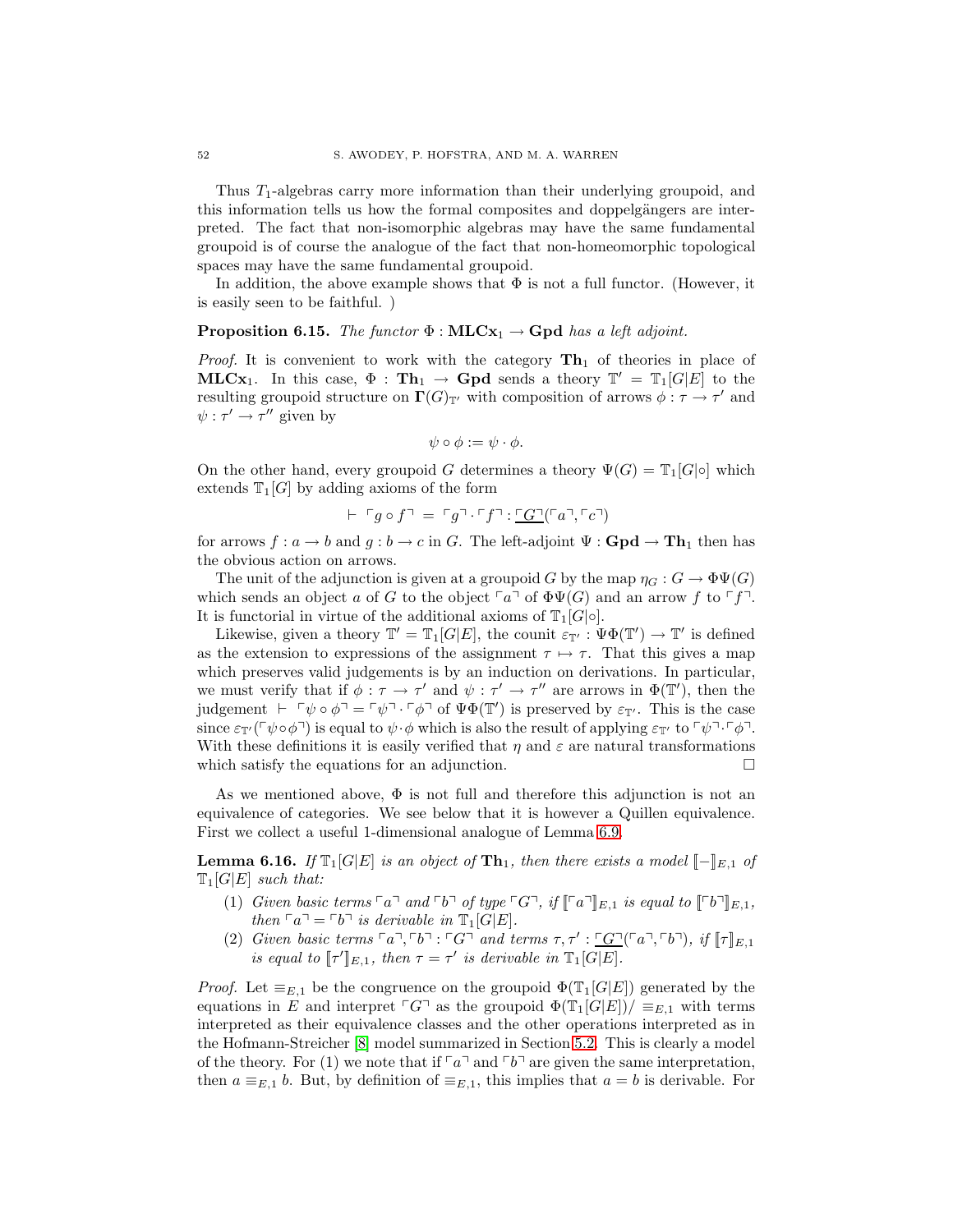Thus $T_1$-algebras carry more information than their underlying groupoid, and this information tells us how the formal composites and doppelgängers are interpreted. The fact that non-isomorphic algebras may have the same fundamental groupoid is of course the analogue of the fact that non-homeomorphic topological spaces may have the same fundamental groupoid.

In addition, the above example shows that $\Phi$ is not a full functor. (However, it is easily seen to be faithful. )

**Proposition 6.15.** *The functor $\Phi : \mathbf{MLCx}_1 \to \mathbf{Gpd}$ has a left adjoint.*

*Proof.* It is convenient to work with the category $\mathbf{Th}_1$ of theories in place of $\mathbf{MLCx}_1$. In this case, $\Phi : \mathbf{Th}_1 \to \mathbf{Gpd}$ sends a theory $\mathbb{T}' = \mathbb{T}_1[G|E]$ to the resulting groupoid structure on $\mathbf{\Gamma}(G)_{\mathbb{T}'}$ with composition of arrows $\phi : \tau \to \tau'$ and $\psi : \tau' \to \tau''$ given by

$$\psi \circ \phi := \psi \cdot \phi.$$

On the other hand, every groupoid $G$ determines a theory $\Psi(G) = \mathbb{T}_1[G|\circ]$ which extends $\mathbb{T}_1[G]$ by adding axioms of the form

$$\vdash \ulcorner g \circ f \urcorner = \ulcorner g \urcorner \cdot \ulcorner f \urcorner : \underline{\ulcorner G \urcorner}(\ulcorner a \urcorner, \ulcorner c \urcorner)$$

for arrows $f : a \to b$ and $g : b \to c$ in $G$. The left-adjoint $\Psi : \mathbf{Gpd} \to \mathbf{Th}_1$ then has the obvious action on arrows.

The unit of the adjunction is given at a groupoid $G$ by the map $\eta_G : G \to \Phi\Psi(G)$ which sends an object $a$ of $G$ to the object $\ulcorner a \urcorner$ of $\Phi\Psi(G)$ and an arrow $f$ to $\ulcorner f \urcorner$. It is functorial in virtue of the additional axioms of $\mathbb{T}_1[G|\circ]$.

Likewise, given a theory $\mathbb{T}' = \mathbb{T}_1[G|E]$, the counit $\varepsilon_{\mathbb{T}'} : \Psi\Phi(\mathbb{T}') \to \mathbb{T}'$ is defined as the extension to expressions of the assignment $\tau \mapsto \tau$. That this gives a map which preserves valid judgements is by an induction on derivations. In particular, we must verify that if $\phi : \tau \to \tau'$ and $\psi : \tau' \to \tau''$ are arrows in $\Phi(\mathbb{T}')$, then the judgement $\vdash \ulcorner \psi \circ \phi \urcorner = \ulcorner \psi \urcorner \cdot \ulcorner \phi \urcorner$ of $\Psi\Phi(\mathbb{T}')$ is preserved by $\varepsilon_{\mathbb{T}'}$. This is the case since $\varepsilon_{\mathbb{T}'}(\ulcorner \psi \circ \phi \urcorner)$ is equal to $\psi \cdot \phi$ which is also the result of applying $\varepsilon_{\mathbb{T}'}$ to $\ulcorner \psi \urcorner \cdot \ulcorner \phi \urcorner$. With these definitions it is easily verified that $\eta$ and $\varepsilon$ are natural transformations which satisfy the equations for an adjunction. □

As we mentioned above, $\Phi$ is not full and therefore this adjunction is not an equivalence of categories. We see below that it is however a Quillen equivalence. First we collect a useful 1-dimensional analogue of Lemma 6.9.

**Lemma 6.16.** *If $\mathbb{T}_1[G|E]$ is an object of $\mathbf{Th}_1$, then there exists a model $[\![-]\!]_{E,1}$ of $\mathbb{T}_1[G|E]$ such that:*

1. *Given basic terms $\ulcorner a \urcorner$ and $\ulcorner b \urcorner$ of type $\ulcorner G \urcorner$, if $[\![\ulcorner a \urcorner]\!]_{E,1}$ is equal to $[\![\ulcorner b \urcorner]\!]_{E,1}$, then $\ulcorner a \urcorner = \ulcorner b \urcorner$ is derivable in $\mathbb{T}_1[G|E]$.*
2. *Given basic terms $\ulcorner a \urcorner, \ulcorner b \urcorner : \ulcorner G \urcorner$ and terms $\tau, \tau' : \underline{\ulcorner G \urcorner}(\ulcorner a \urcorner, \ulcorner b \urcorner)$, if $[\![\tau]\!]_{E,1}$ is equal to $[\![\tau']\!]_{E,1}$, then $\tau = \tau'$ is derivable in $\mathbb{T}_1[G|E]$.*

*Proof.* Let $\equiv_{E,1}$ be the congruence on the groupoid $\Phi(\mathbb{T}_1[G|E])$ generated by the equations in $E$ and interpret $\ulcorner G \urcorner$ as the groupoid $\Phi(\mathbb{T}_1[G|E])/\equiv_{E,1}$ with terms interpreted as their equivalence classes and the other operations interpreted as in the Hofmann-Streicher [8] model summarized in Section 5.2. This is clearly a model of the theory. For (1) we note that if $\ulcorner a \urcorner$ and $\ulcorner b \urcorner$ are given the same interpretation, then $a \equiv_{E,1} b$. But, by definition of $\equiv_{E,1}$, this implies that $a = b$ is derivable. For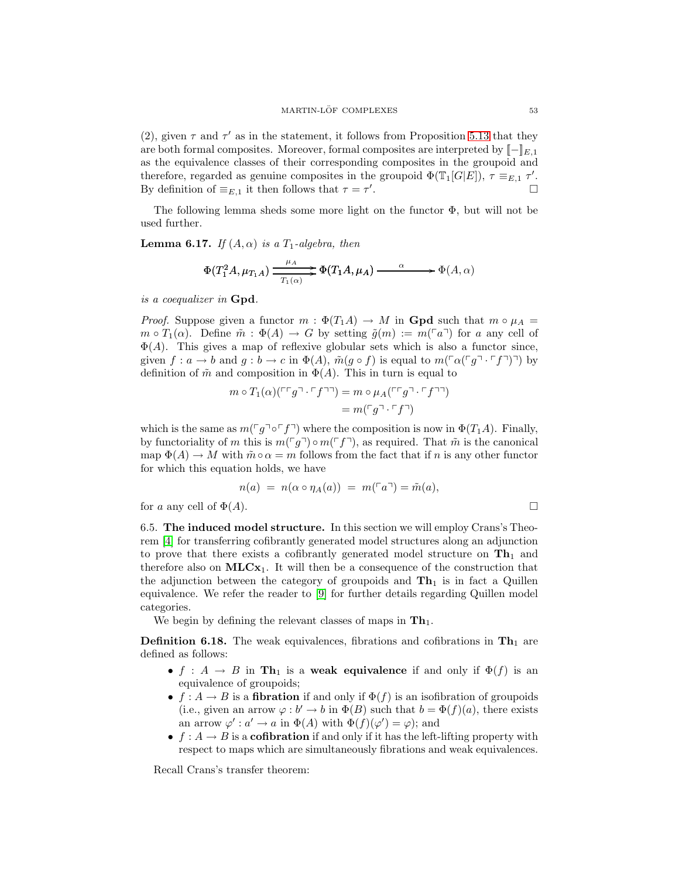(2), given $\tau$ and $\tau'$ as in the statement, it follows from Proposition 5.13 that they are both formal composites. Moreover, formal composites are interpreted by $[\![-]\!]_{E,1}$ as the equivalence classes of their corresponding composites in the groupoid and therefore, regarded as genuine composites in the groupoid $\Phi(\mathbb{T}_1[G|E])$, $\tau \equiv_{E,1} \tau'$. By definition of $\equiv_{E,1}$ it then follows that $\tau = \tau'$. $\square$

The following lemma sheds some more light on the functor $\Phi$, but will not be used further.

**Lemma 6.17.** *If $(A, \alpha)$ is a $T_1$-algebra, then*

$$\Phi(T_1^2 A, \mu_{T_1 A}) \underset{T_1(\alpha)}{\overset{\mu_A}{\rightrightarrows}} \Phi(T_1 A, \mu_A) \xrightarrow{\quad\alpha\quad} \Phi(A, \alpha)$$

*is a coequalizer in* **Gpd**.

*Proof.* Suppose given a functor $m : \Phi(T_1 A) \to M$ in **Gpd** such that $m \circ \mu_A = m \circ T_1(\alpha)$. Define $\tilde{m} : \Phi(A) \to G$ by setting $\tilde{g}(m) := m(\ulcorner a \urcorner)$ for $a$ any cell of $\Phi(A)$. This gives a map of reflexive globular sets which is also a functor since, given $f : a \to b$ and $g : b \to c$ in $\Phi(A)$, $\tilde{m}(g \circ f)$ is equal to $m(\ulcorner \alpha(\ulcorner g \urcorner \cdot \ulcorner f \urcorner)\urcorner)$ by definition of $\tilde{m}$ and composition in $\Phi(A)$. This in turn is equal to

$$\begin{aligned} m \circ T_1(\alpha)(\ulcorner\ulcorner g \urcorner \cdot \ulcorner f \urcorner\urcorner) &= m \circ \mu_A(\ulcorner\ulcorner g \urcorner \cdot \ulcorner f \urcorner\urcorner) \\ &= m(\ulcorner g \urcorner \cdot \ulcorner f \urcorner) \end{aligned}$$

which is the same as $m(\ulcorner g \urcorner \circ \ulcorner f \urcorner)$ where the composition is now in $\Phi(T_1 A)$. Finally, by functoriality of $m$ this is $m(\ulcorner g \urcorner) \circ m(\ulcorner f \urcorner)$, as required. That $\tilde{m}$ is the canonical map $\Phi(A) \to M$ with $\tilde{m} \circ \alpha = m$ follows from the fact that if $n$ is any other functor for which this equation holds, we have

$$n(a) \ = \ n(\alpha \circ \eta_A(a)) \ = \ m(\ulcorner a \urcorner) = \tilde{m}(a),$$

for $a$ any cell of $\Phi(A)$. $\square$

6.5. **The induced model structure.** In this section we will employ Crans's Theorem [4] for transferring cofibrantly generated model structures along an adjunction to prove that there exists a cofibrantly generated model structure on $\mathbf{Th}_1$ and therefore also on $\mathbf{MLCx}_1$. It will then be a consequence of the construction that the adjunction between the category of groupoids and $\mathbf{Th}_1$ is in fact a Quillen equivalence. We refer the reader to [9] for further details regarding Quillen model categories.

We begin by defining the relevant classes of maps in $\mathbf{Th}_1$.

**Definition 6.18.** The weak equivalences, fibrations and cofibrations in $\mathbf{Th}_1$ are defined as follows:

- $f : A \to B$ in $\mathbf{Th}_1$ is a **weak equivalence** if and only if $\Phi(f)$ is an equivalence of groupoids;
- $f : A \to B$ is a **fibration** if and only if $\Phi(f)$ is an isofibration of groupoids (i.e., given an arrow $\varphi : b' \to b$ in $\Phi(B)$ such that $b = \Phi(f)(a)$, there exists an arrow $\varphi' : a' \to a$ in $\Phi(A)$ with $\Phi(f)(\varphi') = \varphi$); and
- $f : A \to B$ is a **cofibration** if and only if it has the left-lifting property with respect to maps which are simultaneously fibrations and weak equivalences.

Recall Crans's transfer theorem: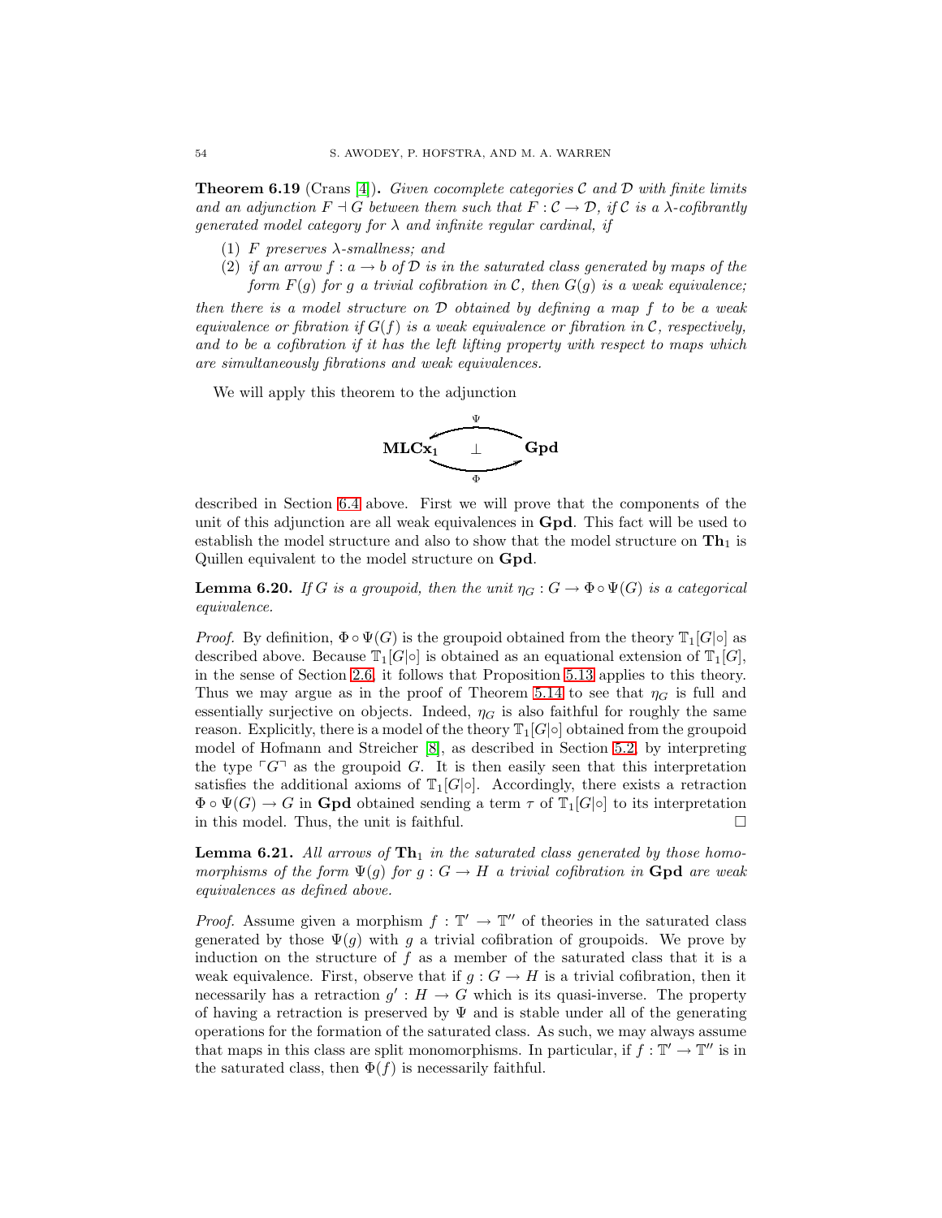**Theorem 6.19** (Crans [4])**.** *Given cocomplete categories $\mathcal{C}$ and $\mathcal{D}$ with finite limits and an adjunction $F \dashv G$ between them such that $F : \mathcal{C} \to \mathcal{D}$, if $\mathcal{C}$ is a $\lambda$-cofibrantly generated model category for $\lambda$ and infinite regular cardinal, if*

1. *$F$ preserves $\lambda$-smallness; and*
2. *if an arrow $f : a \to b$ of $\mathcal{D}$ is in the saturated class generated by maps of the form $F(g)$ for $g$ a trivial cofibration in $\mathcal{C}$, then $G(g)$ is a weak equivalence;*

*then there is a model structure on $\mathcal{D}$ obtained by defining a map $f$ to be a weak equivalence or fibration if $G(f)$ is a weak equivalence or fibration in $\mathcal{C}$, respectively, and to be a cofibration if it has the left lifting property with respect to maps which are simultaneously fibrations and weak equivalences.*

We will apply this theorem to the adjunction

$$\mathbf{MLCx_1} \underset{\Phi}{\overset{\Psi}{\rightleftarrows}} \mathbf{Gpd} \quad (\bot)$$

described in Section 6.4 above. First we will prove that the components of the unit of this adjunction are all weak equivalences in $\mathbf{Gpd}$. This fact will be used to establish the model structure and also to show that the model structure on $\mathbf{Th}_1$ is Quillen equivalent to the model structure on $\mathbf{Gpd}$.

**Lemma 6.20.** *If $G$ is a groupoid, then the unit $\eta_G : G \to \Phi \circ \Psi(G)$ is a categorical equivalence.*

*Proof.* By definition, $\Phi \circ \Psi(G)$ is the groupoid obtained from the theory $\mathbb{T}_1[G|\circ]$ as described above. Because $\mathbb{T}_1[G|\circ]$ is obtained as an equational extension of $\mathbb{T}_1[G]$, in the sense of Section 2.6, it follows that Proposition 5.13 applies to this theory. Thus we may argue as in the proof of Theorem 5.14 to see that $\eta_G$ is full and essentially surjective on objects. Indeed, $\eta_G$ is also faithful for roughly the same reason. Explicitly, there is a model of the theory $\mathbb{T}_1[G|\circ]$ obtained from the groupoid model of Hofmann and Streicher [8], as described in Section 5.2, by interpreting the type $\ulcorner G \urcorner$ as the groupoid $G$. It is then easily seen that this interpretation satisfies the additional axioms of $\mathbb{T}_1[G|\circ]$. Accordingly, there exists a retraction $\Phi \circ \Psi(G) \to G$ in $\mathbf{Gpd}$ obtained sending a term $\tau$ of $\mathbb{T}_1[G|\circ]$ to its interpretation in this model. Thus, the unit is faithful. $\square$

**Lemma 6.21.** *All arrows of $\mathbf{Th}_1$ in the saturated class generated by those homomorphisms of the form $\Psi(g)$ for $g : G \to H$ a trivial cofibration in $\mathbf{Gpd}$ are weak equivalences as defined above.*

*Proof.* Assume given a morphism $f : \mathbb{T}' \to \mathbb{T}''$ of theories in the saturated class generated by those $\Psi(g)$ with $g$ a trivial cofibration of groupoids. We prove by induction on the structure of $f$ as a member of the saturated class that it is a weak equivalence. First, observe that if $g : G \to H$ is a trivial cofibration, then it necessarily has a retraction $g' : H \to G$ which is its quasi-inverse. The property of having a retraction is preserved by $\Psi$ and is stable under all of the generating operations for the formation of the saturated class. As such, we may always assume that maps in this class are split monomorphisms. In particular, if $f : \mathbb{T}' \to \mathbb{T}''$ is in the saturated class, then $\Phi(f)$ is necessarily faithful.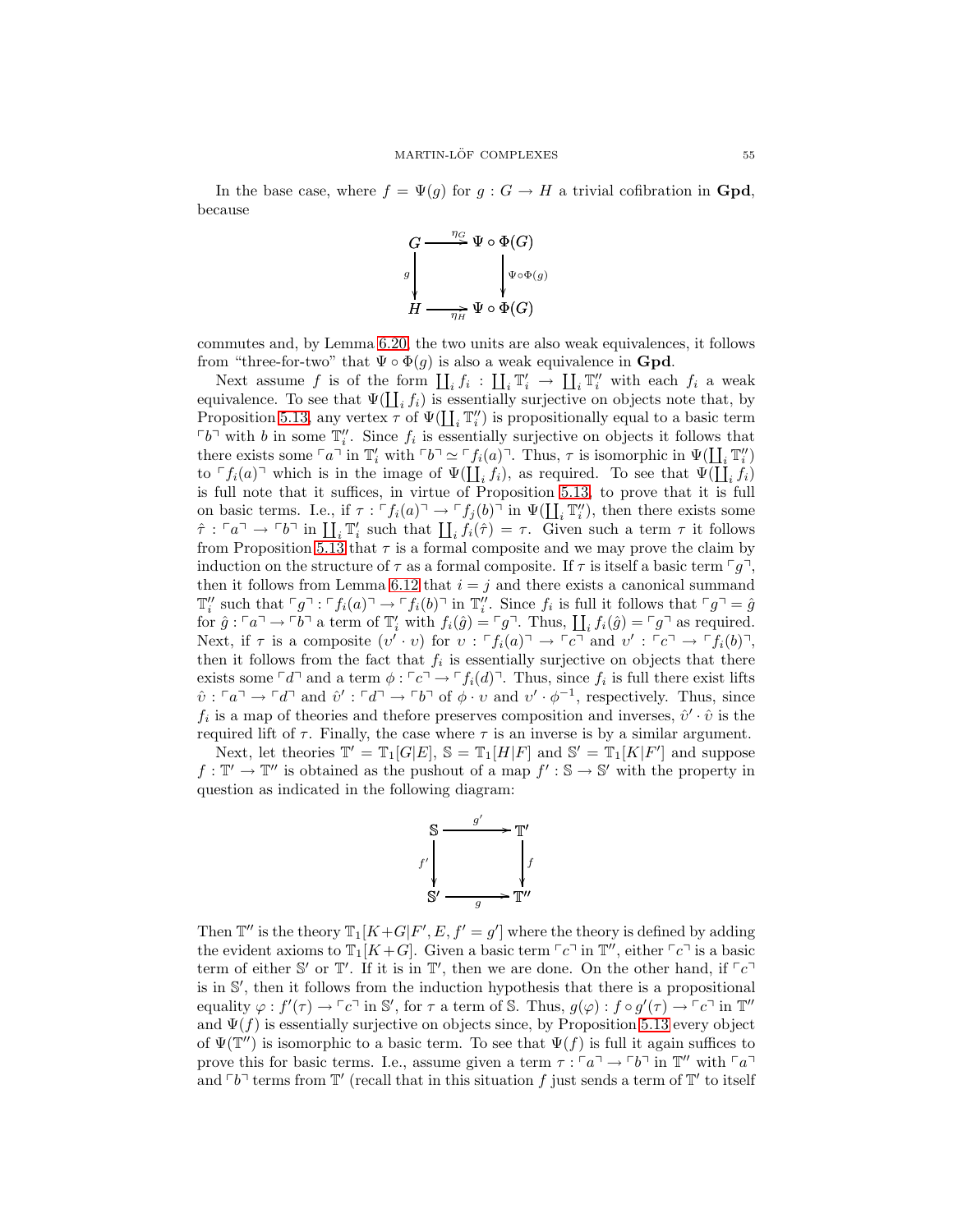In the base case, where $f = \Psi(g)$ for $g : G \to H$ a trivial cofibration in **Gpd**, because

$$\begin{array}{ccc} G & \xrightarrow{\eta_G} & \Psi \circ \Phi(G) \\ {\scriptstyle g}\downarrow & & \downarrow{\scriptstyle \Psi\circ\Phi(g)} \\ H & \xrightarrow[\eta_H]{} & \Psi \circ \Phi(G) \end{array}$$

commutes and, by Lemma 6.20, the two units are also weak equivalences, it follows from "three-for-two" that $\Psi \circ \Phi(g)$ is also a weak equivalence in **Gpd**.

Next assume $f$ is of the form $\coprod_i f_i : \coprod_i \mathbb{T}'_i \to \coprod_i \mathbb{T}''_i$ with each $f_i$ a weak equivalence. To see that $\Psi(\coprod_i f_i)$ is essentially surjective on objects note that, by Proposition 5.13, any vertex $\tau$ of $\Psi(\coprod_i \mathbb{T}''_i)$ is propositionally equal to a basic term $\ulcorner b \urcorner$ with $b$ in some $\mathbb{T}''_i$. Since $f_i$ is essentially surjective on objects it follows that there exists some $\ulcorner a \urcorner$ in $\mathbb{T}'_i$ with $\ulcorner b \urcorner \simeq \ulcorner f_i(a) \urcorner$. Thus, $\tau$ is isomorphic in $\Psi(\coprod_i \mathbb{T}''_i)$ to $\ulcorner f_i(a) \urcorner$ which is in the image of $\Psi(\coprod_i f_i)$, as required. To see that $\Psi(\coprod_i f_i)$ is full note that it suffices, in virtue of Proposition 5.13, to prove that it is full on basic terms. I.e., if $\tau : \ulcorner f_i(a) \urcorner \to \ulcorner f_j(b) \urcorner$ in $\Psi(\coprod_i \mathbb{T}''_i)$, then there exists some $\hat{\tau} : \ulcorner a \urcorner \to \ulcorner b \urcorner$ in $\coprod_i \mathbb{T}'_i$ such that $\coprod_i f_i(\hat{\tau}) = \tau$. Given such a term $\tau$ it follows from Proposition 5.13 that $\tau$ is a formal composite and we may prove the claim by induction on the structure of $\tau$ as a formal composite. If $\tau$ is itself a basic term $\ulcorner g \urcorner$, then it follows from Lemma 6.12 that $i = j$ and there exists a canonical summand $\mathbb{T}''_i$ such that $\ulcorner g \urcorner : \ulcorner f_i(a) \urcorner \to \ulcorner f_i(b) \urcorner$ in $\mathbb{T}''_i$. Since $f_i$ is full it follows that $\ulcorner g \urcorner = \hat{g}$ for $\hat{g} : \ulcorner a \urcorner \to \ulcorner b \urcorner$ a term of $\mathbb{T}'_i$ with $f_i(\hat{g}) = \ulcorner g \urcorner$. Thus, $\coprod_i f_i(\hat{g}) = \ulcorner g \urcorner$ as required. Next, if $\tau$ is a composite $(\upsilon' \cdot \upsilon)$ for $\upsilon : \ulcorner f_i(a) \urcorner \to \ulcorner c \urcorner$ and $\upsilon' : \ulcorner c \urcorner \to \ulcorner f_i(b) \urcorner$, then it follows from the fact that $f_i$ is essentially surjective on objects that there exists some $\ulcorner d \urcorner$ and a term $\phi : \ulcorner c \urcorner \to \ulcorner f_i(d) \urcorner$. Thus, since $f_i$ is full there exist lifts $\hat{\upsilon} : \ulcorner a \urcorner \to \ulcorner d \urcorner$ and $\hat{\upsilon}' : \ulcorner d \urcorner \to \ulcorner b \urcorner$ of $\phi \cdot \upsilon$ and $\upsilon' \cdot \phi^{-1}$, respectively. Thus, since $f_i$ is a map of theories and thefore preserves composition and inverses, $\hat{\upsilon}' \cdot \hat{\upsilon}$ is the required lift of $\tau$. Finally, the case where $\tau$ is an inverse is by a similar argument.

Next, let theories $\mathbb{T}' = \mathbb{T}_1[G|E]$, $\mathbb{S} = \mathbb{T}_1[H|F]$ and $\mathbb{S}' = \mathbb{T}_1[K|F']$ and suppose $f : \mathbb{T}' \to \mathbb{T}''$ is obtained as the pushout of a map $f' : \mathbb{S} \to \mathbb{S}'$ with the property in question as indicated in the following diagram:

$$\begin{array}{ccc} \mathbb{S} & \xrightarrow{g'} & \mathbb{T}' \\ {\scriptstyle f'}\downarrow & & \downarrow{\scriptstyle f} \\ \mathbb{S}' & \xrightarrow[g]{} & \mathbb{T}'' \end{array}$$

Then $\mathbb{T}''$ is the theory $\mathbb{T}_1[K+G|F', E, f' = g']$ where the theory is defined by adding the evident axioms to $\mathbb{T}_1[K+G]$. Given a basic term $\ulcorner c \urcorner$ in $\mathbb{T}''$, either $\ulcorner c \urcorner$ is a basic term of either $\mathbb{S}'$ or $\mathbb{T}'$. If it is in $\mathbb{T}'$, then we are done. On the other hand, if $\ulcorner c \urcorner$ is in $\mathbb{S}'$, then it follows from the induction hypothesis that there is a propositional equality $\varphi : f'(\tau) \to \ulcorner c \urcorner$ in $\mathbb{S}'$, for $\tau$ a term of $\mathbb{S}$. Thus, $g(\varphi) : f \circ g'(\tau) \to \ulcorner c \urcorner$ in $\mathbb{T}''$ and $\Psi(f)$ is essentially surjective on objects since, by Proposition 5.13 every object of $\Psi(\mathbb{T}'')$ is isomorphic to a basic term. To see that $\Psi(f)$ is full it again suffices to prove this for basic terms. I.e., assume given a term $\tau : \ulcorner a \urcorner \to \ulcorner b \urcorner$ in $\mathbb{T}''$ with $\ulcorner a \urcorner$ and $\ulcorner b \urcorner$ terms from $\mathbb{T}'$ (recall that in this situation $f$ just sends a term of $\mathbb{T}'$ to itself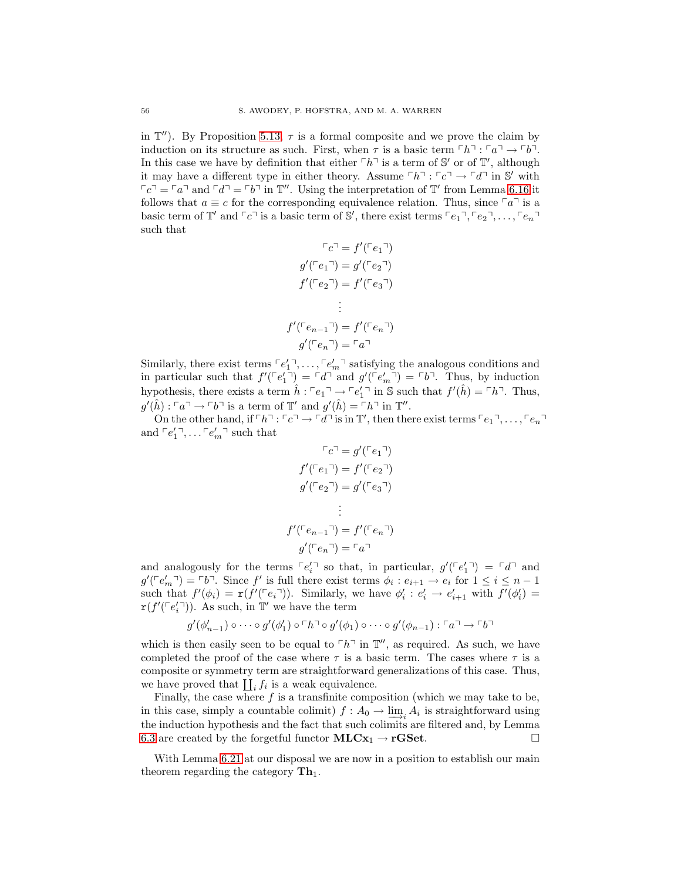in $\mathbb{T}''$). By Proposition 5.13, $\tau$ is a formal composite and we prove the claim by induction on its structure as such. First, when $\tau$ is a basic term $\ulcorner h \urcorner : \ulcorner a \urcorner \to \ulcorner b \urcorner$. In this case we have by definition that either $\ulcorner h \urcorner$ is a term of $\mathbb{S}'$ or of $\mathbb{T}'$, although it may have a different type in either theory. Assume $\ulcorner h \urcorner : \ulcorner c \urcorner \to \ulcorner d \urcorner$ in $\mathbb{S}'$ with $\ulcorner c \urcorner = \ulcorner a \urcorner$ and $\ulcorner d \urcorner = \ulcorner b \urcorner$ in $\mathbb{T}''$. Using the interpretation of $\mathbb{T}'$ from Lemma 6.16 it follows that $a \equiv c$ for the corresponding equivalence relation. Thus, since $\ulcorner a \urcorner$ is a basic term of $\mathbb{T}'$ and $\ulcorner c \urcorner$ is a basic term of $\mathbb{S}'$, there exist terms $\ulcorner e_1 \urcorner, \ulcorner e_2 \urcorner, \ldots, \ulcorner e_n \urcorner$ such that

$$
\begin{aligned}
\ulcorner c \urcorner &= f'(\ulcorner e_1 \urcorner) \\
g'(\ulcorner e_1 \urcorner) &= g'(\ulcorner e_2 \urcorner) \\
f'(\ulcorner e_2 \urcorner) &= f'(\ulcorner e_3 \urcorner) \\
&\vdots \\
f'(\ulcorner e_{n-1} \urcorner) &= f'(\ulcorner e_n \urcorner) \\
g'(\ulcorner e_n \urcorner) &= \ulcorner a \urcorner
\end{aligned}
$$

Similarly, there exist terms $\ulcorner e'_1 \urcorner, \ldots, \ulcorner e'_m \urcorner$ satisfying the analogous conditions and in particular such that $f'(\ulcorner e'_1 \urcorner) = \ulcorner d \urcorner$ and $g'(\ulcorner e'_m \urcorner) = \ulcorner b \urcorner$. Thus, by induction hypothesis, there exists a term $\hat{h} : \ulcorner e_1 \urcorner \to \ulcorner e'_1 \urcorner$ in $\mathbb{S}$ such that $f'(\hat{h}) = \ulcorner h \urcorner$. Thus, $g'(\hat{h}) : \ulcorner a \urcorner \to \ulcorner b \urcorner$ is a term of $\mathbb{T}'$ and $g'(\hat{h}) = \ulcorner h \urcorner$ in $\mathbb{T}''$.

On the other hand, if $\ulcorner h \urcorner : \ulcorner c \urcorner \to \ulcorner d \urcorner$ is in $\mathbb{T}'$, then there exist terms $\ulcorner e_1 \urcorner, \ldots, \ulcorner e_n \urcorner$ and $\ulcorner e'_1 \urcorner, \ldots \ulcorner e'_m \urcorner$ such that

$$
\begin{aligned}
\ulcorner c \urcorner &= g'(\ulcorner e_1 \urcorner) \\
f'(\ulcorner e_1 \urcorner) &= f'(\ulcorner e_2 \urcorner) \\
g'(\ulcorner e_2 \urcorner) &= g'(\ulcorner e_3 \urcorner) \\
&\vdots \\
f'(\ulcorner e_{n-1} \urcorner) &= f'(\ulcorner e_n \urcorner) \\
g'(\ulcorner e_n \urcorner) &= \ulcorner a \urcorner
\end{aligned}
$$

and analogously for the terms $\ulcorner e'_i \urcorner$ so that, in particular, $g'(\ulcorner e'_1 \urcorner) = \ulcorner d \urcorner$ and $g'(\ulcorner e'_m \urcorner) = \ulcorner b \urcorner$. Since $f'$ is full there exist terms $\phi_i : e_{i+1} \to e_i$ for $1 \leq i \leq n-1$ such that $f'(\phi_i) = \mathtt{r}(f'(\ulcorner e_i \urcorner))$. Similarly, we have $\phi'_i : e'_i \to e'_{i+1}$ with $f'(\phi'_i) = \mathtt{r}(f'(\ulcorner e'_i \urcorner))$. As such, in $\mathbb{T}'$ we have the term

$$
g'(\phi'_{n-1}) \circ \cdots \circ g'(\phi'_1) \circ \ulcorner h \urcorner \circ g'(\phi_1) \circ \cdots \circ g'(\phi_{n-1}) : \ulcorner a \urcorner \to \ulcorner b \urcorner
$$

which is then easily seen to be equal to $\ulcorner h \urcorner$ in $\mathbb{T}''$, as required. As such, we have completed the proof of the case where $\tau$ is a basic term. The cases where $\tau$ is a composite or symmetry term are straightforward generalizations of this case. Thus, we have proved that $\coprod_i f_i$ is a weak equivalence.

Finally, the case where $f$ is a transfinite composition (which we may take to be, in this case, simply a countable colimit) $f : A_0 \to \varinjlim_i A_i$ is straightforward using the induction hypothesis and the fact that such colimits are filtered and, by Lemma 6.3 are created by the forgetful functor $\mathbf{MLCx}_1 \to \mathbf{rGSet}$. $\square$

With Lemma 6.21 at our disposal we are now in a position to establish our main theorem regarding the category $\mathbf{Th}_1$.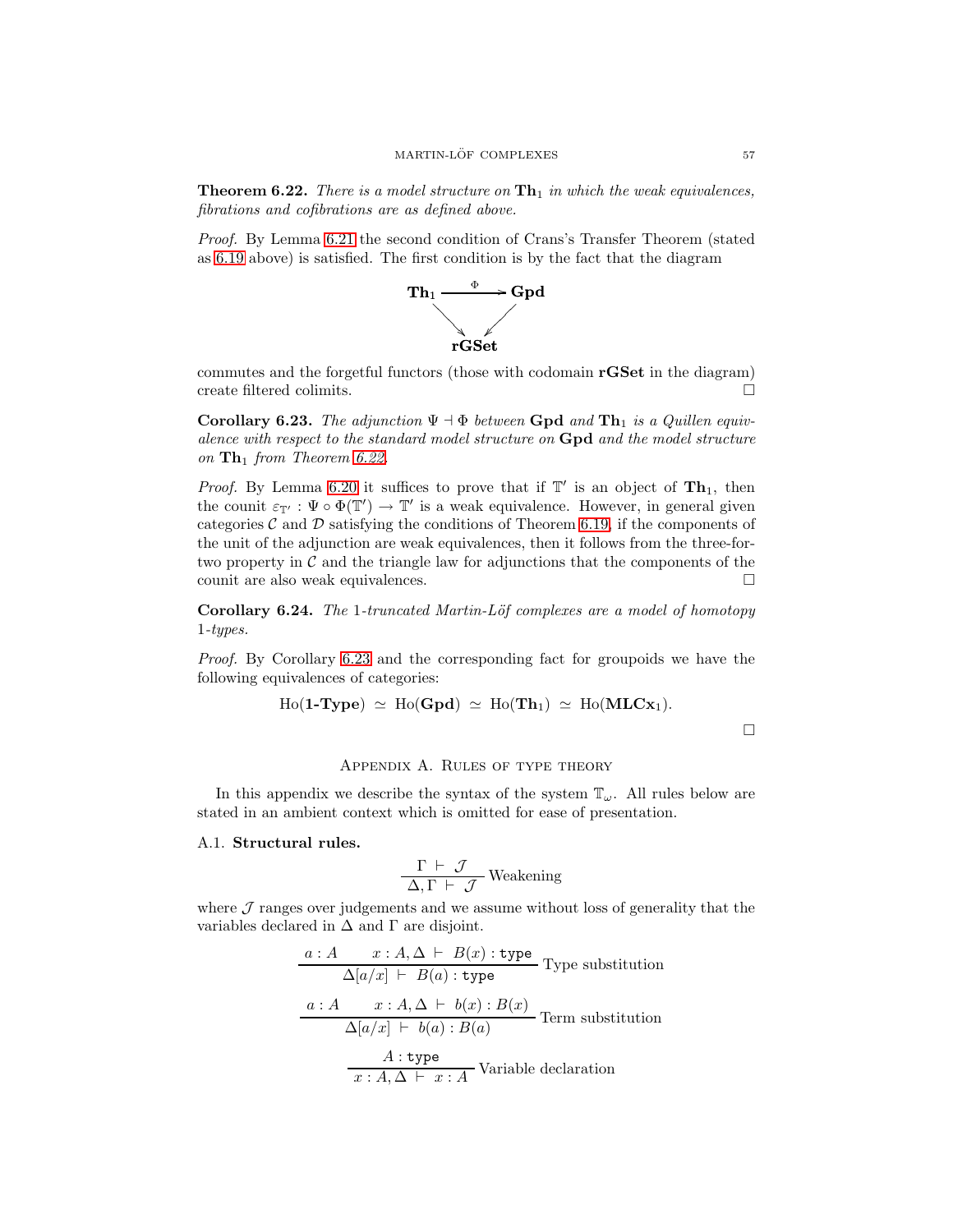**Theorem 6.22.** *There is a model structure on* $\mathbf{Th}_1$ *in which the weak equivalences, fibrations and cofibrations are as defined above.*

*Proof.* By Lemma 6.21 the second condition of Crans's Transfer Theorem (stated as 6.19 above) is satisfied. The first condition is by the fact that the diagram

$$\begin{array}{ccc} \mathbf{Th}_1 & \xrightarrow{\Phi} & \mathbf{Gpd} \\ & \searrow \quad \swarrow & \\ & \mathbf{rGSet} & \end{array}$$

commutes and the forgetful functors (those with codomain $\mathbf{rGSet}$ in the diagram) create filtered colimits. □

**Corollary 6.23.** *The adjunction* $\Psi \dashv \Phi$ *between* $\mathbf{Gpd}$ *and* $\mathbf{Th}_1$ *is a Quillen equivalence with respect to the standard model structure on* $\mathbf{Gpd}$ *and the model structure on* $\mathbf{Th}_1$ *from Theorem 6.22.*

*Proof.* By Lemma 6.20 it suffices to prove that if $\mathbb{T}'$ is an object of $\mathbf{Th}_1$, then the counit $\varepsilon_{\mathbb{T}'} : \Psi \circ \Phi(\mathbb{T}') \to \mathbb{T}'$ is a weak equivalence. However, in general given categories $\mathcal{C}$ and $\mathcal{D}$ satisfying the conditions of Theorem 6.19, if the components of the unit of the adjunction are weak equivalences, then it follows from the three-for-two property in $\mathcal{C}$ and the triangle law for adjunctions that the components of the counit are also weak equivalences. □

**Corollary 6.24.** *The* 1*-truncated Martin-Löf complexes are a model of homotopy* 1*-types.*

*Proof.* By Corollary 6.23 and the corresponding fact for groupoids we have the following equivalences of categories:

$$\mathrm{Ho}(\mathbf{1\text{-}Type}) \simeq \mathrm{Ho}(\mathbf{Gpd}) \simeq \mathrm{Ho}(\mathbf{Th}_1) \simeq \mathrm{Ho}(\mathbf{MLCx}_1).$$

□

## Appendix A. Rules of type theory

In this appendix we describe the syntax of the system $\mathbb{T}_\omega$. All rules below are stated in an ambient context which is omitted for ease of presentation.

A.1. **Structural rules.**

$$\frac{\Gamma \vdash \mathcal{J}}{\Delta, \Gamma \vdash \mathcal{J}} \text{ Weakening}$$

where $\mathcal{J}$ ranges over judgements and we assume without loss of generality that the variables declared in $\Delta$ and $\Gamma$ are disjoint.

$$\frac{a : A \qquad x : A, \Delta \vdash B(x) : \mathtt{type}}{\Delta[a/x] \vdash B(a) : \mathtt{type}} \text{ Type substitution}$$

$$\frac{a : A \qquad x : A, \Delta \vdash b(x) : B(x)}{\Delta[a/x] \vdash b(a) : B(a)} \text{ Term substitution}$$

$$\frac{A : \mathtt{type}}{x : A, \Delta \vdash x : A} \text{ Variable declaration}$$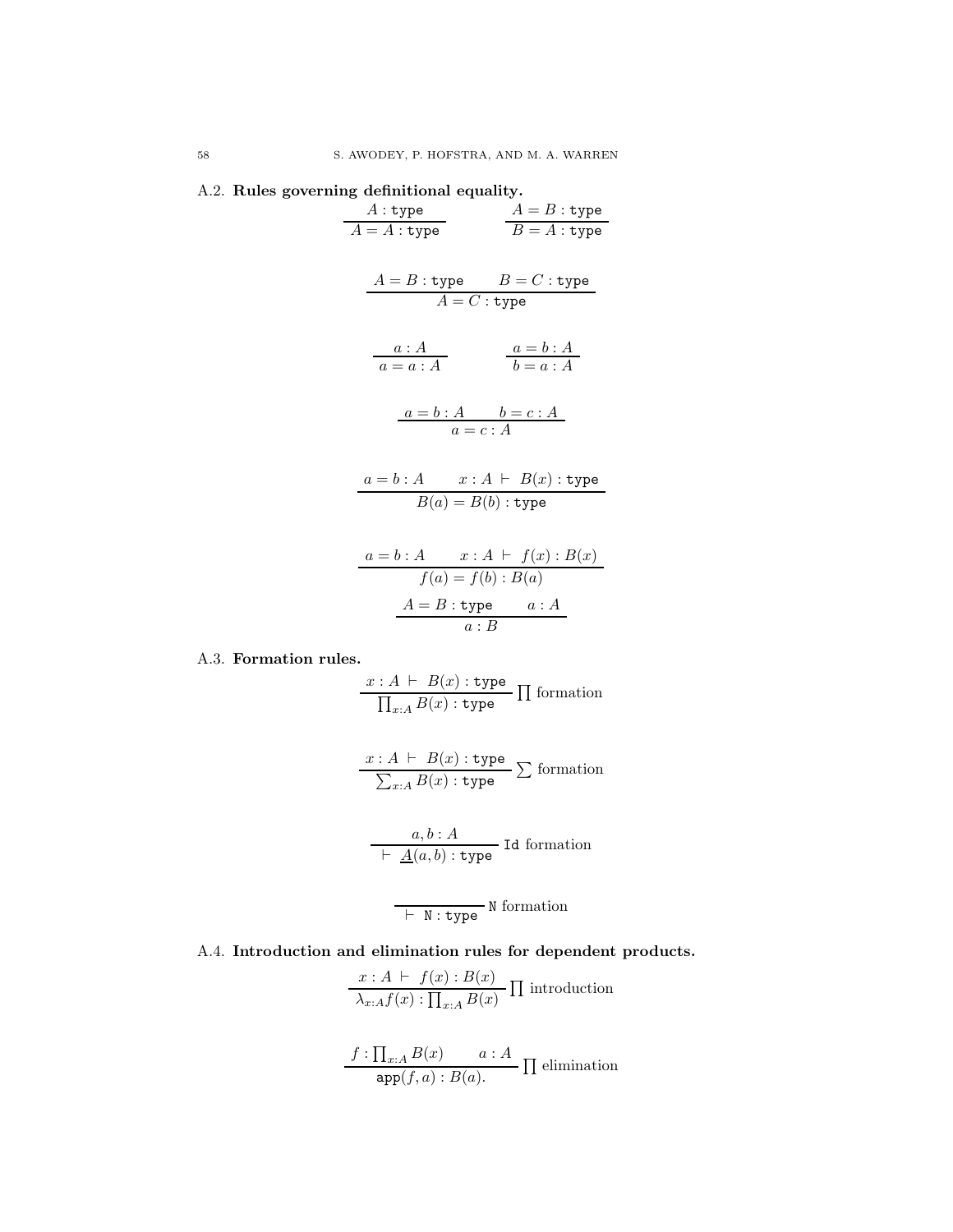A.2. **Rules governing definitional equality.**

$$\frac{A : \texttt{type}}{A = A : \texttt{type}} \qquad \frac{A = B : \texttt{type}}{B = A : \texttt{type}}$$

$$\frac{A = B : \texttt{type} \qquad B = C : \texttt{type}}{A = C : \texttt{type}}$$

$$\frac{a : A}{a = a : A} \qquad \frac{a = b : A}{b = a : A}$$

$$\frac{a = b : A \qquad b = c : A}{a = c : A}$$

$$\frac{a = b : A \qquad x : A \ \vdash \ B(x) : \texttt{type}}{B(a) = B(b) : \texttt{type}}$$

$$\frac{a = b : A \qquad x : A \ \vdash \ f(x) : B(x)}{f(a) = f(b) : B(a)}$$

$$\frac{A = B : \texttt{type} \qquad a : A}{a : B}$$

A.3. **Formation rules.**

$$\frac{x : A \ \vdash \ B(x) : \texttt{type}}{\prod_{x:A} B(x) : \texttt{type}} \prod \text{formation}$$

$$\frac{x : A \ \vdash \ B(x) : \texttt{type}}{\sum_{x:A} B(x) : \texttt{type}} \sum \text{formation}$$

$$\frac{a, b : A}{\vdash \ \underline{A}(a, b) : \texttt{type}} \ \texttt{Id} \text{ formation}$$

$$\frac{}{\vdash \ \texttt{N} : \texttt{type}} \ \texttt{N} \text{ formation}$$

A.4. **Introduction and elimination rules for dependent products.**

$$\frac{x : A \ \vdash \ f(x) : B(x)}{\lambda_{x:A} f(x) : \prod_{x:A} B(x)} \prod \text{introduction}$$

$$\frac{f : \prod_{x:A} B(x) \qquad a : A}{\texttt{app}(f, a) : B(a).} \prod \text{elimination}$$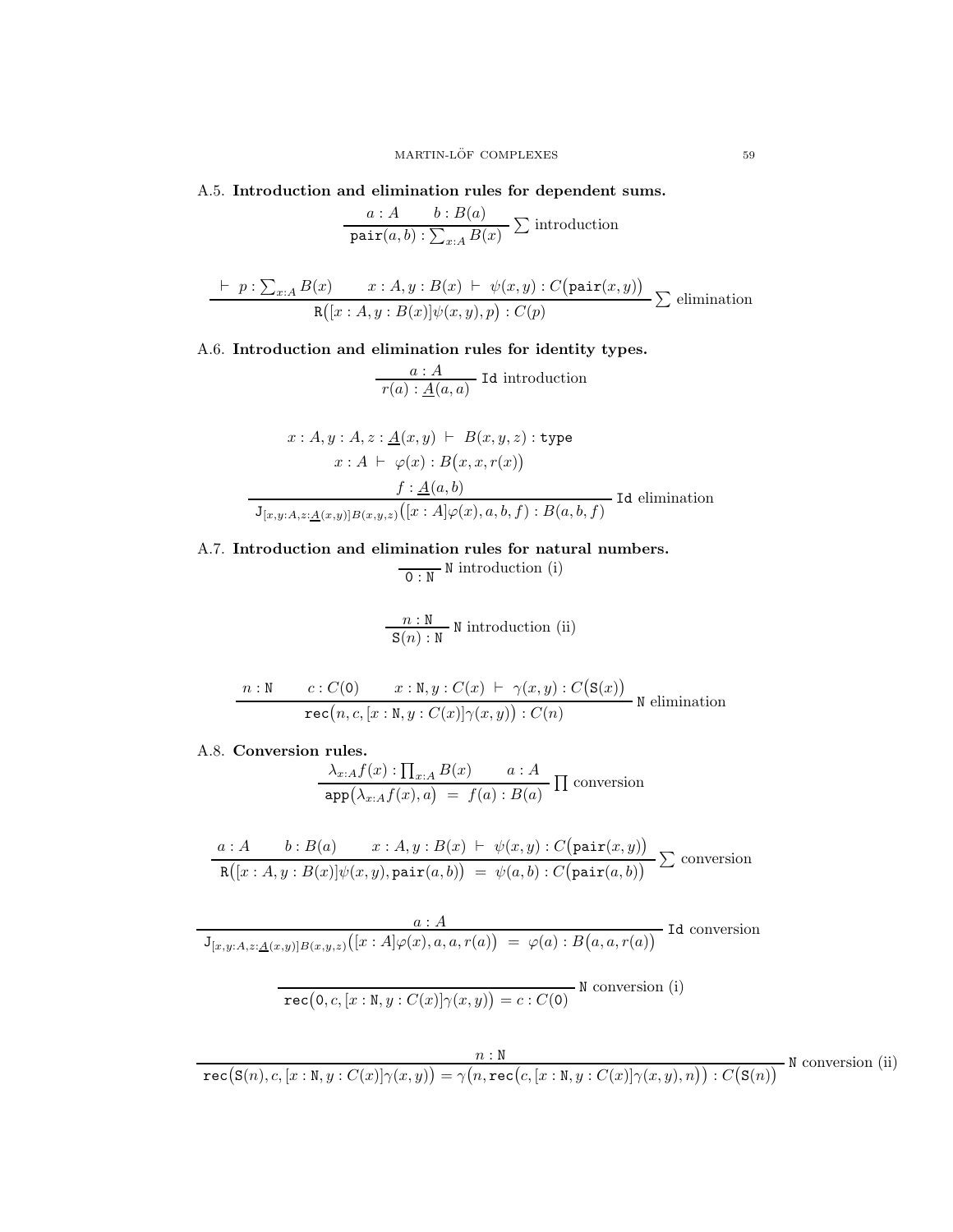A.5. **Introduction and elimination rules for dependent sums.**

$$\frac{a : A \qquad b : B(a)}{\mathtt{pair}(a,b) : \sum_{x:A} B(x)} \sum \text{ introduction}$$

$$\frac{\vdash\ p : \sum_{x:A} B(x) \qquad x : A, y : B(x) \ \vdash\ \psi(x,y) : C\big(\mathtt{pair}(x,y)\big)}{\mathtt{R}\big([x : A, y : B(x)]\psi(x,y), p\big) : C(p)} \sum \text{ elimination}$$

A.6. **Introduction and elimination rules for identity types.**

$$\frac{a : A}{r(a) : \underline{A}(a,a)} \ \mathtt{Id} \text{ introduction}$$

$$\frac{\begin{array}{c} x : A, y : A, z : \underline{A}(x,y) \ \vdash\ B(x,y,z) : \mathtt{type} \\ x : A \ \vdash\ \varphi(x) : B\big(x,x,r(x)\big) \\ f : \underline{A}(a,b) \end{array}}{\mathtt{J}_{[x,y:A,z:\underline{A}(x,y)]B(x,y,z)}\big([x : A]\varphi(x), a, b, f\big) : B(a,b,f)} \ \mathtt{Id} \text{ elimination}$$

A.7. **Introduction and elimination rules for natural numbers.**

$$\frac{}{\mathtt{0} : \mathtt{N}} \ \mathtt{N} \text{ introduction (i)}$$

$$\frac{n : \mathtt{N}}{\mathtt{S}(n) : \mathtt{N}} \ \mathtt{N} \text{ introduction (ii)}$$

$$\frac{n : \mathtt{N} \qquad c : C(\mathtt{0}) \qquad x : \mathtt{N}, y : C(x) \ \vdash\ \gamma(x,y) : C\big(\mathtt{S}(x)\big)}{\mathtt{rec}\big(n, c, [x : \mathtt{N}, y : C(x)]\gamma(x,y)\big) : C(n)} \ \mathtt{N} \text{ elimination}$$

A.8. **Conversion rules.**

$$\frac{\lambda_{x:A} f(x) : \prod_{x:A} B(x) \qquad a : A}{\mathtt{app}\big(\lambda_{x:A} f(x), a\big) \ = \ f(a) : B(a)} \prod \text{ conversion}$$

$$\frac{a : A \qquad b : B(a) \qquad x : A, y : B(x) \ \vdash\ \psi(x,y) : C\big(\mathtt{pair}(x,y)\big)}{\mathtt{R}\big([x : A, y : B(x)]\psi(x,y), \mathtt{pair}(a,b)\big) \ = \ \psi(a,b) : C\big(\mathtt{pair}(a,b)\big)} \sum \text{ conversion}$$

$$\frac{a : A}{\mathtt{J}_{[x,y:A,z:\underline{A}(x,y)]B(x,y,z)}\big([x : A]\varphi(x), a, a, r(a)\big) \ = \ \varphi(a) : B\big(a,a,r(a)\big)} \ \mathtt{Id} \text{ conversion}$$

$$\frac{}{\mathtt{rec}\big(\mathtt{0}, c, [x : \mathtt{N}, y : C(x)]\gamma(x,y)\big) = c : C(\mathtt{0})} \ \mathtt{N} \text{ conversion (i)}$$

$$\frac{n : \mathtt{N}}{\mathtt{rec}\big(\mathtt{S}(n), c, [x : \mathtt{N}, y : C(x)]\gamma(x,y)\big) = \gamma\big(n, \mathtt{rec}\big(c, [x : \mathtt{N}, y : C(x)]\gamma(x,y), n\big)\big) : C\big(\mathtt{S}(n)\big)} \ \mathtt{N} \text{ conversion (ii)}$$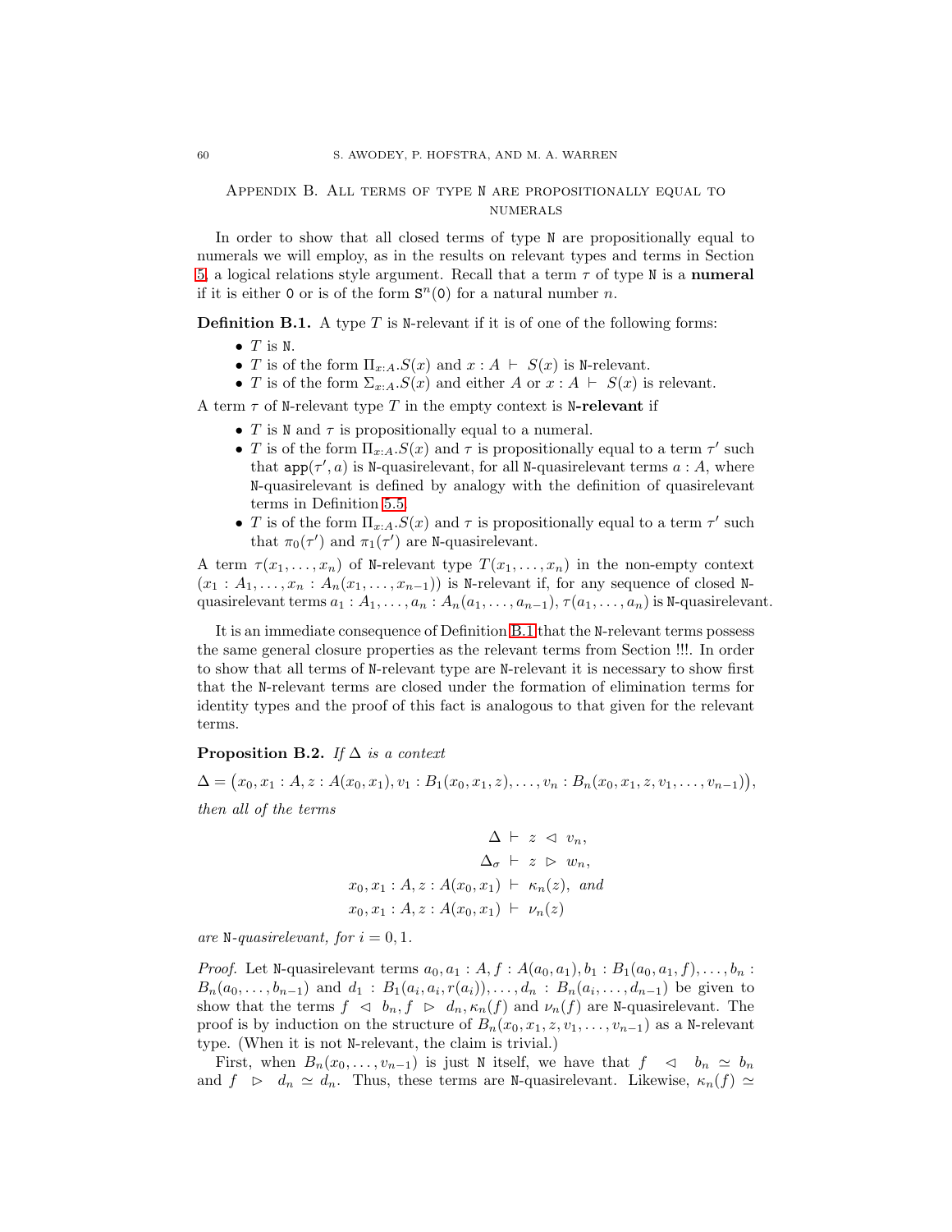## Appendix B. All terms of type N are propositionally equal to numerals

In order to show that all closed terms of type $\mathtt{N}$ are propositionally equal to numerals we will employ, as in the results on relevant types and terms in Section 5, a logical relations style argument. Recall that a term $\tau$ of type $\mathtt{N}$ is a **numeral** if it is either $\mathtt{0}$ or is of the form $\mathtt{S}^n(\mathtt{0})$ for a natural number $n$.

**Definition B.1.** A type $T$ is $\mathtt{N}$-relevant if it is of one of the following forms:

- $T$ is $\mathtt{N}$.
- $T$ is of the form $\Pi_{x:A}.S(x)$ and $x : A \vdash S(x)$ is $\mathtt{N}$-relevant.
- $T$ is of the form $\Sigma_{x:A}.S(x)$ and either $A$ or $x : A \vdash S(x)$ is relevant.

A term $\tau$ of $\mathtt{N}$-relevant type $T$ in the empty context is **$\mathtt{N}$-relevant** if

- $T$ is $\mathtt{N}$ and $\tau$ is propositionally equal to a numeral.
- $T$ is of the form $\Pi_{x:A}.S(x)$ and $\tau$ is propositionally equal to a term $\tau'$ such that $\mathtt{app}(\tau', a)$ is $\mathtt{N}$-quasirelevant, for all $\mathtt{N}$-quasirelevant terms $a : A$, where $\mathtt{N}$-quasirelevant is defined by analogy with the definition of quasirelevant terms in Definition 5.5.
- $T$ is of the form $\Pi_{x:A}.S(x)$ and $\tau$ is propositionally equal to a term $\tau'$ such that $\pi_0(\tau')$ and $\pi_1(\tau')$ are $\mathtt{N}$-quasirelevant.

A term $\tau(x_1, \ldots, x_n)$ of $\mathtt{N}$-relevant type $T(x_1, \ldots, x_n)$ in the non-empty context $(x_1 : A_1, \ldots, x_n : A_n(x_1, \ldots, x_{n-1}))$ is $\mathtt{N}$-relevant if, for any sequence of closed $\mathtt{N}$-quasirelevant terms $a_1 : A_1, \ldots, a_n : A_n(a_1, \ldots, a_{n-1})$, $\tau(a_1, \ldots, a_n)$ is $\mathtt{N}$-quasirelevant.

It is an immediate consequence of Definition B.1 that the $\mathtt{N}$-relevant terms possess the same general closure properties as the relevant terms from Section !!!. In order to show that all terms of $\mathtt{N}$-relevant type are $\mathtt{N}$-relevant it is necessary to show first that the $\mathtt{N}$-relevant terms are closed under the formation of elimination terms for identity types and the proof of this fact is analogous to that given for the relevant terms.

**Proposition B.2.** *If $\Delta$ is a context*

$$\Delta = \big(x_0, x_1 : A, z : A(x_0, x_1), v_1 : B_1(x_0, x_1, z), \ldots, v_n : B_n(x_0, x_1, z, v_1, \ldots, v_{n-1})\big),$$

*then all of the terms*

$$\begin{aligned}
\Delta &\vdash z \lhd v_n, \\
\Delta_\sigma &\vdash z \rhd w_n, \\
x_0, x_1 : A, z : A(x_0, x_1) &\vdash \kappa_n(z), \text{ and} \\
x_0, x_1 : A, z : A(x_0, x_1) &\vdash \nu_n(z)
\end{aligned}$$

*are $\mathtt{N}$-quasirelevant, for $i = 0, 1$.*

*Proof.* Let $\mathtt{N}$-quasirelevant terms $a_0, a_1 : A, f : A(a_0, a_1), b_1 : B_1(a_0, a_1, f), \ldots, b_n : B_n(a_0, \ldots, b_{n-1})$ and $d_1 : B_1(a_i, a_i, r(a_i)), \ldots, d_n : B_n(a_i, \ldots, d_{n-1})$ be given to show that the terms $f \lhd b_n, f \rhd d_n, \kappa_n(f)$ and $\nu_n(f)$ are $\mathtt{N}$-quasirelevant. The proof is by induction on the structure of $B_n(x_0, x_1, z, v_1, \ldots, v_{n-1})$ as a $\mathtt{N}$-relevant type. (When it is not $\mathtt{N}$-relevant, the claim is trivial.)

First, when $B_n(x_0, \ldots, v_{n-1})$ is just $\mathtt{N}$ itself, we have that $f \lhd b_n \simeq b_n$ and $f \rhd d_n \simeq d_n$. Thus, these terms are $\mathtt{N}$-quasirelevant. Likewise, $\kappa_n(f) \simeq$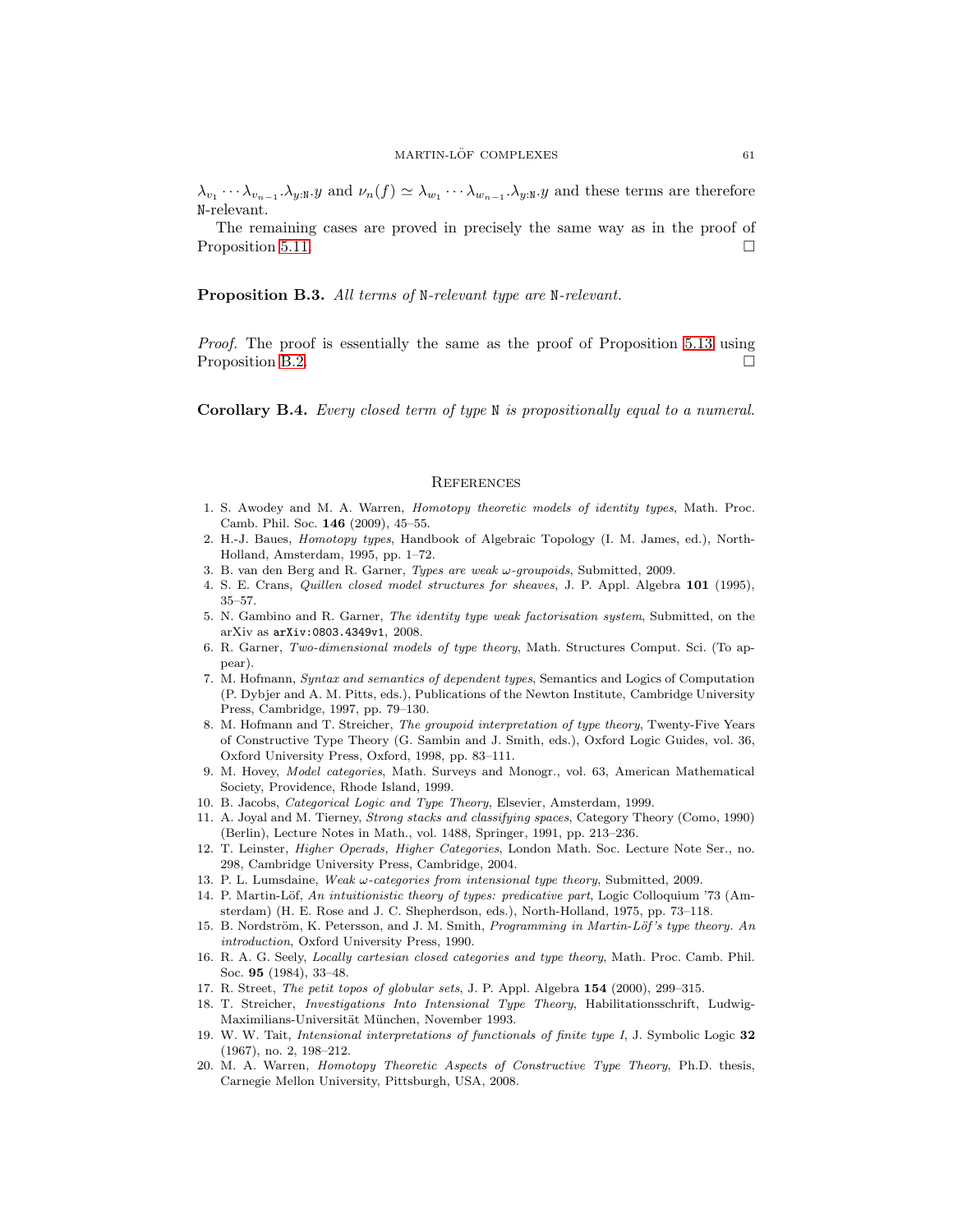$\lambda_{v_1} \cdots \lambda_{v_{n-1}}.\lambda_{y:\mathtt{N}}.y$ and $\nu_n(f) \simeq \lambda_{w_1} \cdots \lambda_{w_{n-1}}.\lambda_{y:\mathtt{N}}.y$ and these terms are therefore N-relevant.

The remaining cases are proved in precisely the same way as in the proof of Proposition 5.11. □

**Proposition B.3.** *All terms of* N*-relevant type are* N*-relevant.*

*Proof.* The proof is essentially the same as the proof of Proposition 5.13 using Proposition B.2. □

**Corollary B.4.** *Every closed term of type* N *is propositionally equal to a numeral.*

## References

1. S. Awodey and M. A. Warren, *Homotopy theoretic models of identity types*, Math. Proc. Camb. Phil. Soc. **146** (2009), 45–55.
2. H.-J. Baues, *Homotopy types*, Handbook of Algebraic Topology (I. M. James, ed.), North-Holland, Amsterdam, 1995, pp. 1–72.
3. B. van den Berg and R. Garner, *Types are weak ω-groupoids*, Submitted, 2009.
4. S. E. Crans, *Quillen closed model structures for sheaves*, J. P. Appl. Algebra **101** (1995), 35–57.
5. N. Gambino and R. Garner, *The identity type weak factorisation system*, Submitted, on the arXiv as `arXiv:0803.4349v1`, 2008.
6. R. Garner, *Two-dimensional models of type theory*, Math. Structures Comput. Sci. (To appear).
7. M. Hofmann, *Syntax and semantics of dependent types*, Semantics and Logics of Computation (P. Dybjer and A. M. Pitts, eds.), Publications of the Newton Institute, Cambridge University Press, Cambridge, 1997, pp. 79–130.
8. M. Hofmann and T. Streicher, *The groupoid interpretation of type theory*, Twenty-Five Years of Constructive Type Theory (G. Sambin and J. Smith, eds.), Oxford Logic Guides, vol. 36, Oxford University Press, Oxford, 1998, pp. 83–111.
9. M. Hovey, *Model categories*, Math. Surveys and Monogr., vol. 63, American Mathematical Society, Providence, Rhode Island, 1999.
10. B. Jacobs, *Categorical Logic and Type Theory*, Elsevier, Amsterdam, 1999.
11. A. Joyal and M. Tierney, *Strong stacks and classifying spaces*, Category Theory (Como, 1990) (Berlin), Lecture Notes in Math., vol. 1488, Springer, 1991, pp. 213–236.
12. T. Leinster, *Higher Operads, Higher Categories*, London Math. Soc. Lecture Note Ser., no. 298, Cambridge University Press, Cambridge, 2004.
13. P. L. Lumsdaine, *Weak ω-categories from intensional type theory*, Submitted, 2009.
14. P. Martin-Löf, *An intuitionistic theory of types: predicative part*, Logic Colloquium '73 (Amsterdam) (H. E. Rose and J. C. Shepherdson, eds.), North-Holland, 1975, pp. 73–118.
15. B. Nordström, K. Petersson, and J. M. Smith, *Programming in Martin-Löf's type theory. An introduction*, Oxford University Press, 1990.
16. R. A. G. Seely, *Locally cartesian closed categories and type theory*, Math. Proc. Camb. Phil. Soc. **95** (1984), 33–48.
17. R. Street, *The petit topos of globular sets*, J. P. Appl. Algebra **154** (2000), 299–315.
18. T. Streicher, *Investigations Into Intensional Type Theory*, Habilitationsschrift, Ludwig-Maximilians-Universität München, November 1993.
19. W. W. Tait, *Intensional interpretations of functionals of finite type I*, J. Symbolic Logic **32** (1967), no. 2, 198–212.
20. M. A. Warren, *Homotopy Theoretic Aspects of Constructive Type Theory*, Ph.D. thesis, Carnegie Mellon University, Pittsburgh, USA, 2008.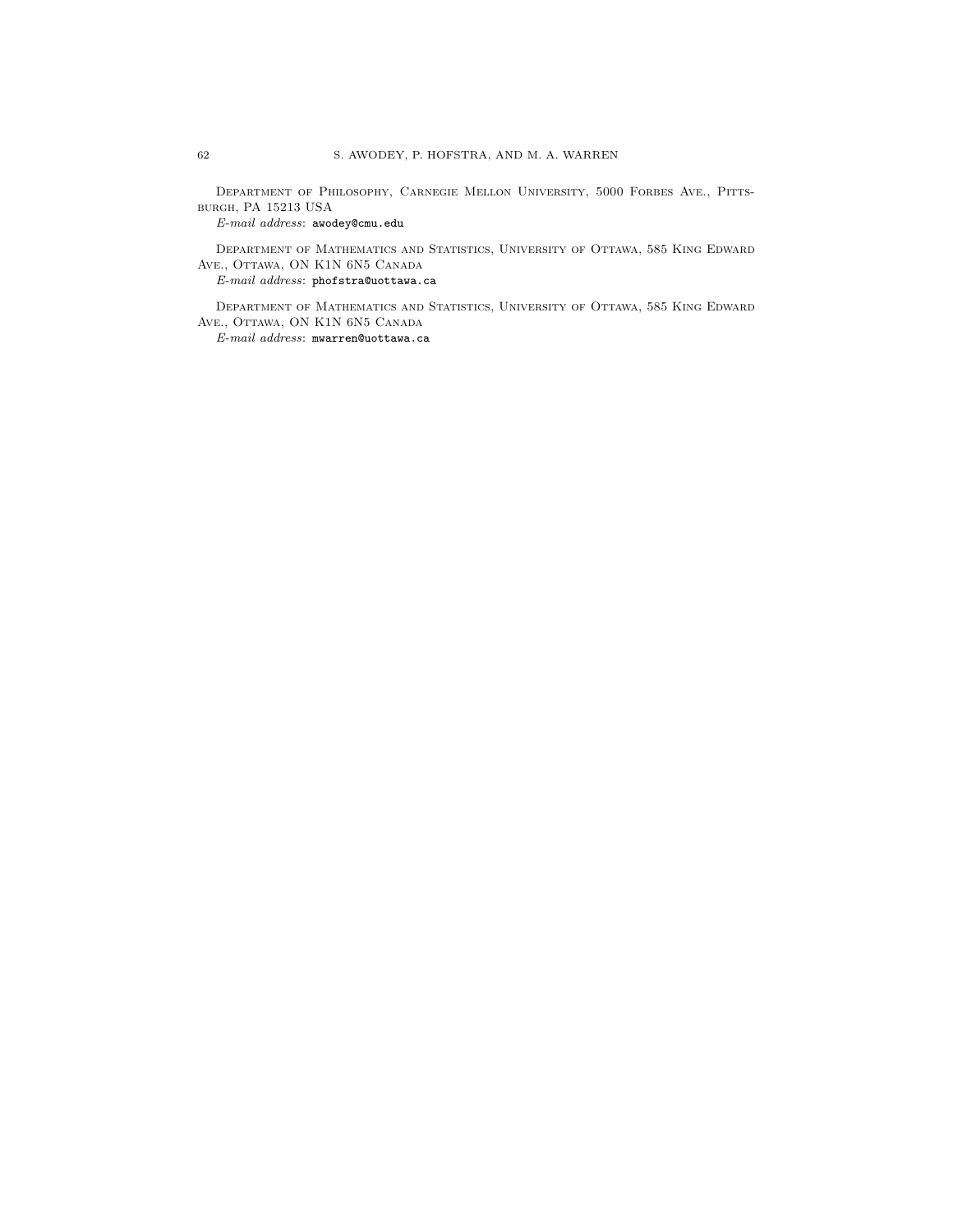Department of Philosophy, Carnegie Mellon University, 5000 Forbes Ave., Pittsburgh, PA 15213 USA

*E-mail address*: awodey@cmu.edu

Department of Mathematics and Statistics, University of Ottawa, 585 King Edward Ave., Ottawa, ON K1N 6N5 Canada

*E-mail address*: phofstra@uottawa.ca

Department of Mathematics and Statistics, University of Ottawa, 585 King Edward Ave., Ottawa, ON K1N 6N5 Canada

*E-mail address*: mwarren@uottawa.ca